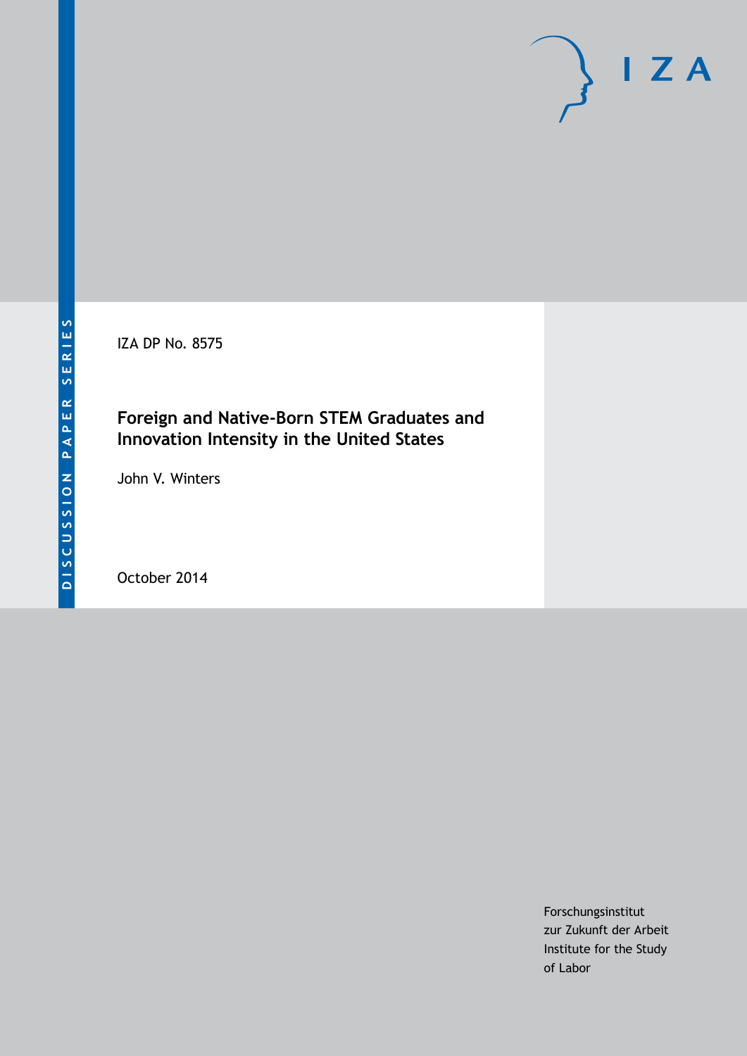DISCUSSION PAPER SERIES

IZA

IZA DP No. 8575

# Foreign and Native-Born STEM Graduates and Innovation Intensity in the United States

John V. Winters

October 2014

Forschungsinstitut
zur Zukunft der Arbeit
Institute for the Study
of Labor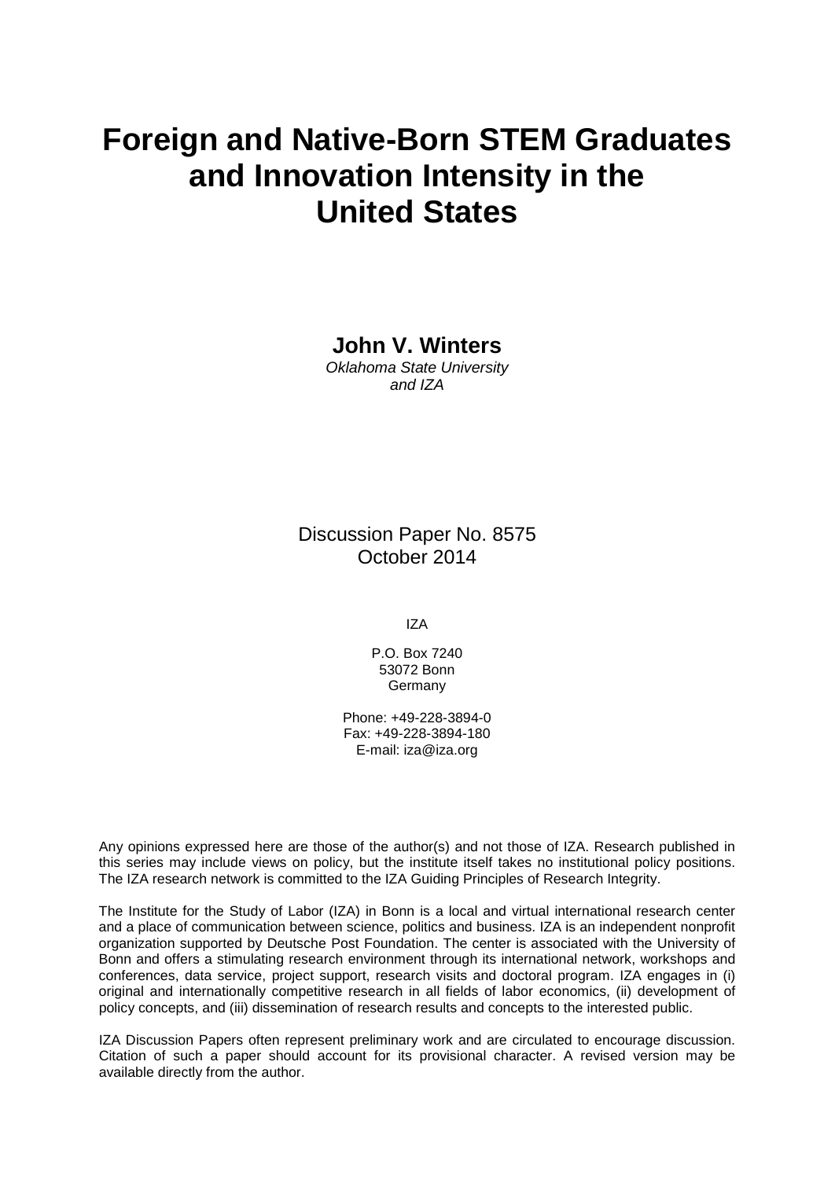# Foreign and Native-Born STEM Graduates and Innovation Intensity in the United States

**John V. Winters**
*Oklahoma State University and IZA*

Discussion Paper No. 8575
October 2014

IZA

P.O. Box 7240
53072 Bonn
Germany

Phone: +49-228-3894-0
Fax: +49-228-3894-180
E-mail: iza@iza.org

Any opinions expressed here are those of the author(s) and not those of IZA. Research published in this series may include views on policy, but the institute itself takes no institutional policy positions. The IZA research network is committed to the IZA Guiding Principles of Research Integrity.

The Institute for the Study of Labor (IZA) in Bonn is a local and virtual international research center and a place of communication between science, politics and business. IZA is an independent nonprofit organization supported by Deutsche Post Foundation. The center is associated with the University of Bonn and offers a stimulating research environment through its international network, workshops and conferences, data service, project support, research visits and doctoral program. IZA engages in (i) original and internationally competitive research in all fields of labor economics, (ii) development of policy concepts, and (iii) dissemination of research results and concepts to the interested public.

IZA Discussion Papers often represent preliminary work and are circulated to encourage discussion. Citation of such a paper should account for its provisional character. A revised version may be available directly from the author.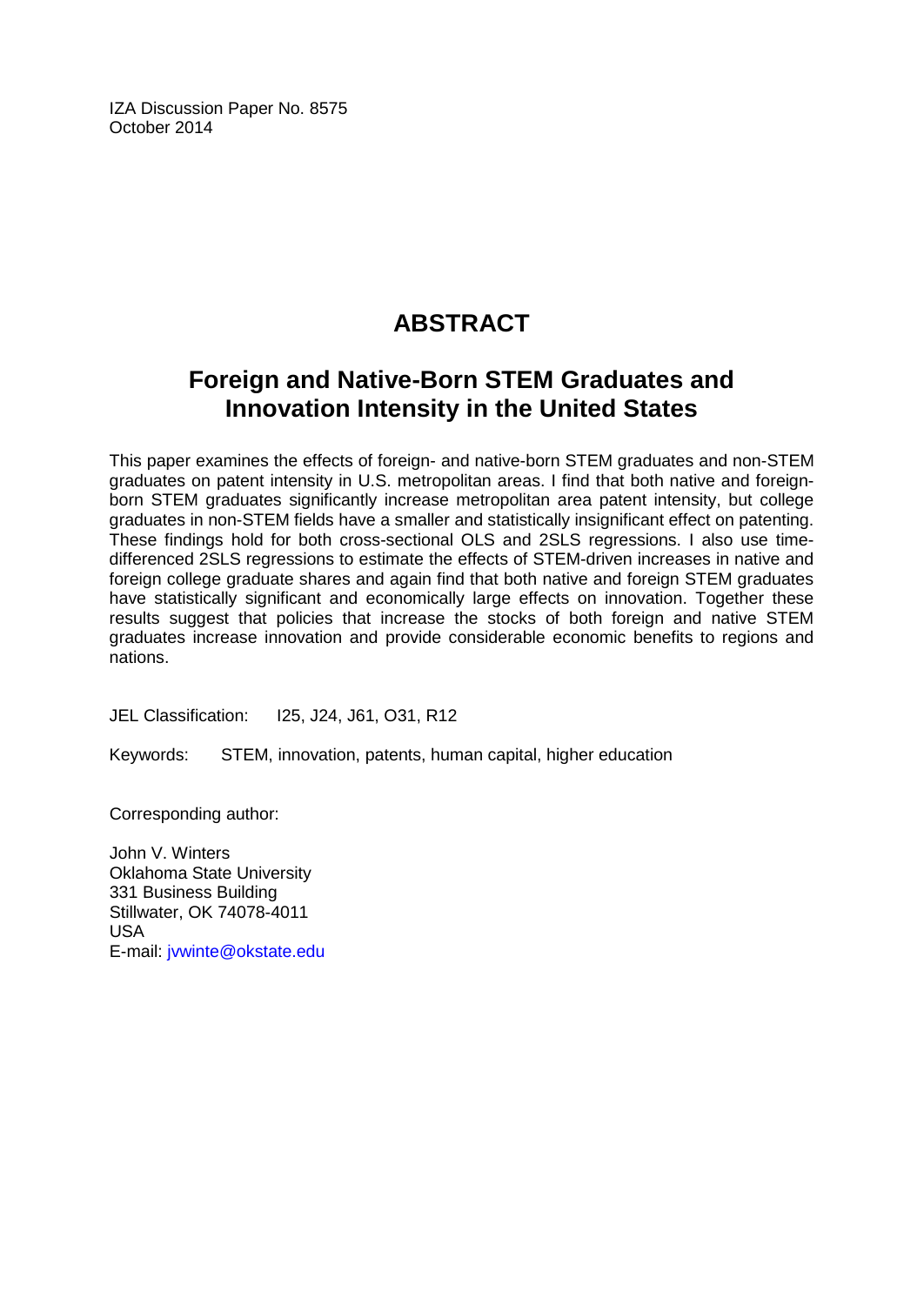IZA Discussion Paper No. 8575
October 2014

# ABSTRACT

## Foreign and Native-Born STEM Graduates and Innovation Intensity in the United States

This paper examines the effects of foreign- and native-born STEM graduates and non-STEM graduates on patent intensity in U.S. metropolitan areas. I find that both native and foreign-born STEM graduates significantly increase metropolitan area patent intensity, but college graduates in non-STEM fields have a smaller and statistically insignificant effect on patenting. These findings hold for both cross-sectional OLS and 2SLS regressions. I also use time-differenced 2SLS regressions to estimate the effects of STEM-driven increases in native and foreign college graduate shares and again find that both native and foreign STEM graduates have statistically significant and economically large effects on innovation. Together these results suggest that policies that increase the stocks of both foreign and native STEM graduates increase innovation and provide considerable economic benefits to regions and nations.

JEL Classification: I25, J24, J61, O31, R12

Keywords: STEM, innovation, patents, human capital, higher education

Corresponding author:

John V. Winters
Oklahoma State University
331 Business Building
Stillwater, OK 74078-4011
USA
E-mail: jvwinte@okstate.edu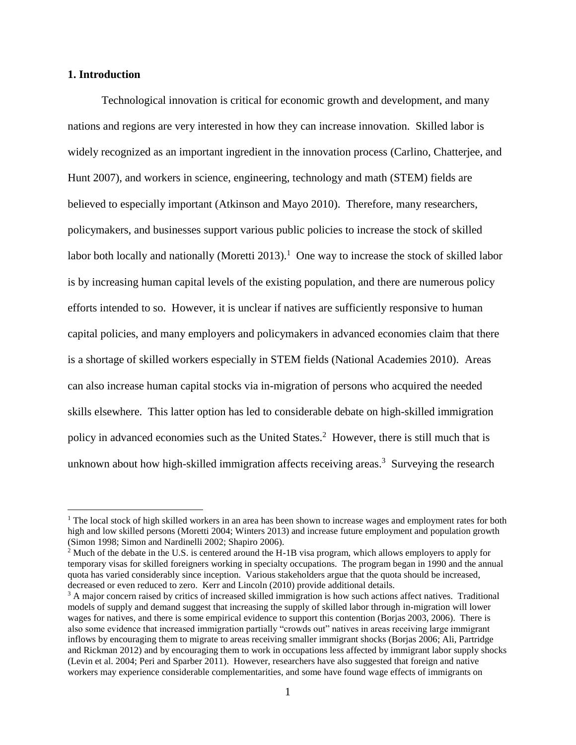## 1. Introduction

Technological innovation is critical for economic growth and development, and many nations and regions are very interested in how they can increase innovation. Skilled labor is widely recognized as an important ingredient in the innovation process (Carlino, Chatterjee, and Hunt 2007), and workers in science, engineering, technology and math (STEM) fields are believed to especially important (Atkinson and Mayo 2010). Therefore, many researchers, policymakers, and businesses support various public policies to increase the stock of skilled labor both locally and nationally (Moretti 2013).[1] One way to increase the stock of skilled labor is by increasing human capital levels of the existing population, and there are numerous policy efforts intended to so. However, it is unclear if natives are sufficiently responsive to human capital policies, and many employers and policymakers in advanced economies claim that there is a shortage of skilled workers especially in STEM fields (National Academies 2010). Areas can also increase human capital stocks via in-migration of persons who acquired the needed skills elsewhere. This latter option has led to considerable debate on high-skilled immigration policy in advanced economies such as the United States.[2] However, there is still much that is unknown about how high-skilled immigration affects receiving areas.[3] Surveying the research

[1] The local stock of high skilled workers in an area has been shown to increase wages and employment rates for both high and low skilled persons (Moretti 2004; Winters 2013) and increase future employment and population growth (Simon 1998; Simon and Nardinelli 2002; Shapiro 2006).

[2] Much of the debate in the U.S. is centered around the H-1B visa program, which allows employers to apply for temporary visas for skilled foreigners working in specialty occupations. The program began in 1990 and the annual quota has varied considerably since inception. Various stakeholders argue that the quota should be increased, decreased or even reduced to zero. Kerr and Lincoln (2010) provide additional details.

[3] A major concern raised by critics of increased skilled immigration is how such actions affect natives. Traditional models of supply and demand suggest that increasing the supply of skilled labor through in-migration will lower wages for natives, and there is some empirical evidence to support this contention (Borjas 2003, 2006). There is also some evidence that increased immigration partially "crowds out" natives in areas receiving large immigrant inflows by encouraging them to migrate to areas receiving smaller immigrant shocks (Borjas 2006; Ali, Partridge and Rickman 2012) and by encouraging them to work in occupations less affected by immigrant labor supply shocks (Levin et al. 2004; Peri and Sparber 2011). However, researchers have also suggested that foreign and native workers may experience considerable complementarities, and some have found wage effects of immigrants on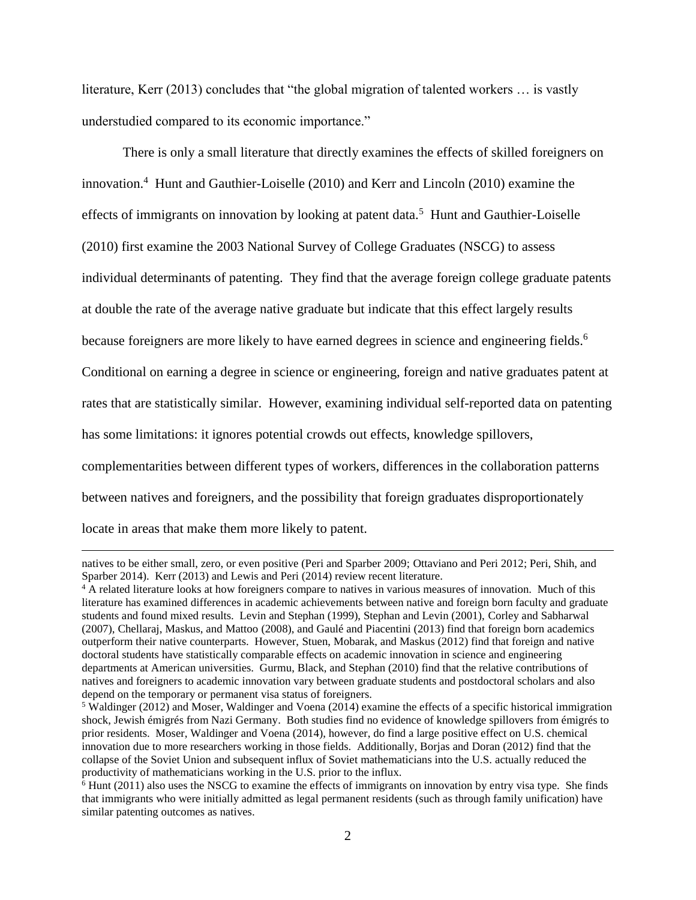literature, Kerr (2013) concludes that "the global migration of talented workers … is vastly understudied compared to its economic importance."

There is only a small literature that directly examines the effects of skilled foreigners on innovation.[4] Hunt and Gauthier-Loiselle (2010) and Kerr and Lincoln (2010) examine the effects of immigrants on innovation by looking at patent data.[5] Hunt and Gauthier-Loiselle (2010) first examine the 2003 National Survey of College Graduates (NSCG) to assess individual determinants of patenting. They find that the average foreign college graduate patents at double the rate of the average native graduate but indicate that this effect largely results because foreigners are more likely to have earned degrees in science and engineering fields.[6] Conditional on earning a degree in science or engineering, foreign and native graduates patent at rates that are statistically similar. However, examining individual self-reported data on patenting has some limitations: it ignores potential crowds out effects, knowledge spillovers, complementarities between different types of workers, differences in the collaboration patterns between natives and foreigners, and the possibility that foreign graduates disproportionately locate in areas that make them more likely to patent.

natives to be either small, zero, or even positive (Peri and Sparber 2009; Ottaviano and Peri 2012; Peri, Shih, and Sparber 2014). Kerr (2013) and Lewis and Peri (2014) review recent literature.

[4] A related literature looks at how foreigners compare to natives in various measures of innovation. Much of this literature has examined differences in academic achievements between native and foreign born faculty and graduate students and found mixed results. Levin and Stephan (1999), Stephan and Levin (2001), Corley and Sabharwal (2007), Chellaraj, Maskus, and Mattoo (2008), and Gaulé and Piacentini (2013) find that foreign born academics outperform their native counterparts. However, Stuen, Mobarak, and Maskus (2012) find that foreign and native doctoral students have statistically comparable effects on academic innovation in science and engineering departments at American universities. Gurmu, Black, and Stephan (2010) find that the relative contributions of natives and foreigners to academic innovation vary between graduate students and postdoctoral scholars and also depend on the temporary or permanent visa status of foreigners.

[5] Waldinger (2012) and Moser, Waldinger and Voena (2014) examine the effects of a specific historical immigration shock, Jewish émigrés from Nazi Germany. Both studies find no evidence of knowledge spillovers from émigrés to prior residents. Moser, Waldinger and Voena (2014), however, do find a large positive effect on U.S. chemical innovation due to more researchers working in those fields. Additionally, Borjas and Doran (2012) find that the collapse of the Soviet Union and subsequent influx of Soviet mathematicians into the U.S. actually reduced the productivity of mathematicians working in the U.S. prior to the influx.

[6] Hunt (2011) also uses the NSCG to examine the effects of immigrants on innovation by entry visa type. She finds that immigrants who were initially admitted as legal permanent residents (such as through family unification) have similar patenting outcomes as natives.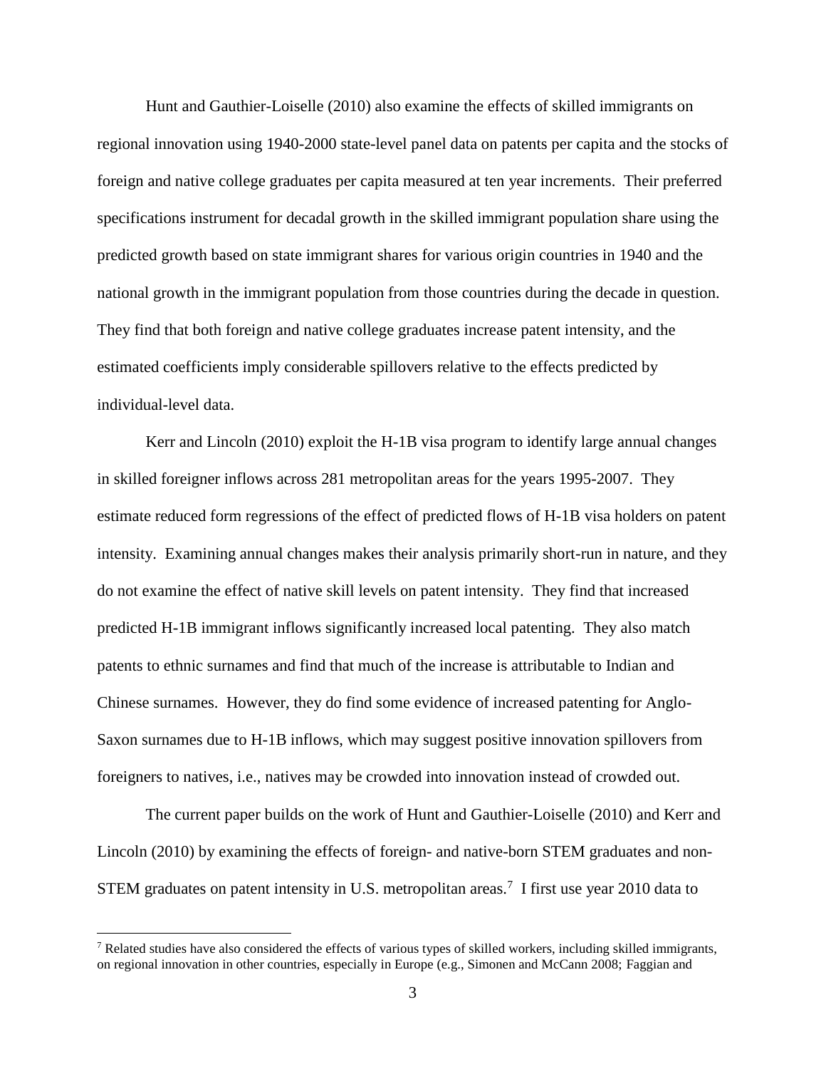Hunt and Gauthier-Loiselle (2010) also examine the effects of skilled immigrants on regional innovation using 1940-2000 state-level panel data on patents per capita and the stocks of foreign and native college graduates per capita measured at ten year increments. Their preferred specifications instrument for decadal growth in the skilled immigrant population share using the predicted growth based on state immigrant shares for various origin countries in 1940 and the national growth in the immigrant population from those countries during the decade in question. They find that both foreign and native college graduates increase patent intensity, and the estimated coefficients imply considerable spillovers relative to the effects predicted by individual-level data.

Kerr and Lincoln (2010) exploit the H-1B visa program to identify large annual changes in skilled foreigner inflows across 281 metropolitan areas for the years 1995-2007. They estimate reduced form regressions of the effect of predicted flows of H-1B visa holders on patent intensity. Examining annual changes makes their analysis primarily short-run in nature, and they do not examine the effect of native skill levels on patent intensity. They find that increased predicted H-1B immigrant inflows significantly increased local patenting. They also match patents to ethnic surnames and find that much of the increase is attributable to Indian and Chinese surnames. However, they do find some evidence of increased patenting for Anglo-Saxon surnames due to H-1B inflows, which may suggest positive innovation spillovers from foreigners to natives, i.e., natives may be crowded into innovation instead of crowded out.

The current paper builds on the work of Hunt and Gauthier-Loiselle (2010) and Kerr and Lincoln (2010) by examining the effects of foreign- and native-born STEM graduates and non-STEM graduates on patent intensity in U.S. metropolitan areas.[7] I first use year 2010 data to

[7] Related studies have also considered the effects of various types of skilled workers, including skilled immigrants, on regional innovation in other countries, especially in Europe (e.g., Simonen and McCann 2008; Faggian and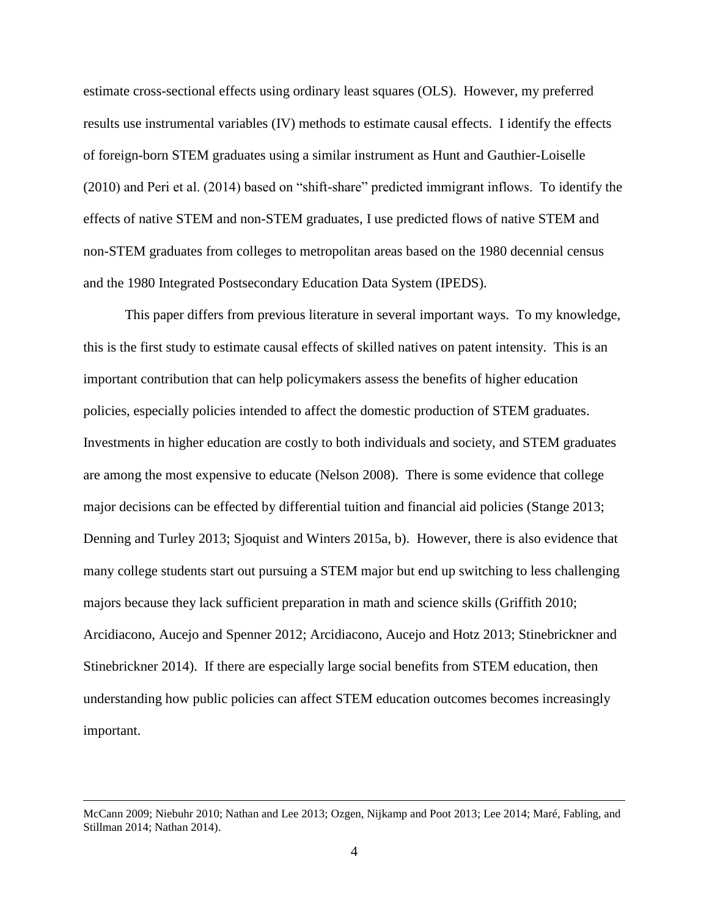estimate cross-sectional effects using ordinary least squares (OLS). However, my preferred results use instrumental variables (IV) methods to estimate causal effects. I identify the effects of foreign-born STEM graduates using a similar instrument as Hunt and Gauthier-Loiselle (2010) and Peri et al. (2014) based on "shift-share" predicted immigrant inflows. To identify the effects of native STEM and non-STEM graduates, I use predicted flows of native STEM and non-STEM graduates from colleges to metropolitan areas based on the 1980 decennial census and the 1980 Integrated Postsecondary Education Data System (IPEDS).

This paper differs from previous literature in several important ways. To my knowledge, this is the first study to estimate causal effects of skilled natives on patent intensity. This is an important contribution that can help policymakers assess the benefits of higher education policies, especially policies intended to affect the domestic production of STEM graduates. Investments in higher education are costly to both individuals and society, and STEM graduates are among the most expensive to educate (Nelson 2008). There is some evidence that college major decisions can be effected by differential tuition and financial aid policies (Stange 2013; Denning and Turley 2013; Sjoquist and Winters 2015a, b). However, there is also evidence that many college students start out pursuing a STEM major but end up switching to less challenging majors because they lack sufficient preparation in math and science skills (Griffith 2010; Arcidiacono, Aucejo and Spenner 2012; Arcidiacono, Aucejo and Hotz 2013; Stinebrickner and Stinebrickner 2014). If there are especially large social benefits from STEM education, then understanding how public policies can affect STEM education outcomes becomes increasingly important.

---

McCann 2009; Niebuhr 2010; Nathan and Lee 2013; Ozgen, Nijkamp and Poot 2013; Lee 2014; Maré, Fabling, and Stillman 2014; Nathan 2014).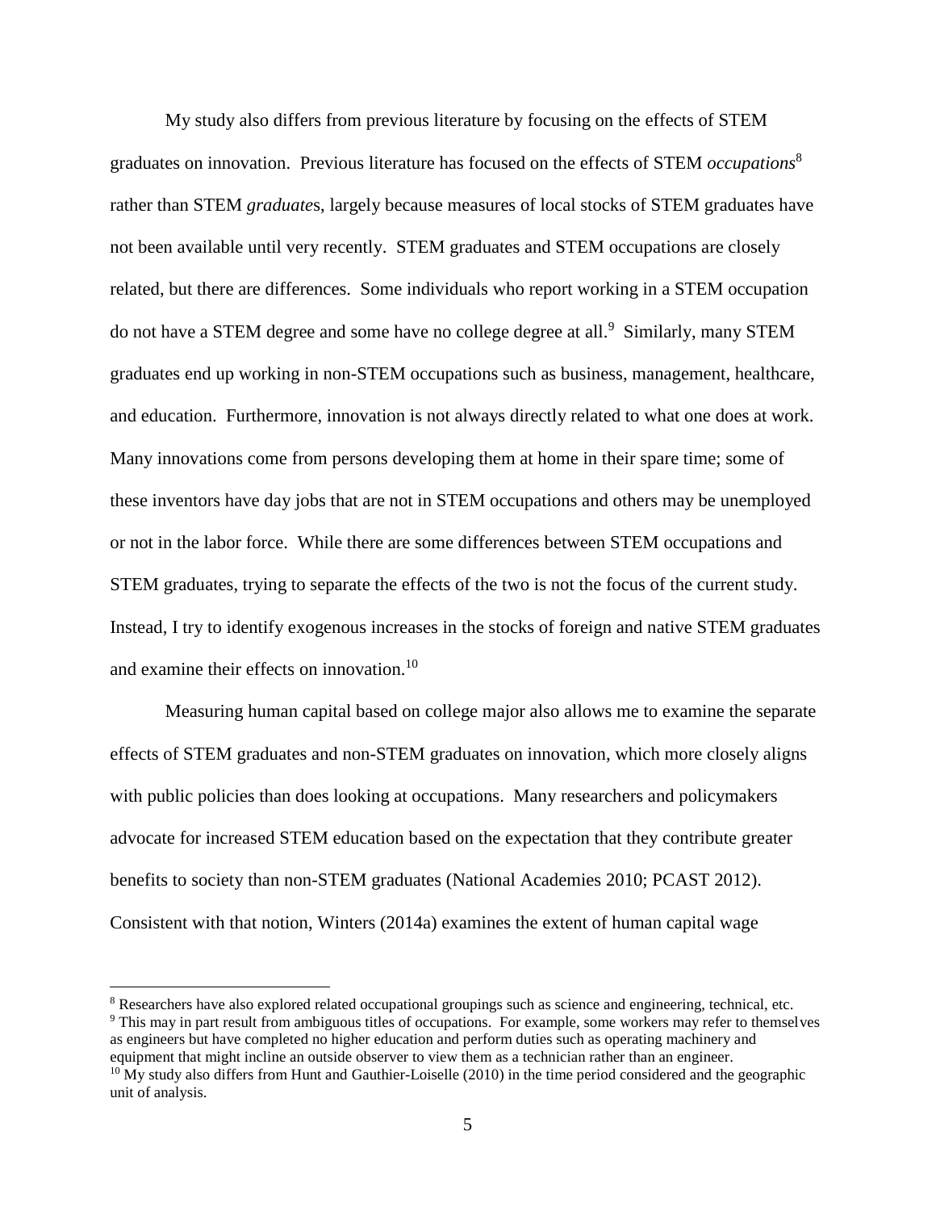My study also differs from previous literature by focusing on the effects of STEM graduates on innovation. Previous literature has focused on the effects of STEM *occupations*[8] rather than STEM *graduate*s, largely because measures of local stocks of STEM graduates have not been available until very recently. STEM graduates and STEM occupations are closely related, but there are differences. Some individuals who report working in a STEM occupation do not have a STEM degree and some have no college degree at all.[9] Similarly, many STEM graduates end up working in non-STEM occupations such as business, management, healthcare, and education. Furthermore, innovation is not always directly related to what one does at work. Many innovations come from persons developing them at home in their spare time; some of these inventors have day jobs that are not in STEM occupations and others may be unemployed or not in the labor force. While there are some differences between STEM occupations and STEM graduates, trying to separate the effects of the two is not the focus of the current study. Instead, I try to identify exogenous increases in the stocks of foreign and native STEM graduates and examine their effects on innovation.[10]

Measuring human capital based on college major also allows me to examine the separate effects of STEM graduates and non-STEM graduates on innovation, which more closely aligns with public policies than does looking at occupations. Many researchers and policymakers advocate for increased STEM education based on the expectation that they contribute greater benefits to society than non-STEM graduates (National Academies 2010; PCAST 2012). Consistent with that notion, Winters (2014a) examines the extent of human capital wage

---

[8] Researchers have also explored related occupational groupings such as science and engineering, technical, etc.

[9] This may in part result from ambiguous titles of occupations. For example, some workers may refer to themselves as engineers but have completed no higher education and perform duties such as operating machinery and equipment that might incline an outside observer to view them as a technician rather than an engineer.

[10] My study also differs from Hunt and Gauthier-Loiselle (2010) in the time period considered and the geographic unit of analysis.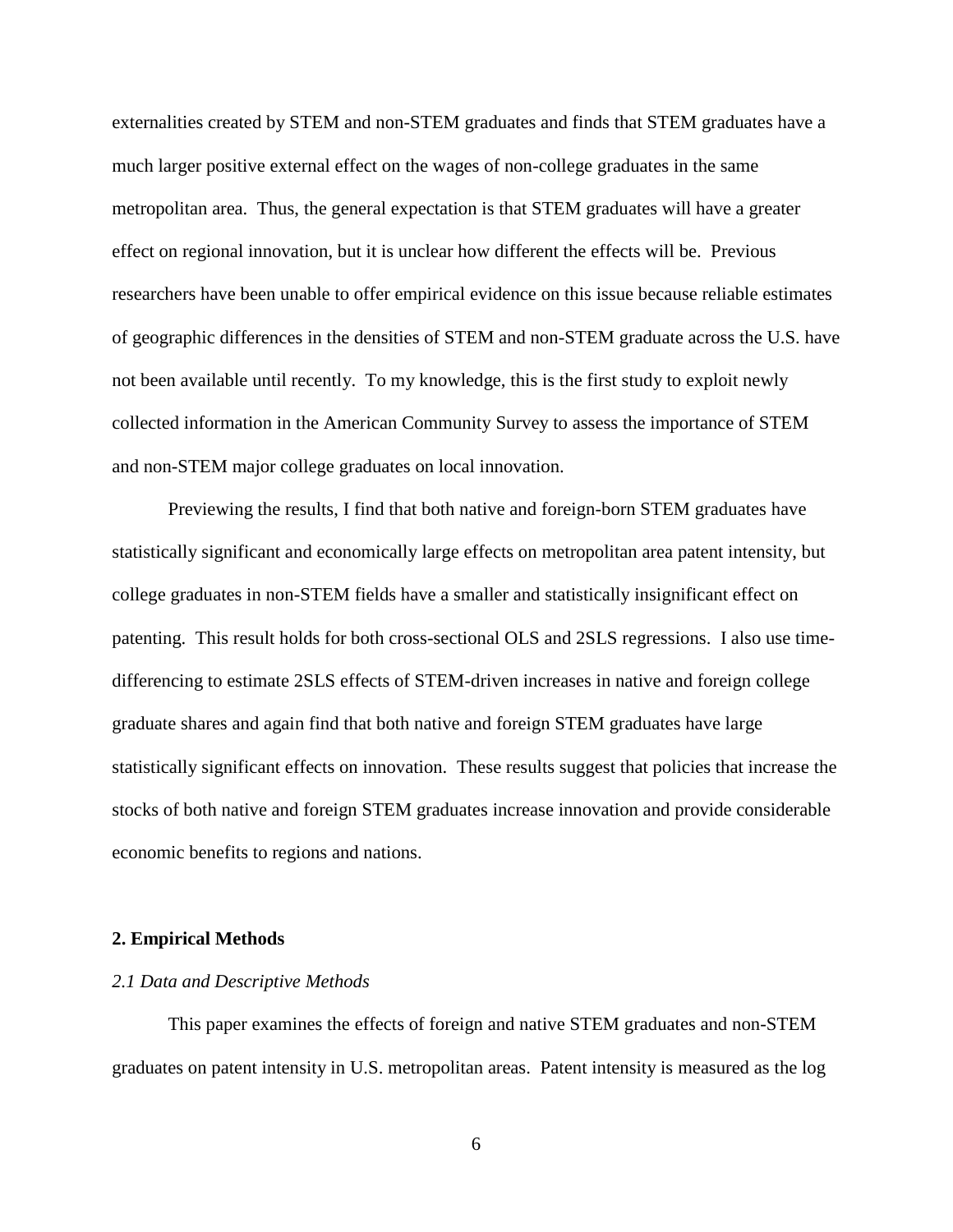externalities created by STEM and non-STEM graduates and finds that STEM graduates have a much larger positive external effect on the wages of non-college graduates in the same metropolitan area. Thus, the general expectation is that STEM graduates will have a greater effect on regional innovation, but it is unclear how different the effects will be. Previous researchers have been unable to offer empirical evidence on this issue because reliable estimates of geographic differences in the densities of STEM and non-STEM graduate across the U.S. have not been available until recently. To my knowledge, this is the first study to exploit newly collected information in the American Community Survey to assess the importance of STEM and non-STEM major college graduates on local innovation.

Previewing the results, I find that both native and foreign-born STEM graduates have statistically significant and economically large effects on metropolitan area patent intensity, but college graduates in non-STEM fields have a smaller and statistically insignificant effect on patenting. This result holds for both cross-sectional OLS and 2SLS regressions. I also use time-differencing to estimate 2SLS effects of STEM-driven increases in native and foreign college graduate shares and again find that both native and foreign STEM graduates have large statistically significant effects on innovation. These results suggest that policies that increase the stocks of both native and foreign STEM graduates increase innovation and provide considerable economic benefits to regions and nations.

## 2. Empirical Methods

### *2.1 Data and Descriptive Methods*

This paper examines the effects of foreign and native STEM graduates and non-STEM graduates on patent intensity in U.S. metropolitan areas. Patent intensity is measured as the log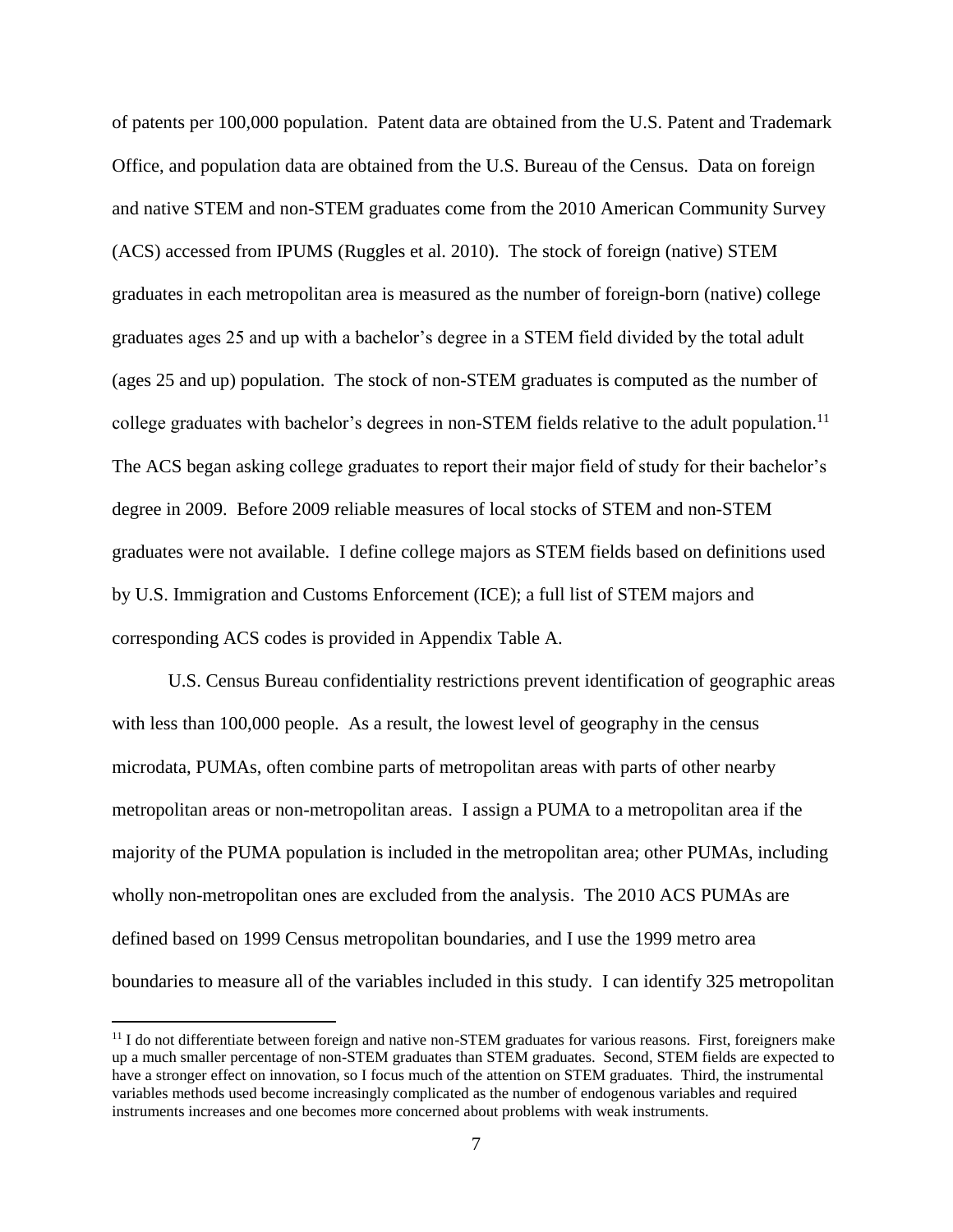of patents per 100,000 population. Patent data are obtained from the U.S. Patent and Trademark Office, and population data are obtained from the U.S. Bureau of the Census. Data on foreign and native STEM and non-STEM graduates come from the 2010 American Community Survey (ACS) accessed from IPUMS (Ruggles et al. 2010). The stock of foreign (native) STEM graduates in each metropolitan area is measured as the number of foreign-born (native) college graduates ages 25 and up with a bachelor's degree in a STEM field divided by the total adult (ages 25 and up) population. The stock of non-STEM graduates is computed as the number of college graduates with bachelor's degrees in non-STEM fields relative to the adult population.[11] The ACS began asking college graduates to report their major field of study for their bachelor's degree in 2009. Before 2009 reliable measures of local stocks of STEM and non-STEM graduates were not available. I define college majors as STEM fields based on definitions used by U.S. Immigration and Customs Enforcement (ICE); a full list of STEM majors and corresponding ACS codes is provided in Appendix Table A.

U.S. Census Bureau confidentiality restrictions prevent identification of geographic areas with less than 100,000 people. As a result, the lowest level of geography in the census microdata, PUMAs, often combine parts of metropolitan areas with parts of other nearby metropolitan areas or non-metropolitan areas. I assign a PUMA to a metropolitan area if the majority of the PUMA population is included in the metropolitan area; other PUMAs, including wholly non-metropolitan ones are excluded from the analysis. The 2010 ACS PUMAs are defined based on 1999 Census metropolitan boundaries, and I use the 1999 metro area boundaries to measure all of the variables included in this study. I can identify 325 metropolitan

[11] I do not differentiate between foreign and native non-STEM graduates for various reasons. First, foreigners make up a much smaller percentage of non-STEM graduates than STEM graduates. Second, STEM fields are expected to have a stronger effect on innovation, so I focus much of the attention on STEM graduates. Third, the instrumental variables methods used become increasingly complicated as the number of endogenous variables and required instruments increases and one becomes more concerned about problems with weak instruments.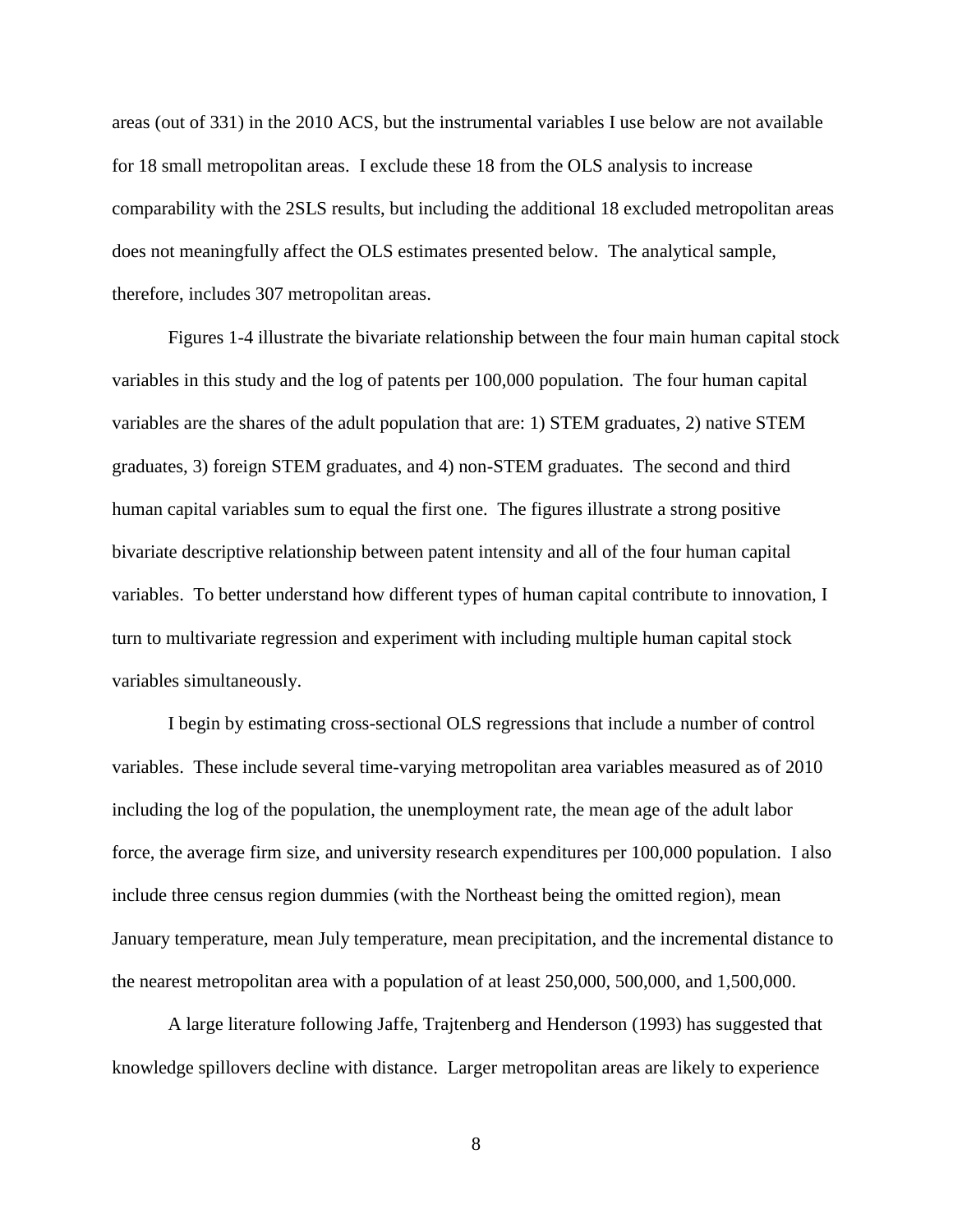areas (out of 331) in the 2010 ACS, but the instrumental variables I use below are not available for 18 small metropolitan areas. I exclude these 18 from the OLS analysis to increase comparability with the 2SLS results, but including the additional 18 excluded metropolitan areas does not meaningfully affect the OLS estimates presented below. The analytical sample, therefore, includes 307 metropolitan areas.

Figures 1-4 illustrate the bivariate relationship between the four main human capital stock variables in this study and the log of patents per 100,000 population. The four human capital variables are the shares of the adult population that are: 1) STEM graduates, 2) native STEM graduates, 3) foreign STEM graduates, and 4) non-STEM graduates. The second and third human capital variables sum to equal the first one. The figures illustrate a strong positive bivariate descriptive relationship between patent intensity and all of the four human capital variables. To better understand how different types of human capital contribute to innovation, I turn to multivariate regression and experiment with including multiple human capital stock variables simultaneously.

I begin by estimating cross-sectional OLS regressions that include a number of control variables. These include several time-varying metropolitan area variables measured as of 2010 including the log of the population, the unemployment rate, the mean age of the adult labor force, the average firm size, and university research expenditures per 100,000 population. I also include three census region dummies (with the Northeast being the omitted region), mean January temperature, mean July temperature, mean precipitation, and the incremental distance to the nearest metropolitan area with a population of at least 250,000, 500,000, and 1,500,000.

A large literature following Jaffe, Trajtenberg and Henderson (1993) has suggested that knowledge spillovers decline with distance. Larger metropolitan areas are likely to experience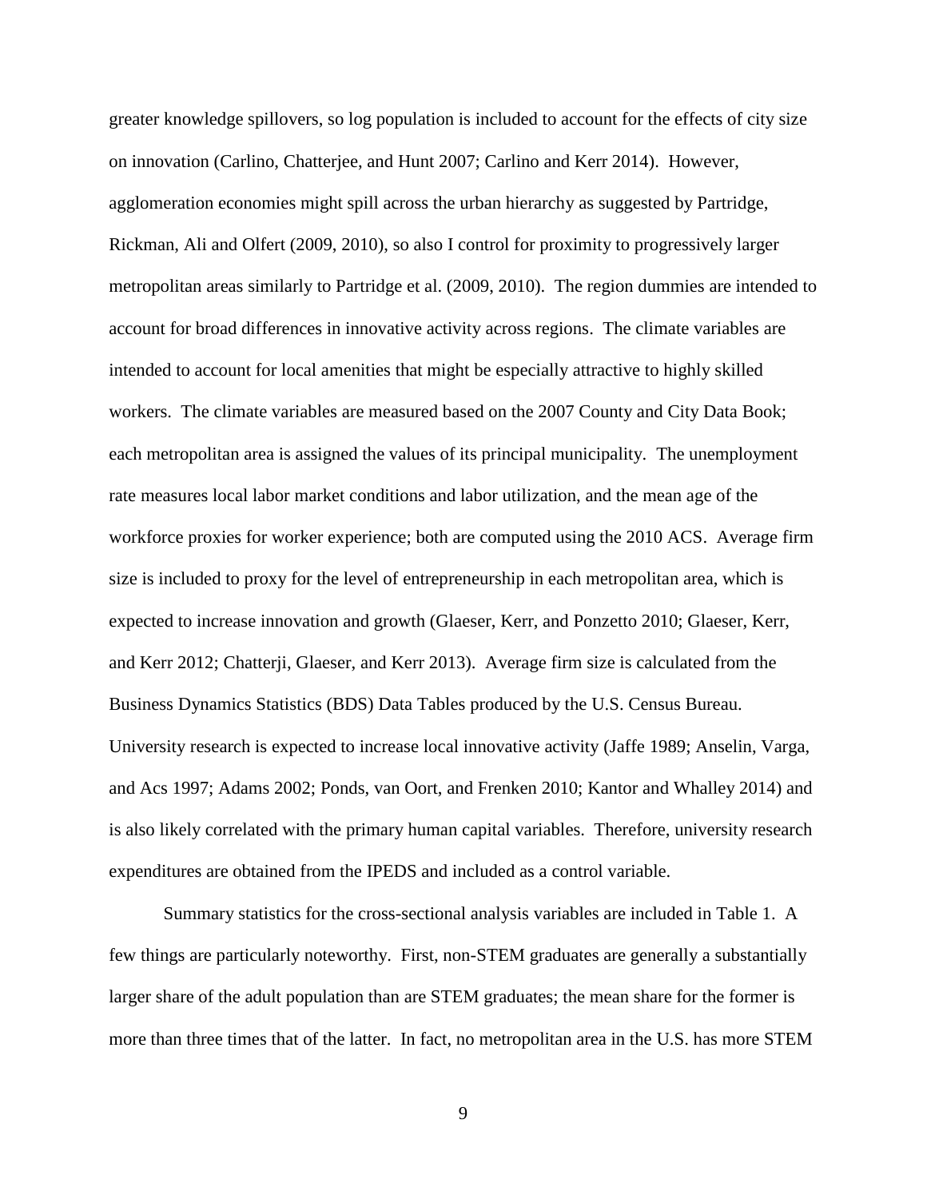greater knowledge spillovers, so log population is included to account for the effects of city size on innovation (Carlino, Chatterjee, and Hunt 2007; Carlino and Kerr 2014). However, agglomeration economies might spill across the urban hierarchy as suggested by Partridge, Rickman, Ali and Olfert (2009, 2010), so also I control for proximity to progressively larger metropolitan areas similarly to Partridge et al. (2009, 2010). The region dummies are intended to account for broad differences in innovative activity across regions. The climate variables are intended to account for local amenities that might be especially attractive to highly skilled workers. The climate variables are measured based on the 2007 County and City Data Book; each metropolitan area is assigned the values of its principal municipality. The unemployment rate measures local labor market conditions and labor utilization, and the mean age of the workforce proxies for worker experience; both are computed using the 2010 ACS. Average firm size is included to proxy for the level of entrepreneurship in each metropolitan area, which is expected to increase innovation and growth (Glaeser, Kerr, and Ponzetto 2010; Glaeser, Kerr, and Kerr 2012; Chatterji, Glaeser, and Kerr 2013). Average firm size is calculated from the Business Dynamics Statistics (BDS) Data Tables produced by the U.S. Census Bureau. University research is expected to increase local innovative activity (Jaffe 1989; Anselin, Varga, and Acs 1997; Adams 2002; Ponds, van Oort, and Frenken 2010; Kantor and Whalley 2014) and is also likely correlated with the primary human capital variables. Therefore, university research expenditures are obtained from the IPEDS and included as a control variable.

Summary statistics for the cross-sectional analysis variables are included in Table 1. A few things are particularly noteworthy. First, non-STEM graduates are generally a substantially larger share of the adult population than are STEM graduates; the mean share for the former is more than three times that of the latter. In fact, no metropolitan area in the U.S. has more STEM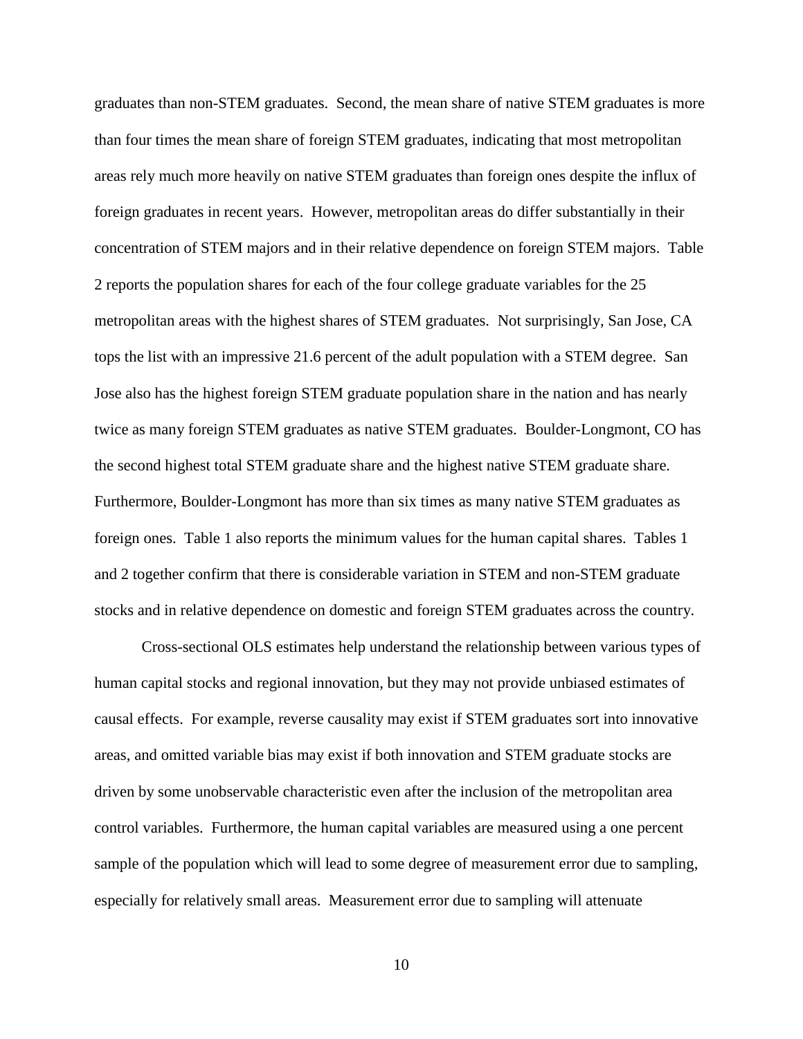graduates than non-STEM graduates. Second, the mean share of native STEM graduates is more than four times the mean share of foreign STEM graduates, indicating that most metropolitan areas rely much more heavily on native STEM graduates than foreign ones despite the influx of foreign graduates in recent years. However, metropolitan areas do differ substantially in their concentration of STEM majors and in their relative dependence on foreign STEM majors. Table 2 reports the population shares for each of the four college graduate variables for the 25 metropolitan areas with the highest shares of STEM graduates. Not surprisingly, San Jose, CA tops the list with an impressive 21.6 percent of the adult population with a STEM degree. San Jose also has the highest foreign STEM graduate population share in the nation and has nearly twice as many foreign STEM graduates as native STEM graduates. Boulder-Longmont, CO has the second highest total STEM graduate share and the highest native STEM graduate share. Furthermore, Boulder-Longmont has more than six times as many native STEM graduates as foreign ones. Table 1 also reports the minimum values for the human capital shares. Tables 1 and 2 together confirm that there is considerable variation in STEM and non-STEM graduate stocks and in relative dependence on domestic and foreign STEM graduates across the country.

Cross-sectional OLS estimates help understand the relationship between various types of human capital stocks and regional innovation, but they may not provide unbiased estimates of causal effects. For example, reverse causality may exist if STEM graduates sort into innovative areas, and omitted variable bias may exist if both innovation and STEM graduate stocks are driven by some unobservable characteristic even after the inclusion of the metropolitan area control variables. Furthermore, the human capital variables are measured using a one percent sample of the population which will lead to some degree of measurement error due to sampling, especially for relatively small areas. Measurement error due to sampling will attenuate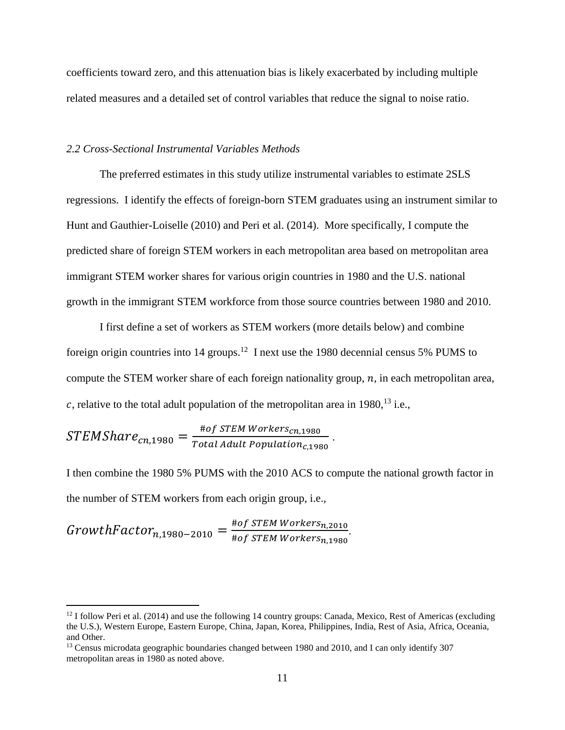coefficients toward zero, and this attenuation bias is likely exacerbated by including multiple related measures and a detailed set of control variables that reduce the signal to noise ratio.

### *2.2 Cross-Sectional Instrumental Variables Methods*

The preferred estimates in this study utilize instrumental variables to estimate 2SLS regressions. I identify the effects of foreign-born STEM graduates using an instrument similar to Hunt and Gauthier-Loiselle (2010) and Peri et al. (2014). More specifically, I compute the predicted share of foreign STEM workers in each metropolitan area based on metropolitan area immigrant STEM worker shares for various origin countries in 1980 and the U.S. national growth in the immigrant STEM workforce from those source countries between 1980 and 2010.

I first define a set of workers as STEM workers (more details below) and combine foreign origin countries into 14 groups.[12] I next use the 1980 decennial census 5% PUMS to compute the STEM worker share of each foreign nationality group, $n$, in each metropolitan area, $c$, relative to the total adult population of the metropolitan area in 1980,[13] i.e.,

$$STEMShare_{cn,1980} = \frac{\#of\ STEM\ Workers_{cn,1980}}{Total\ Adult\ Population_{c,1980}}\ .$$

I then combine the 1980 5% PUMS with the 2010 ACS to compute the national growth factor in the number of STEM workers from each origin group, i.e.,

$$GrowthFactor_{n,1980-2010} = \frac{\#of\ STEM\ Workers_{n,2010}}{\#of\ STEM\ Workers_{n,1980}}.$$

---

[12] I follow Peri et al. (2014) and use the following 14 country groups: Canada, Mexico, Rest of Americas (excluding the U.S.), Western Europe, Eastern Europe, China, Japan, Korea, Philippines, India, Rest of Asia, Africa, Oceania, and Other.

[13] Census microdata geographic boundaries changed between 1980 and 2010, and I can only identify 307 metropolitan areas in 1980 as noted above.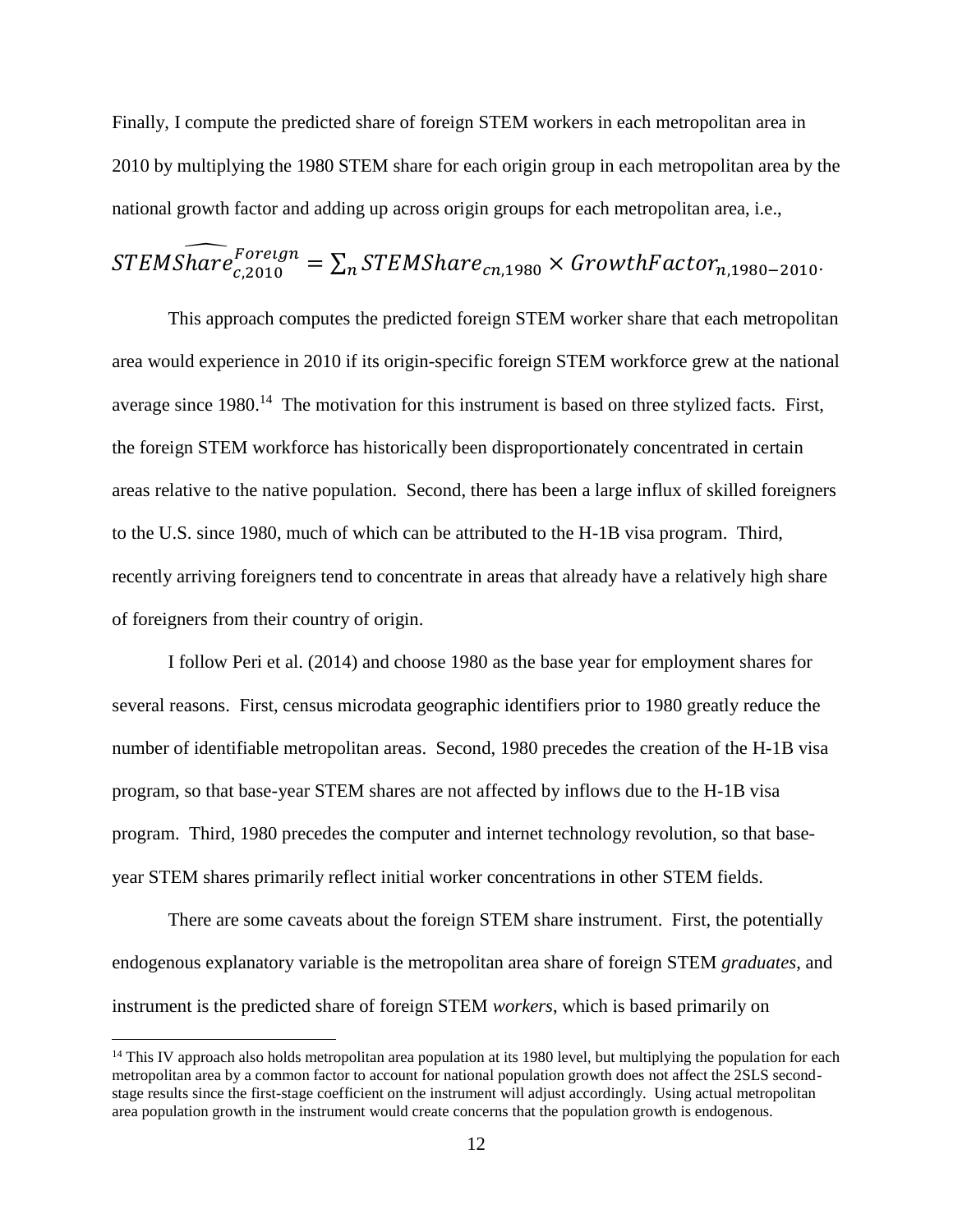Finally, I compute the predicted share of foreign STEM workers in each metropolitan area in 2010 by multiplying the 1980 STEM share for each origin group in each metropolitan area by the national growth factor and adding up across origin groups for each metropolitan area, i.e.,

$$\widehat{STEMShare}_{c,2010}^{Foreign} = \sum_n STEMShare_{cn,1980} \times GrowthFactor_{n,1980-2010}.$$

This approach computes the predicted foreign STEM worker share that each metropolitan area would experience in 2010 if its origin-specific foreign STEM workforce grew at the national average since 1980.[14] The motivation for this instrument is based on three stylized facts. First, the foreign STEM workforce has historically been disproportionately concentrated in certain areas relative to the native population. Second, there has been a large influx of skilled foreigners to the U.S. since 1980, much of which can be attributed to the H-1B visa program. Third, recently arriving foreigners tend to concentrate in areas that already have a relatively high share of foreigners from their country of origin.

I follow Peri et al. (2014) and choose 1980 as the base year for employment shares for several reasons. First, census microdata geographic identifiers prior to 1980 greatly reduce the number of identifiable metropolitan areas. Second, 1980 precedes the creation of the H-1B visa program, so that base-year STEM shares are not affected by inflows due to the H-1B visa program. Third, 1980 precedes the computer and internet technology revolution, so that base-year STEM shares primarily reflect initial worker concentrations in other STEM fields.

There are some caveats about the foreign STEM share instrument. First, the potentially endogenous explanatory variable is the metropolitan area share of foreign STEM *graduates*, and instrument is the predicted share of foreign STEM *workers*, which is based primarily on

[14] This IV approach also holds metropolitan area population at its 1980 level, but multiplying the population for each metropolitan area by a common factor to account for national population growth does not affect the 2SLS second-stage results since the first-stage coefficient on the instrument will adjust accordingly. Using actual metropolitan area population growth in the instrument would create concerns that the population growth is endogenous.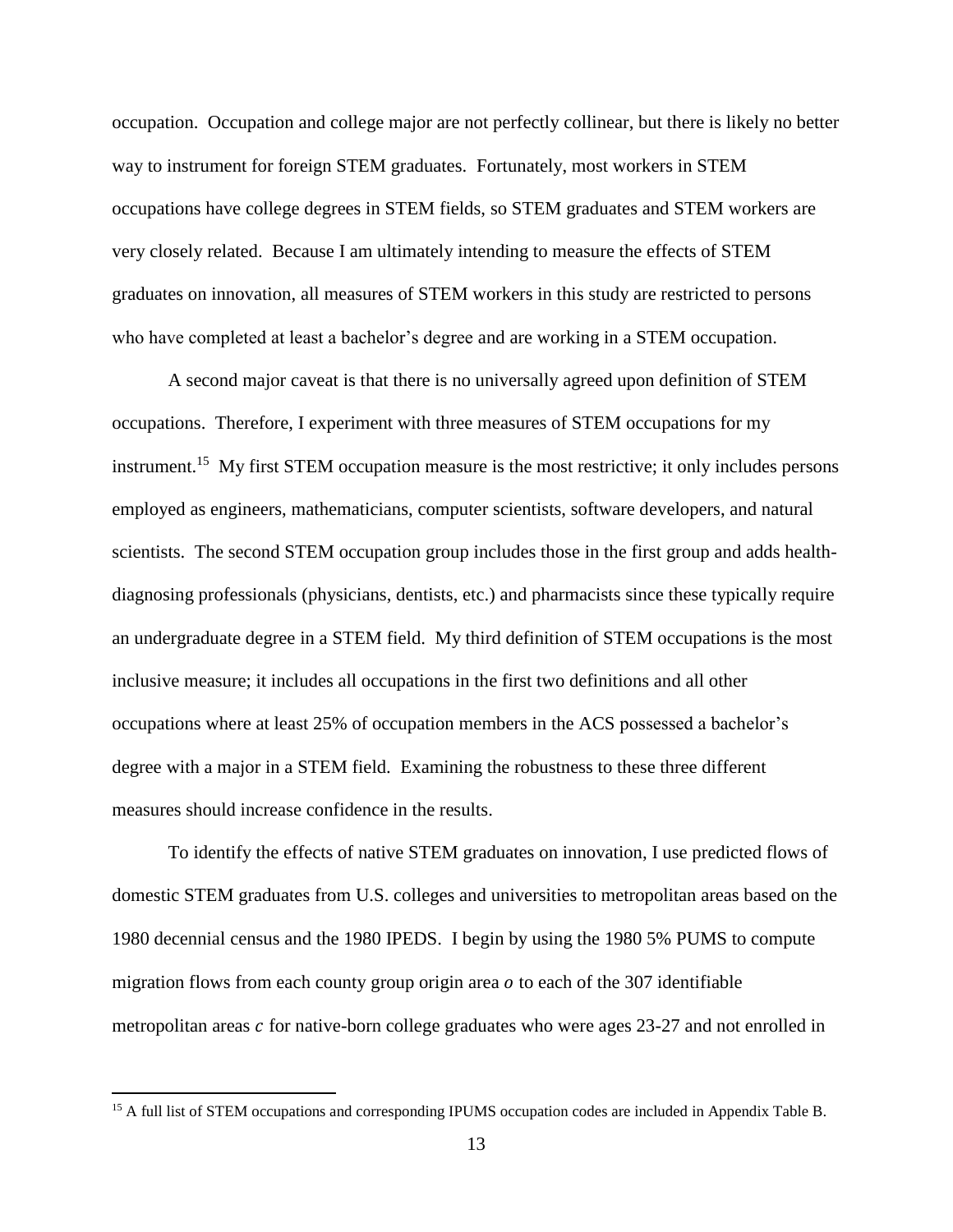occupation. Occupation and college major are not perfectly collinear, but there is likely no better way to instrument for foreign STEM graduates. Fortunately, most workers in STEM occupations have college degrees in STEM fields, so STEM graduates and STEM workers are very closely related. Because I am ultimately intending to measure the effects of STEM graduates on innovation, all measures of STEM workers in this study are restricted to persons who have completed at least a bachelor's degree and are working in a STEM occupation.

A second major caveat is that there is no universally agreed upon definition of STEM occupations. Therefore, I experiment with three measures of STEM occupations for my instrument.[15] My first STEM occupation measure is the most restrictive; it only includes persons employed as engineers, mathematicians, computer scientists, software developers, and natural scientists. The second STEM occupation group includes those in the first group and adds health-diagnosing professionals (physicians, dentists, etc.) and pharmacists since these typically require an undergraduate degree in a STEM field. My third definition of STEM occupations is the most inclusive measure; it includes all occupations in the first two definitions and all other occupations where at least 25% of occupation members in the ACS possessed a bachelor's degree with a major in a STEM field. Examining the robustness to these three different measures should increase confidence in the results.

To identify the effects of native STEM graduates on innovation, I use predicted flows of domestic STEM graduates from U.S. colleges and universities to metropolitan areas based on the 1980 decennial census and the 1980 IPEDS. I begin by using the 1980 5% PUMS to compute migration flows from each county group origin area $o$ to each of the 307 identifiable metropolitan areas $c$ for native-born college graduates who were ages 23-27 and not enrolled in

[15] A full list of STEM occupations and corresponding IPUMS occupation codes are included in Appendix Table B.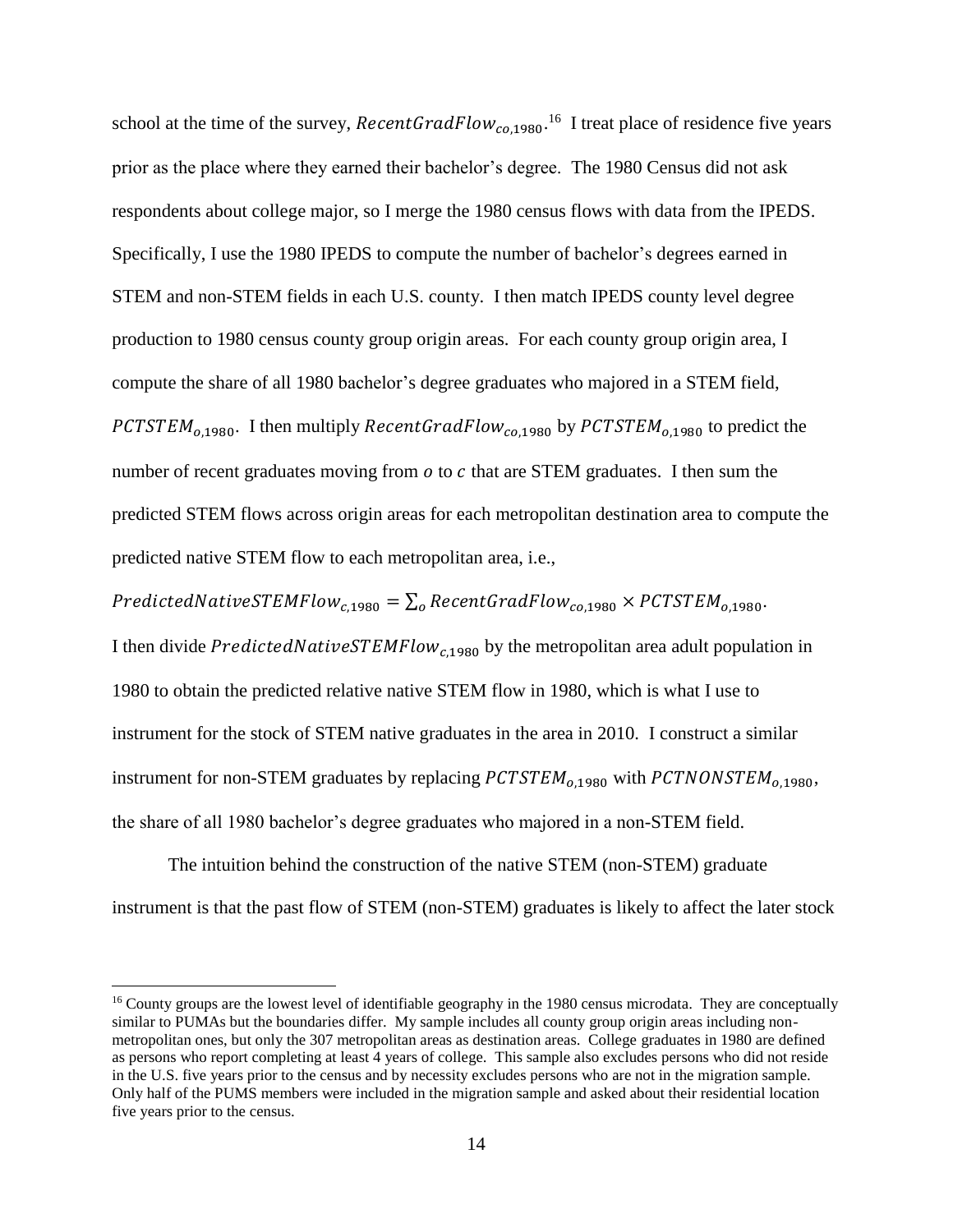school at the time of the survey, $RecentGradFlow_{co,1980}$.[16] I treat place of residence five years prior as the place where they earned their bachelor's degree. The 1980 Census did not ask respondents about college major, so I merge the 1980 census flows with data from the IPEDS. Specifically, I use the 1980 IPEDS to compute the number of bachelor's degrees earned in STEM and non-STEM fields in each U.S. county. I then match IPEDS county level degree production to 1980 census county group origin areas. For each county group origin area, I compute the share of all 1980 bachelor's degree graduates who majored in a STEM field, $PCTSTEM_{o,1980}$. I then multiply $RecentGradFlow_{co,1980}$ by $PCTSTEM_{o,1980}$ to predict the number of recent graduates moving from $o$ to $c$ that are STEM graduates. I then sum the predicted STEM flows across origin areas for each metropolitan destination area to compute the predicted native STEM flow to each metropolitan area, i.e.,

$$PredictedNativeSTEMFlow_{c,1980} = \sum_o RecentGradFlow_{co,1980} \times PCTSTEM_{o,1980}.$$

I then divide $PredictedNativeSTEMFlow_{c,1980}$ by the metropolitan area adult population in 1980 to obtain the predicted relative native STEM flow in 1980, which is what I use to instrument for the stock of STEM native graduates in the area in 2010. I construct a similar instrument for non-STEM graduates by replacing $PCTSTEM_{o,1980}$ with $PCTNONSTEM_{o,1980}$, the share of all 1980 bachelor's degree graduates who majored in a non-STEM field.

The intuition behind the construction of the native STEM (non-STEM) graduate instrument is that the past flow of STEM (non-STEM) graduates is likely to affect the later stock

[16] County groups are the lowest level of identifiable geography in the 1980 census microdata. They are conceptually similar to PUMAs but the boundaries differ. My sample includes all county group origin areas including non-metropolitan ones, but only the 307 metropolitan areas as destination areas. College graduates in 1980 are defined as persons who report completing at least 4 years of college. This sample also excludes persons who did not reside in the U.S. five years prior to the census and by necessity excludes persons who are not in the migration sample. Only half of the PUMS members were included in the migration sample and asked about their residential location five years prior to the census.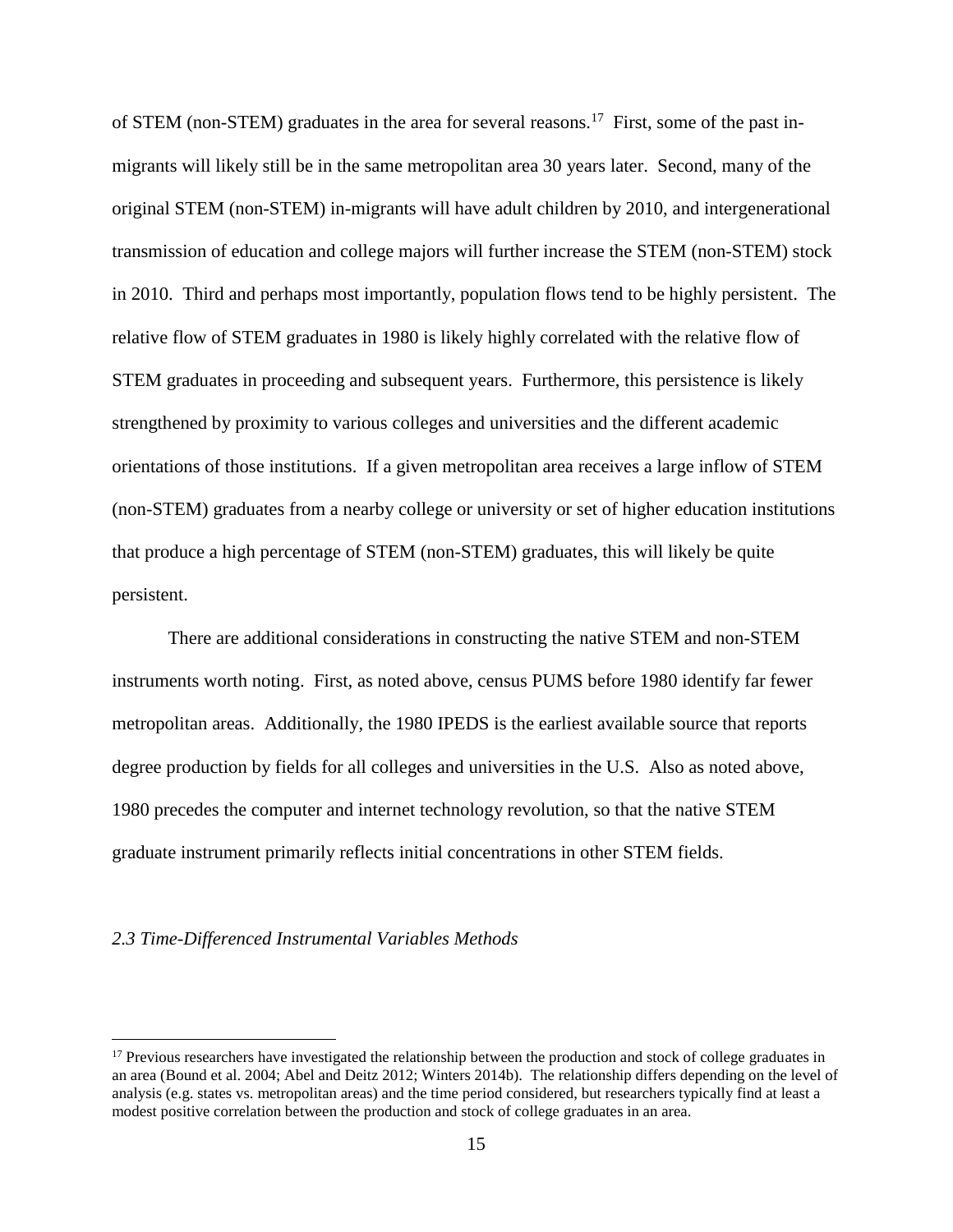of STEM (non-STEM) graduates in the area for several reasons.[17] First, some of the past in-migrants will likely still be in the same metropolitan area 30 years later. Second, many of the original STEM (non-STEM) in-migrants will have adult children by 2010, and intergenerational transmission of education and college majors will further increase the STEM (non-STEM) stock in 2010. Third and perhaps most importantly, population flows tend to be highly persistent. The relative flow of STEM graduates in 1980 is likely highly correlated with the relative flow of STEM graduates in proceeding and subsequent years. Furthermore, this persistence is likely strengthened by proximity to various colleges and universities and the different academic orientations of those institutions. If a given metropolitan area receives a large inflow of STEM (non-STEM) graduates from a nearby college or university or set of higher education institutions that produce a high percentage of STEM (non-STEM) graduates, this will likely be quite persistent.

There are additional considerations in constructing the native STEM and non-STEM instruments worth noting. First, as noted above, census PUMS before 1980 identify far fewer metropolitan areas. Additionally, the 1980 IPEDS is the earliest available source that reports degree production by fields for all colleges and universities in the U.S. Also as noted above, 1980 precedes the computer and internet technology revolution, so that the native STEM graduate instrument primarily reflects initial concentrations in other STEM fields.

### *2.3 Time-Differenced Instrumental Variables Methods*

[17] Previous researchers have investigated the relationship between the production and stock of college graduates in an area (Bound et al. 2004; Abel and Deitz 2012; Winters 2014b). The relationship differs depending on the level of analysis (e.g. states vs. metropolitan areas) and the time period considered, but researchers typically find at least a modest positive correlation between the production and stock of college graduates in an area.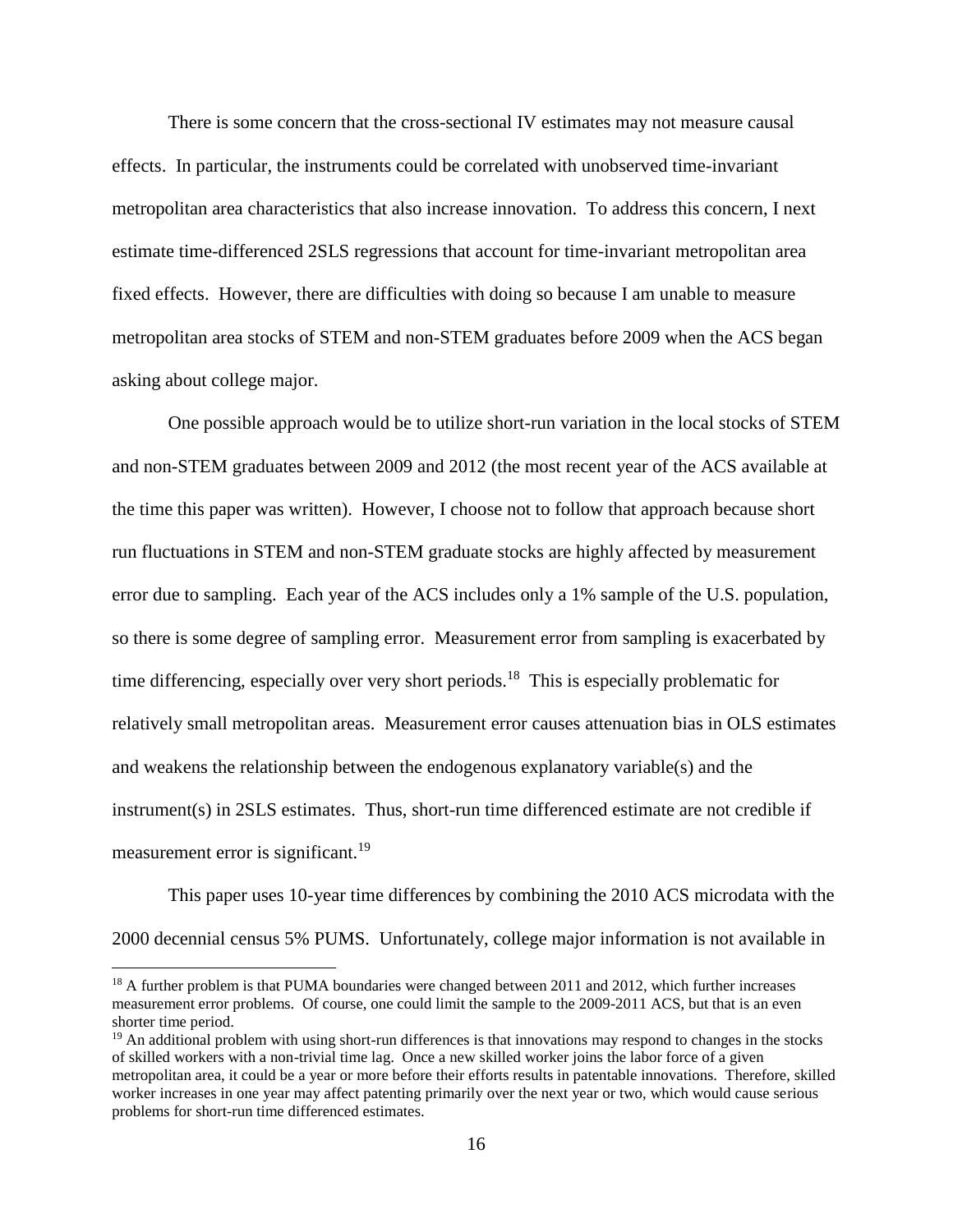There is some concern that the cross-sectional IV estimates may not measure causal effects. In particular, the instruments could be correlated with unobserved time-invariant metropolitan area characteristics that also increase innovation. To address this concern, I next estimate time-differenced 2SLS regressions that account for time-invariant metropolitan area fixed effects. However, there are difficulties with doing so because I am unable to measure metropolitan area stocks of STEM and non-STEM graduates before 2009 when the ACS began asking about college major.

One possible approach would be to utilize short-run variation in the local stocks of STEM and non-STEM graduates between 2009 and 2012 (the most recent year of the ACS available at the time this paper was written). However, I choose not to follow that approach because short run fluctuations in STEM and non-STEM graduate stocks are highly affected by measurement error due to sampling. Each year of the ACS includes only a 1% sample of the U.S. population, so there is some degree of sampling error. Measurement error from sampling is exacerbated by time differencing, especially over very short periods.[18] This is especially problematic for relatively small metropolitan areas. Measurement error causes attenuation bias in OLS estimates and weakens the relationship between the endogenous explanatory variable(s) and the instrument(s) in 2SLS estimates. Thus, short-run time differenced estimate are not credible if measurement error is significant.[19]

This paper uses 10-year time differences by combining the 2010 ACS microdata with the 2000 decennial census 5% PUMS. Unfortunately, college major information is not available in

[18] A further problem is that PUMA boundaries were changed between 2011 and 2012, which further increases measurement error problems. Of course, one could limit the sample to the 2009-2011 ACS, but that is an even shorter time period.

[19] An additional problem with using short-run differences is that innovations may respond to changes in the stocks of skilled workers with a non-trivial time lag. Once a new skilled worker joins the labor force of a given metropolitan area, it could be a year or more before their efforts results in patentable innovations. Therefore, skilled worker increases in one year may affect patenting primarily over the next year or two, which would cause serious problems for short-run time differenced estimates.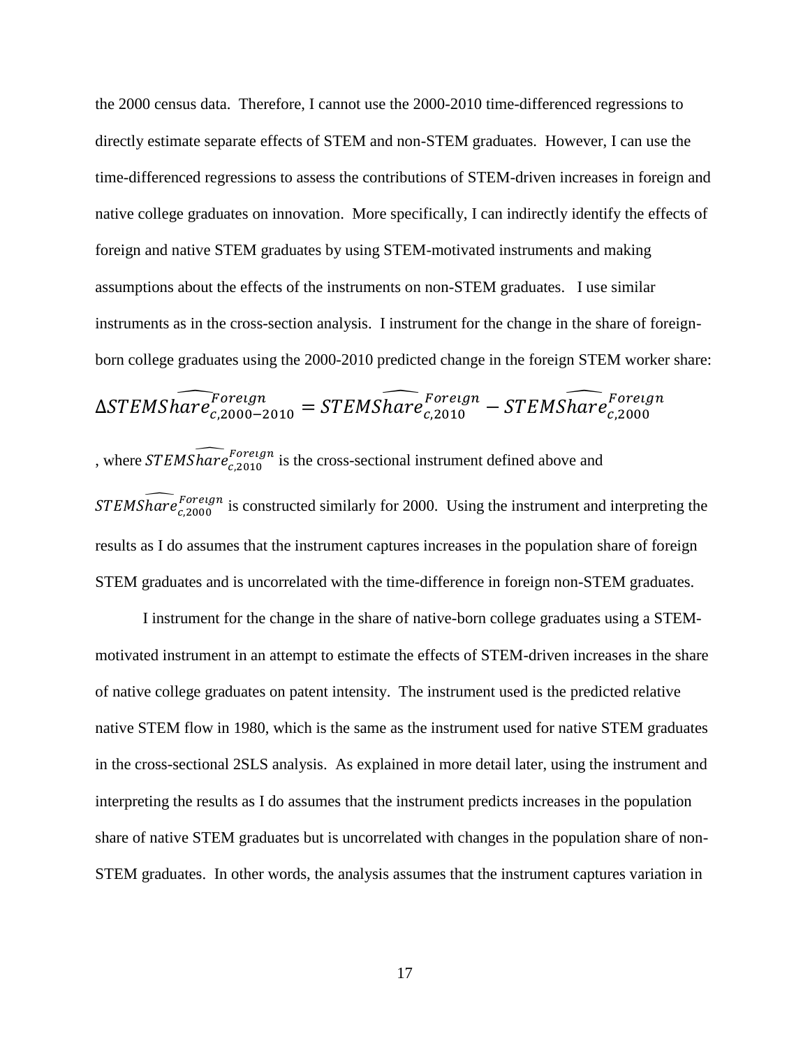the 2000 census data. Therefore, I cannot use the 2000-2010 time-differenced regressions to directly estimate separate effects of STEM and non-STEM graduates. However, I can use the time-differenced regressions to assess the contributions of STEM-driven increases in foreign and native college graduates on innovation. More specifically, I can indirectly identify the effects of foreign and native STEM graduates by using STEM-motivated instruments and making assumptions about the effects of the instruments on non-STEM graduates. I use similar instruments as in the cross-section analysis. I instrument for the change in the share of foreign-born college graduates using the 2000-2010 predicted change in the foreign STEM worker share:

$$\Delta \widehat{STEMShare}_{c,2000-2010}^{Foreign} = \widehat{STEMShare}_{c,2010}^{Foreign} - \widehat{STEMShare}_{c,2000}^{Foreign}$$

, where $\widehat{STEMShare}_{c,2010}^{Foreign}$ is the cross-sectional instrument defined above and $\widehat{STEMShare}_{c,2000}^{Foreign}$ is constructed similarly for 2000. Using the instrument and interpreting the results as I do assumes that the instrument captures increases in the population share of foreign STEM graduates and is uncorrelated with the time-difference in foreign non-STEM graduates.

I instrument for the change in the share of native-born college graduates using a STEM-motivated instrument in an attempt to estimate the effects of STEM-driven increases in the share of native college graduates on patent intensity. The instrument used is the predicted relative native STEM flow in 1980, which is the same as the instrument used for native STEM graduates in the cross-sectional 2SLS analysis. As explained in more detail later, using the instrument and interpreting the results as I do assumes that the instrument predicts increases in the population share of native STEM graduates but is uncorrelated with changes in the population share of non-STEM graduates. In other words, the analysis assumes that the instrument captures variation in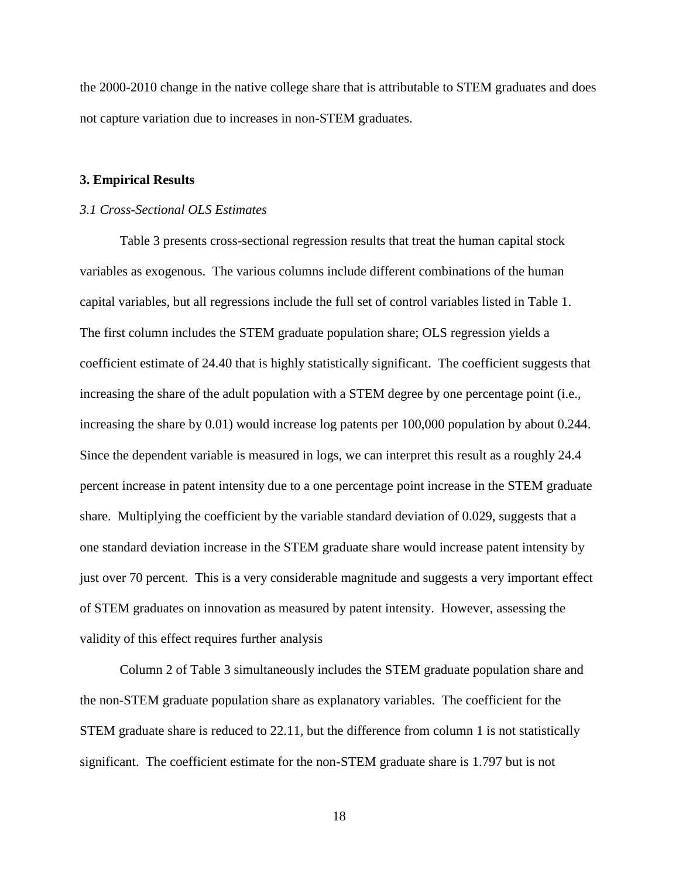the 2000-2010 change in the native college share that is attributable to STEM graduates and does not capture variation due to increases in non-STEM graduates.

## 3. Empirical Results

### *3.1 Cross-Sectional OLS Estimates*

Table 3 presents cross-sectional regression results that treat the human capital stock variables as exogenous. The various columns include different combinations of the human capital variables, but all regressions include the full set of control variables listed in Table 1. The first column includes the STEM graduate population share; OLS regression yields a coefficient estimate of 24.40 that is highly statistically significant. The coefficient suggests that increasing the share of the adult population with a STEM degree by one percentage point (i.e., increasing the share by 0.01) would increase log patents per 100,000 population by about 0.244. Since the dependent variable is measured in logs, we can interpret this result as a roughly 24.4 percent increase in patent intensity due to a one percentage point increase in the STEM graduate share. Multiplying the coefficient by the variable standard deviation of 0.029, suggests that a one standard deviation increase in the STEM graduate share would increase patent intensity by just over 70 percent. This is a very considerable magnitude and suggests a very important effect of STEM graduates on innovation as measured by patent intensity. However, assessing the validity of this effect requires further analysis

Column 2 of Table 3 simultaneously includes the STEM graduate population share and the non-STEM graduate population share as explanatory variables. The coefficient for the STEM graduate share is reduced to 22.11, but the difference from column 1 is not statistically significant. The coefficient estimate for the non-STEM graduate share is 1.797 but is not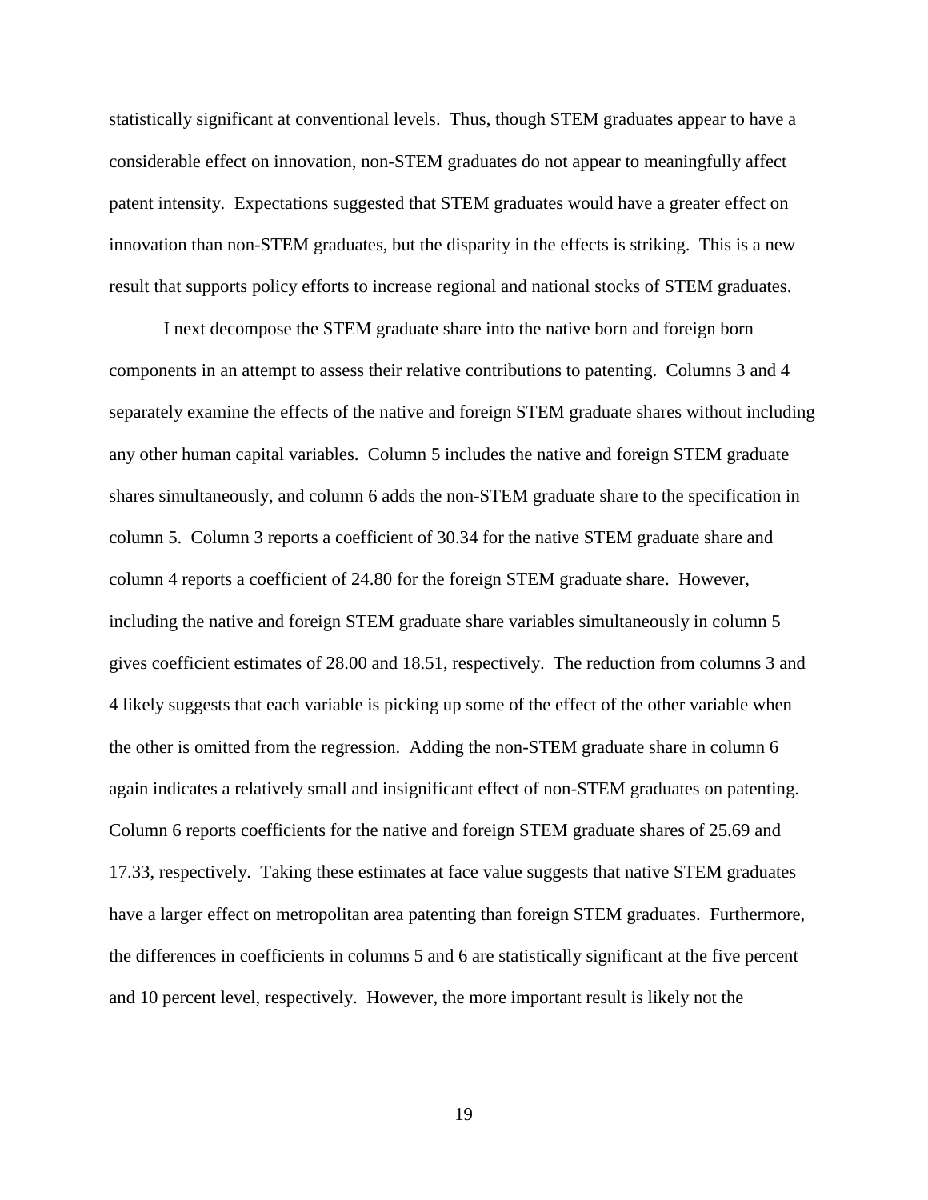statistically significant at conventional levels. Thus, though STEM graduates appear to have a considerable effect on innovation, non-STEM graduates do not appear to meaningfully affect patent intensity. Expectations suggested that STEM graduates would have a greater effect on innovation than non-STEM graduates, but the disparity in the effects is striking. This is a new result that supports policy efforts to increase regional and national stocks of STEM graduates.

I next decompose the STEM graduate share into the native born and foreign born components in an attempt to assess their relative contributions to patenting. Columns 3 and 4 separately examine the effects of the native and foreign STEM graduate shares without including any other human capital variables. Column 5 includes the native and foreign STEM graduate shares simultaneously, and column 6 adds the non-STEM graduate share to the specification in column 5. Column 3 reports a coefficient of 30.34 for the native STEM graduate share and column 4 reports a coefficient of 24.80 for the foreign STEM graduate share. However, including the native and foreign STEM graduate share variables simultaneously in column 5 gives coefficient estimates of 28.00 and 18.51, respectively. The reduction from columns 3 and 4 likely suggests that each variable is picking up some of the effect of the other variable when the other is omitted from the regression. Adding the non-STEM graduate share in column 6 again indicates a relatively small and insignificant effect of non-STEM graduates on patenting. Column 6 reports coefficients for the native and foreign STEM graduate shares of 25.69 and 17.33, respectively. Taking these estimates at face value suggests that native STEM graduates have a larger effect on metropolitan area patenting than foreign STEM graduates. Furthermore, the differences in coefficients in columns 5 and 6 are statistically significant at the five percent and 10 percent level, respectively. However, the more important result is likely not the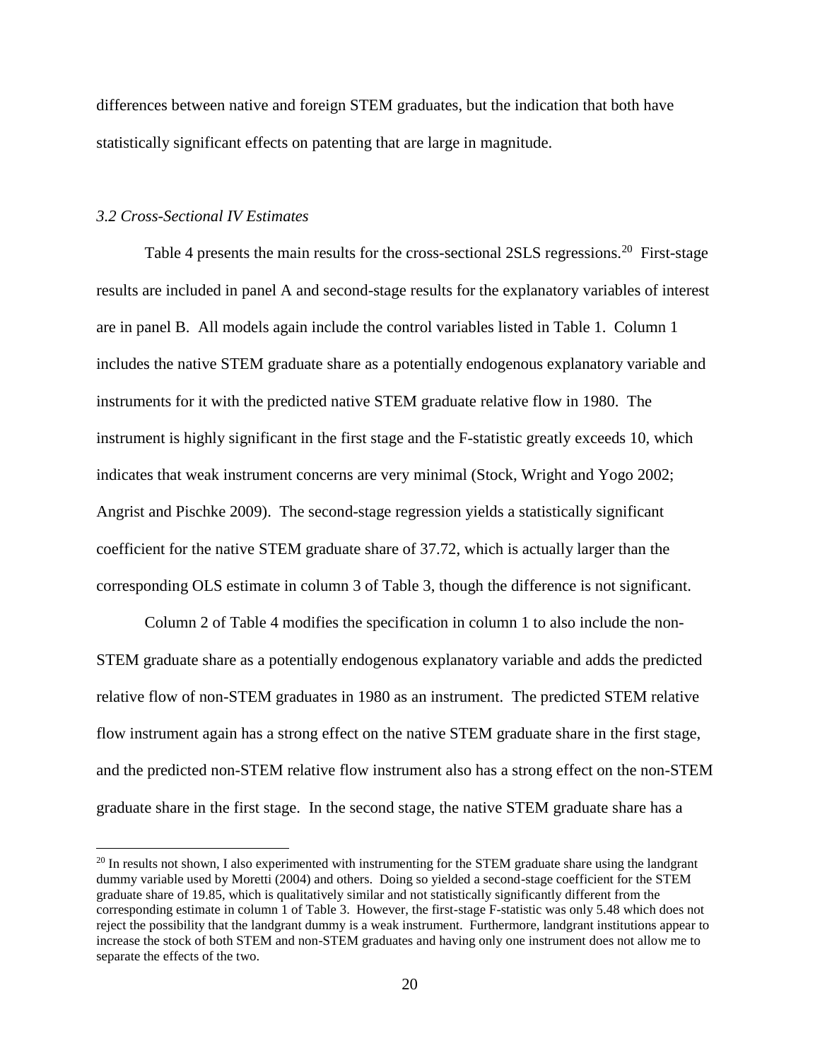differences between native and foreign STEM graduates, but the indication that both have statistically significant effects on patenting that are large in magnitude.

### *3.2 Cross-Sectional IV Estimates*

Table 4 presents the main results for the cross-sectional 2SLS regressions.[20] First-stage results are included in panel A and second-stage results for the explanatory variables of interest are in panel B. All models again include the control variables listed in Table 1. Column 1 includes the native STEM graduate share as a potentially endogenous explanatory variable and instruments for it with the predicted native STEM graduate relative flow in 1980. The instrument is highly significant in the first stage and the F-statistic greatly exceeds 10, which indicates that weak instrument concerns are very minimal (Stock, Wright and Yogo 2002; Angrist and Pischke 2009). The second-stage regression yields a statistically significant coefficient for the native STEM graduate share of 37.72, which is actually larger than the corresponding OLS estimate in column 3 of Table 3, though the difference is not significant.

Column 2 of Table 4 modifies the specification in column 1 to also include the non-STEM graduate share as a potentially endogenous explanatory variable and adds the predicted relative flow of non-STEM graduates in 1980 as an instrument. The predicted STEM relative flow instrument again has a strong effect on the native STEM graduate share in the first stage, and the predicted non-STEM relative flow instrument also has a strong effect on the non-STEM graduate share in the first stage. In the second stage, the native STEM graduate share has a

[20] In results not shown, I also experimented with instrumenting for the STEM graduate share using the landgrant dummy variable used by Moretti (2004) and others. Doing so yielded a second-stage coefficient for the STEM graduate share of 19.85, which is qualitatively similar and not statistically significantly different from the corresponding estimate in column 1 of Table 3. However, the first-stage F-statistic was only 5.48 which does not reject the possibility that the landgrant dummy is a weak instrument. Furthermore, landgrant institutions appear to increase the stock of both STEM and non-STEM graduates and having only one instrument does not allow me to separate the effects of the two.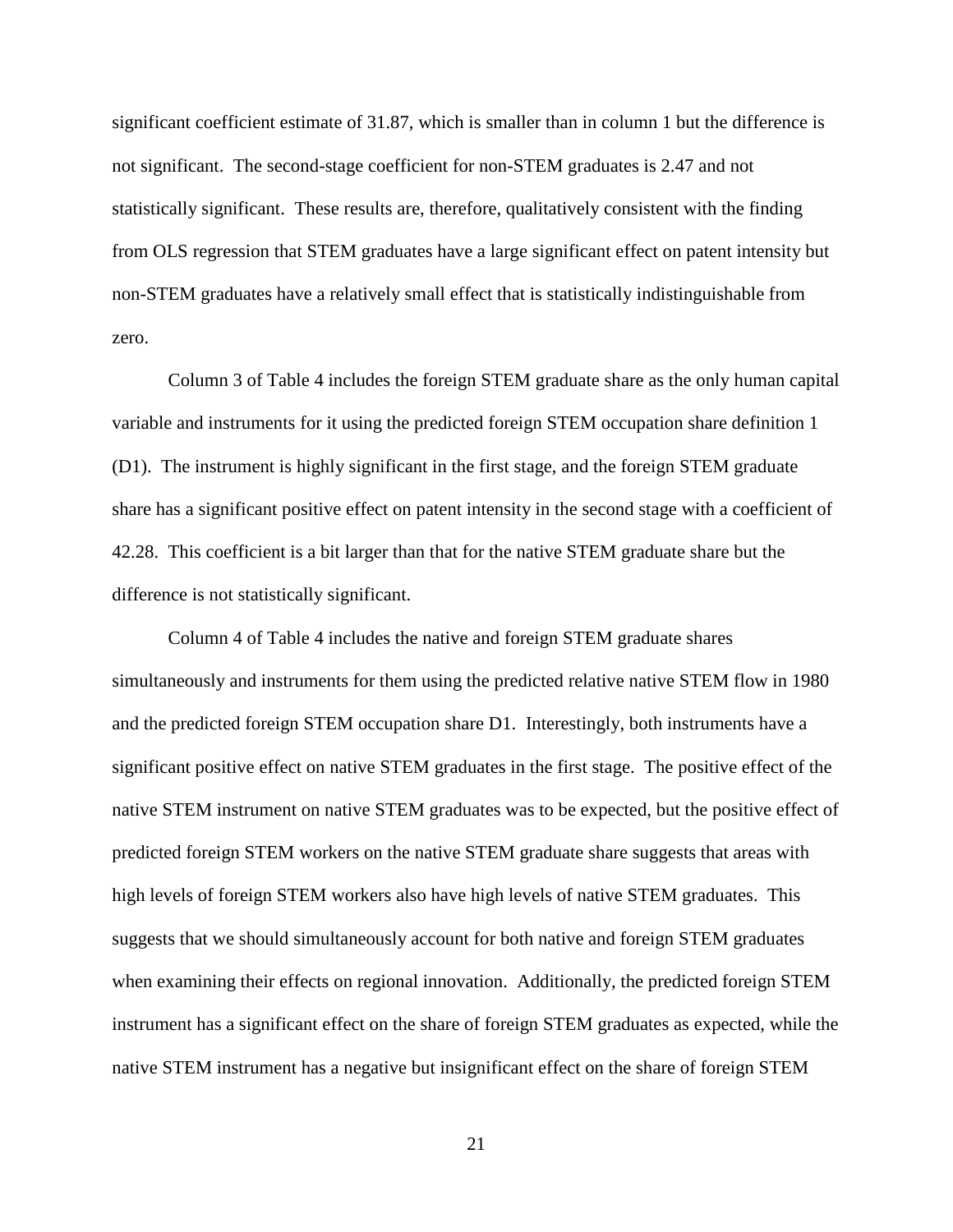significant coefficient estimate of 31.87, which is smaller than in column 1 but the difference is not significant. The second-stage coefficient for non-STEM graduates is 2.47 and not statistically significant. These results are, therefore, qualitatively consistent with the finding from OLS regression that STEM graduates have a large significant effect on patent intensity but non-STEM graduates have a relatively small effect that is statistically indistinguishable from zero.

Column 3 of Table 4 includes the foreign STEM graduate share as the only human capital variable and instruments for it using the predicted foreign STEM occupation share definition 1 (D1). The instrument is highly significant in the first stage, and the foreign STEM graduate share has a significant positive effect on patent intensity in the second stage with a coefficient of 42.28. This coefficient is a bit larger than that for the native STEM graduate share but the difference is not statistically significant.

Column 4 of Table 4 includes the native and foreign STEM graduate shares simultaneously and instruments for them using the predicted relative native STEM flow in 1980 and the predicted foreign STEM occupation share D1. Interestingly, both instruments have a significant positive effect on native STEM graduates in the first stage. The positive effect of the native STEM instrument on native STEM graduates was to be expected, but the positive effect of predicted foreign STEM workers on the native STEM graduate share suggests that areas with high levels of foreign STEM workers also have high levels of native STEM graduates. This suggests that we should simultaneously account for both native and foreign STEM graduates when examining their effects on regional innovation. Additionally, the predicted foreign STEM instrument has a significant effect on the share of foreign STEM graduates as expected, while the native STEM instrument has a negative but insignificant effect on the share of foreign STEM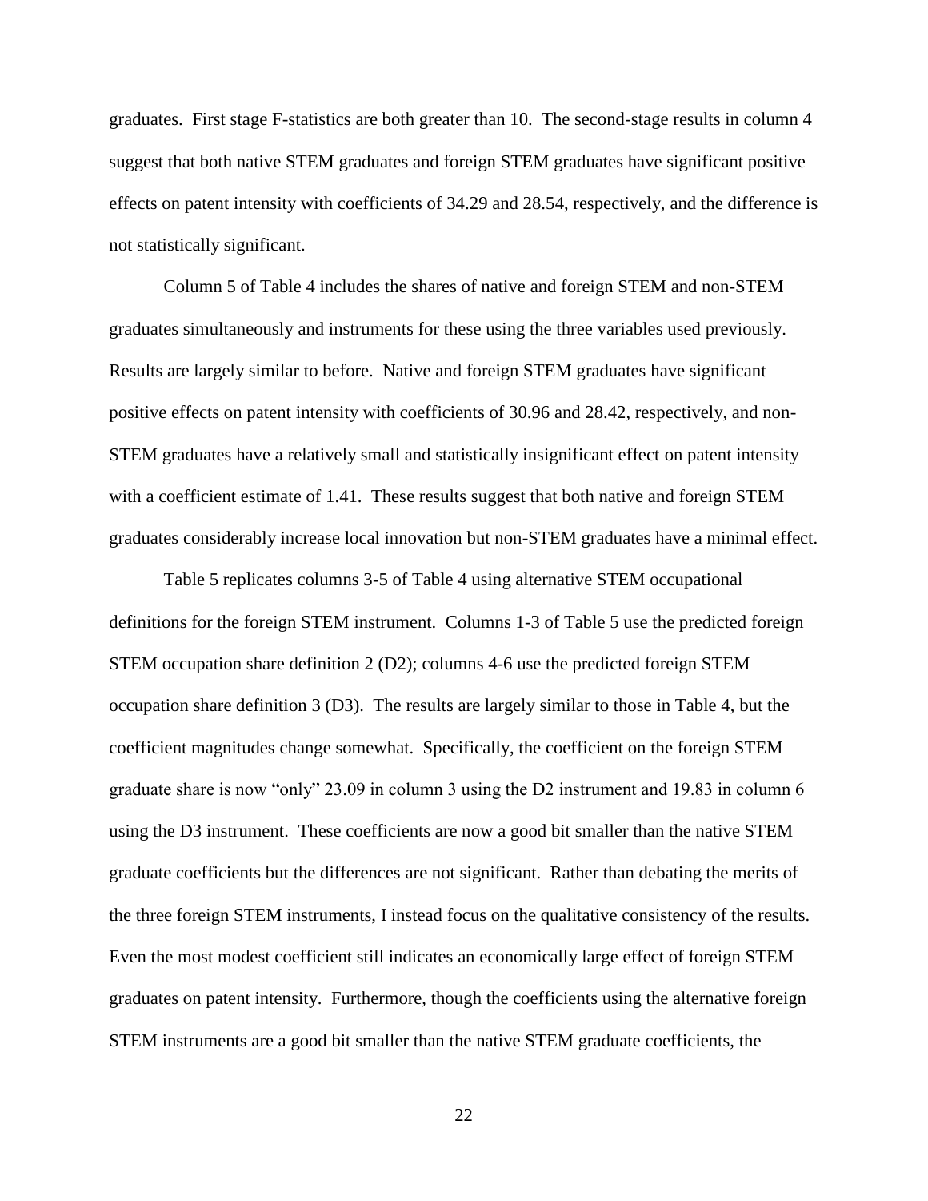graduates. First stage F-statistics are both greater than 10. The second-stage results in column 4 suggest that both native STEM graduates and foreign STEM graduates have significant positive effects on patent intensity with coefficients of 34.29 and 28.54, respectively, and the difference is not statistically significant.

Column 5 of Table 4 includes the shares of native and foreign STEM and non-STEM graduates simultaneously and instruments for these using the three variables used previously. Results are largely similar to before. Native and foreign STEM graduates have significant positive effects on patent intensity with coefficients of 30.96 and 28.42, respectively, and non-STEM graduates have a relatively small and statistically insignificant effect on patent intensity with a coefficient estimate of 1.41. These results suggest that both native and foreign STEM graduates considerably increase local innovation but non-STEM graduates have a minimal effect.

Table 5 replicates columns 3-5 of Table 4 using alternative STEM occupational definitions for the foreign STEM instrument. Columns 1-3 of Table 5 use the predicted foreign STEM occupation share definition 2 (D2); columns 4-6 use the predicted foreign STEM occupation share definition 3 (D3). The results are largely similar to those in Table 4, but the coefficient magnitudes change somewhat. Specifically, the coefficient on the foreign STEM graduate share is now "only" 23.09 in column 3 using the D2 instrument and 19.83 in column 6 using the D3 instrument. These coefficients are now a good bit smaller than the native STEM graduate coefficients but the differences are not significant. Rather than debating the merits of the three foreign STEM instruments, I instead focus on the qualitative consistency of the results. Even the most modest coefficient still indicates an economically large effect of foreign STEM graduates on patent intensity. Furthermore, though the coefficients using the alternative foreign STEM instruments are a good bit smaller than the native STEM graduate coefficients, the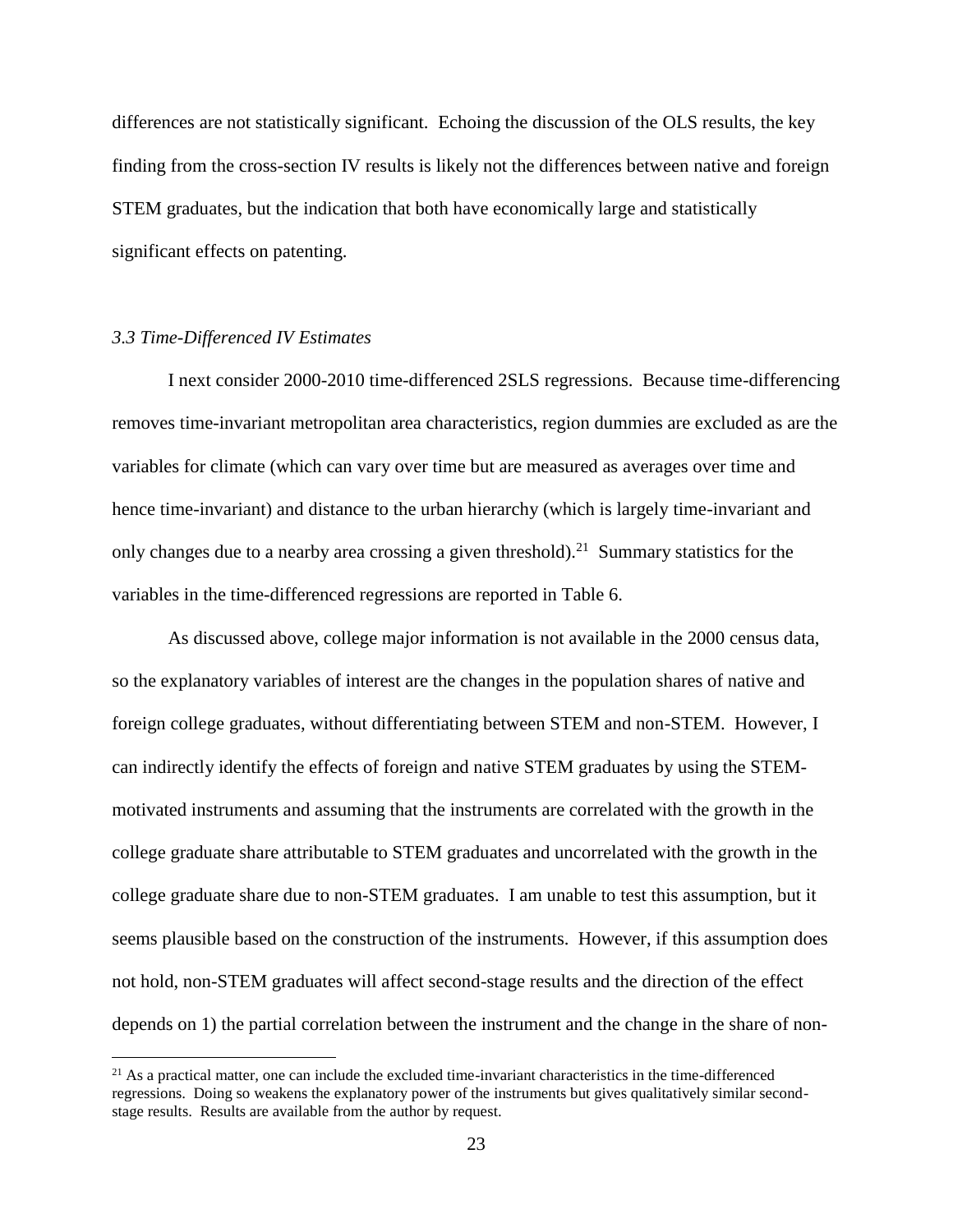differences are not statistically significant. Echoing the discussion of the OLS results, the key finding from the cross-section IV results is likely not the differences between native and foreign STEM graduates, but the indication that both have economically large and statistically significant effects on patenting.

### *3.3 Time-Differenced IV Estimates*

I next consider 2000-2010 time-differenced 2SLS regressions. Because time-differencing removes time-invariant metropolitan area characteristics, region dummies are excluded as are the variables for climate (which can vary over time but are measured as averages over time and hence time-invariant) and distance to the urban hierarchy (which is largely time-invariant and only changes due to a nearby area crossing a given threshold).[21] Summary statistics for the variables in the time-differenced regressions are reported in Table 6.

As discussed above, college major information is not available in the 2000 census data, so the explanatory variables of interest are the changes in the population shares of native and foreign college graduates, without differentiating between STEM and non-STEM. However, I can indirectly identify the effects of foreign and native STEM graduates by using the STEM-motivated instruments and assuming that the instruments are correlated with the growth in the college graduate share attributable to STEM graduates and uncorrelated with the growth in the college graduate share due to non-STEM graduates. I am unable to test this assumption, but it seems plausible based on the construction of the instruments. However, if this assumption does not hold, non-STEM graduates will affect second-stage results and the direction of the effect depends on 1) the partial correlation between the instrument and the change in the share of non-

[21] As a practical matter, one can include the excluded time-invariant characteristics in the time-differenced regressions. Doing so weakens the explanatory power of the instruments but gives qualitatively similar second-stage results. Results are available from the author by request.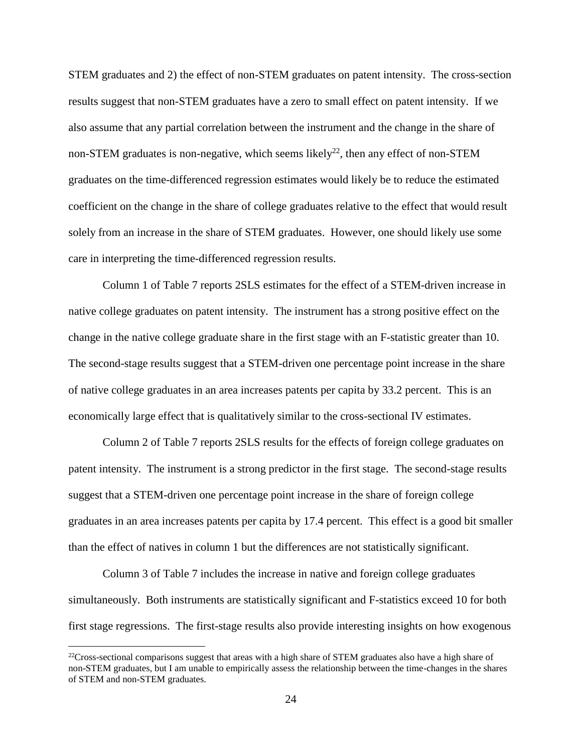STEM graduates and 2) the effect of non-STEM graduates on patent intensity. The cross-section results suggest that non-STEM graduates have a zero to small effect on patent intensity. If we also assume that any partial correlation between the instrument and the change in the share of non-STEM graduates is non-negative, which seems likely[22], then any effect of non-STEM graduates on the time-differenced regression estimates would likely be to reduce the estimated coefficient on the change in the share of college graduates relative to the effect that would result solely from an increase in the share of STEM graduates. However, one should likely use some care in interpreting the time-differenced regression results.

Column 1 of Table 7 reports 2SLS estimates for the effect of a STEM-driven increase in native college graduates on patent intensity. The instrument has a strong positive effect on the change in the native college graduate share in the first stage with an F-statistic greater than 10. The second-stage results suggest that a STEM-driven one percentage point increase in the share of native college graduates in an area increases patents per capita by 33.2 percent. This is an economically large effect that is qualitatively similar to the cross-sectional IV estimates.

Column 2 of Table 7 reports 2SLS results for the effects of foreign college graduates on patent intensity. The instrument is a strong predictor in the first stage. The second-stage results suggest that a STEM-driven one percentage point increase in the share of foreign college graduates in an area increases patents per capita by 17.4 percent. This effect is a good bit smaller than the effect of natives in column 1 but the differences are not statistically significant.

Column 3 of Table 7 includes the increase in native and foreign college graduates simultaneously. Both instruments are statistically significant and F-statistics exceed 10 for both first stage regressions. The first-stage results also provide interesting insights on how exogenous

[22]Cross-sectional comparisons suggest that areas with a high share of STEM graduates also have a high share of non-STEM graduates, but I am unable to empirically assess the relationship between the time-changes in the shares of STEM and non-STEM graduates.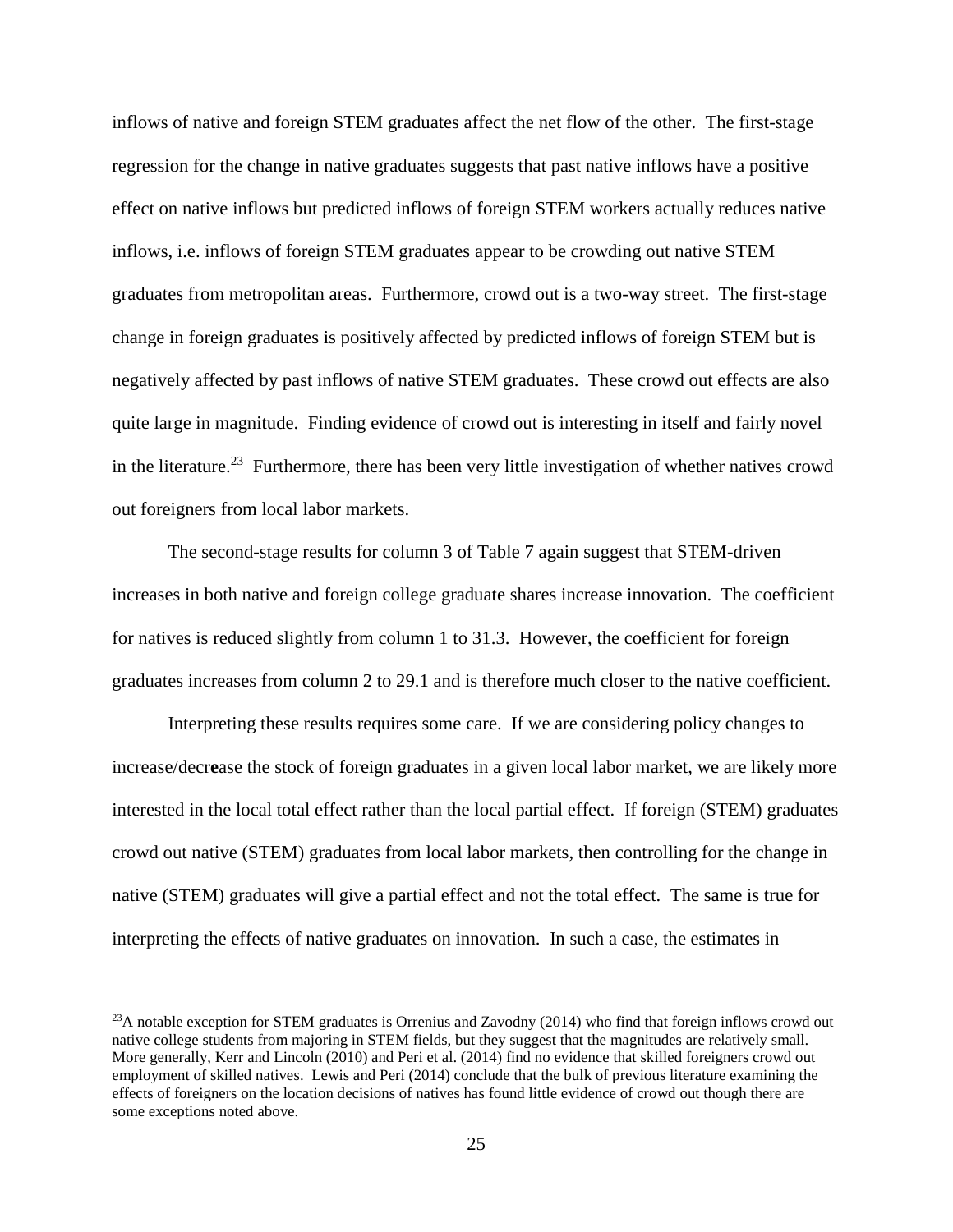inflows of native and foreign STEM graduates affect the net flow of the other. The first-stage regression for the change in native graduates suggests that past native inflows have a positive effect on native inflows but predicted inflows of foreign STEM workers actually reduces native inflows, i.e. inflows of foreign STEM graduates appear to be crowding out native STEM graduates from metropolitan areas. Furthermore, crowd out is a two-way street. The first-stage change in foreign graduates is positively affected by predicted inflows of foreign STEM but is negatively affected by past inflows of native STEM graduates. These crowd out effects are also quite large in magnitude. Finding evidence of crowd out is interesting in itself and fairly novel in the literature.[23] Furthermore, there has been very little investigation of whether natives crowd out foreigners from local labor markets.

The second-stage results for column 3 of Table 7 again suggest that STEM-driven increases in both native and foreign college graduate shares increase innovation. The coefficient for natives is reduced slightly from column 1 to 31.3. However, the coefficient for foreign graduates increases from column 2 to 29.1 and is therefore much closer to the native coefficient.

Interpreting these results requires some care. If we are considering policy changes to increase/decrease the stock of foreign graduates in a given local labor market, we are likely more interested in the local total effect rather than the local partial effect. If foreign (STEM) graduates crowd out native (STEM) graduates from local labor markets, then controlling for the change in native (STEM) graduates will give a partial effect and not the total effect. The same is true for interpreting the effects of native graduates on innovation. In such a case, the estimates in

---

[23]A notable exception for STEM graduates is Orrenius and Zavodny (2014) who find that foreign inflows crowd out native college students from majoring in STEM fields, but they suggest that the magnitudes are relatively small. More generally, Kerr and Lincoln (2010) and Peri et al. (2014) find no evidence that skilled foreigners crowd out employment of skilled natives. Lewis and Peri (2014) conclude that the bulk of previous literature examining the effects of foreigners on the location decisions of natives has found little evidence of crowd out though there are some exceptions noted above.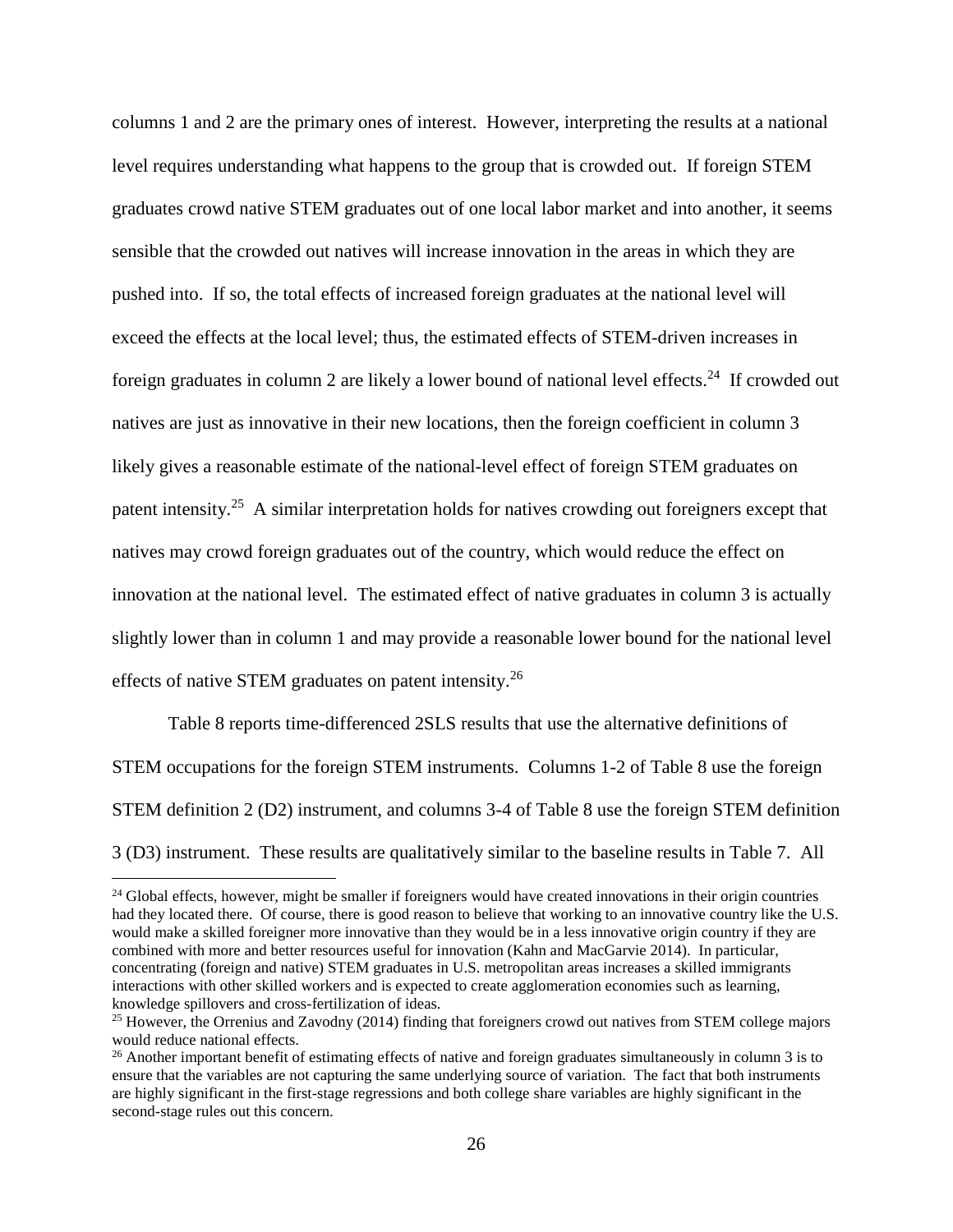columns 1 and 2 are the primary ones of interest. However, interpreting the results at a national level requires understanding what happens to the group that is crowded out. If foreign STEM graduates crowd native STEM graduates out of one local labor market and into another, it seems sensible that the crowded out natives will increase innovation in the areas in which they are pushed into. If so, the total effects of increased foreign graduates at the national level will exceed the effects at the local level; thus, the estimated effects of STEM-driven increases in foreign graduates in column 2 are likely a lower bound of national level effects.[24] If crowded out natives are just as innovative in their new locations, then the foreign coefficient in column 3 likely gives a reasonable estimate of the national-level effect of foreign STEM graduates on patent intensity.[25] A similar interpretation holds for natives crowding out foreigners except that natives may crowd foreign graduates out of the country, which would reduce the effect on innovation at the national level. The estimated effect of native graduates in column 3 is actually slightly lower than in column 1 and may provide a reasonable lower bound for the national level effects of native STEM graduates on patent intensity.[26]

Table 8 reports time-differenced 2SLS results that use the alternative definitions of STEM occupations for the foreign STEM instruments. Columns 1-2 of Table 8 use the foreign STEM definition 2 (D2) instrument, and columns 3-4 of Table 8 use the foreign STEM definition 3 (D3) instrument. These results are qualitatively similar to the baseline results in Table 7. All

[24] Global effects, however, might be smaller if foreigners would have created innovations in their origin countries had they located there. Of course, there is good reason to believe that working to an innovative country like the U.S. would make a skilled foreigner more innovative than they would be in a less innovative origin country if they are combined with more and better resources useful for innovation (Kahn and MacGarvie 2014). In particular, concentrating (foreign and native) STEM graduates in U.S. metropolitan areas increases a skilled immigrants interactions with other skilled workers and is expected to create agglomeration economies such as learning, knowledge spillovers and cross-fertilization of ideas.

[25] However, the Orrenius and Zavodny (2014) finding that foreigners crowd out natives from STEM college majors would reduce national effects.

[26] Another important benefit of estimating effects of native and foreign graduates simultaneously in column 3 is to ensure that the variables are not capturing the same underlying source of variation. The fact that both instruments are highly significant in the first-stage regressions and both college share variables are highly significant in the second-stage rules out this concern.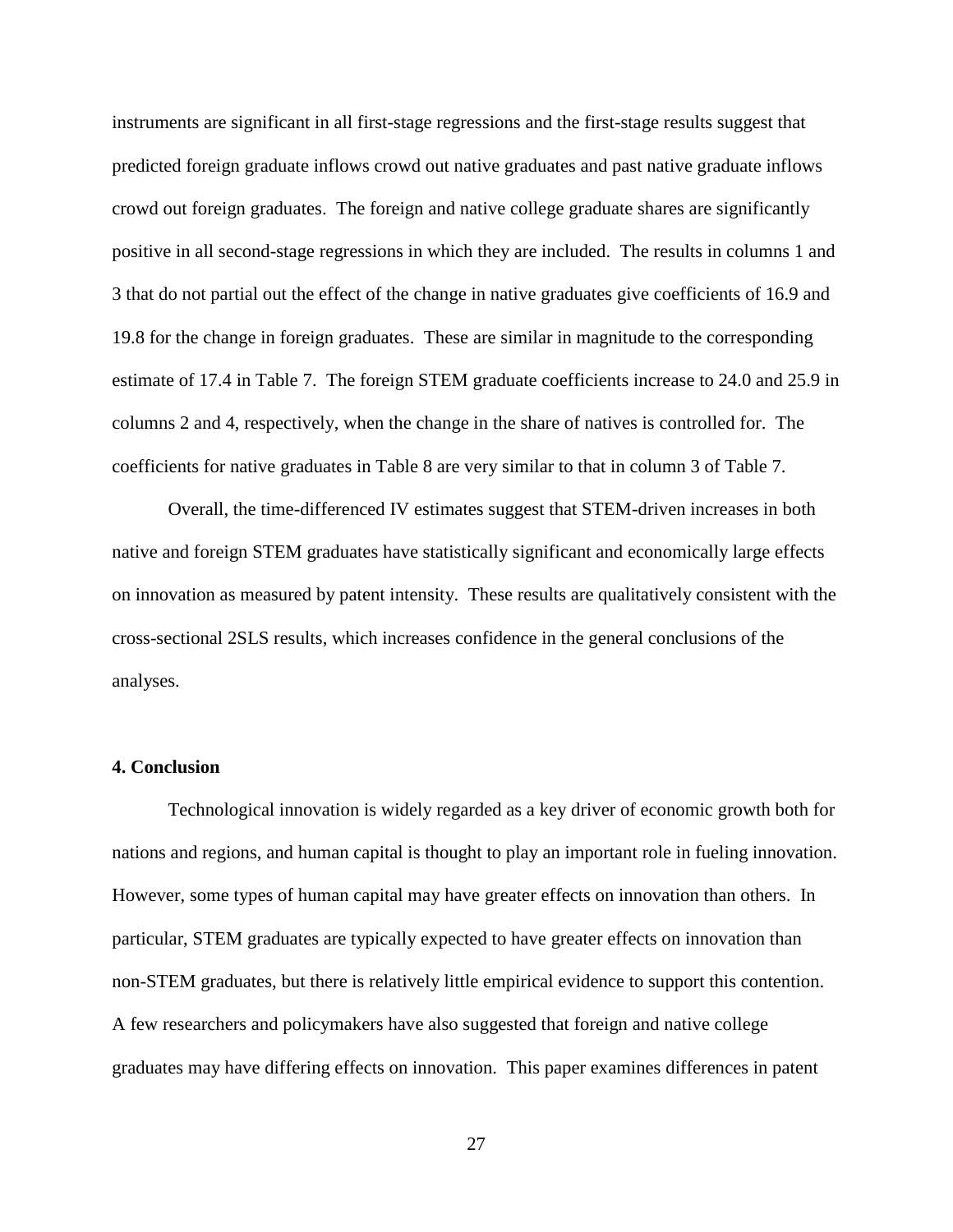instruments are significant in all first-stage regressions and the first-stage results suggest that predicted foreign graduate inflows crowd out native graduates and past native graduate inflows crowd out foreign graduates. The foreign and native college graduate shares are significantly positive in all second-stage regressions in which they are included. The results in columns 1 and 3 that do not partial out the effect of the change in native graduates give coefficients of 16.9 and 19.8 for the change in foreign graduates. These are similar in magnitude to the corresponding estimate of 17.4 in Table 7. The foreign STEM graduate coefficients increase to 24.0 and 25.9 in columns 2 and 4, respectively, when the change in the share of natives is controlled for. The coefficients for native graduates in Table 8 are very similar to that in column 3 of Table 7.

Overall, the time-differenced IV estimates suggest that STEM-driven increases in both native and foreign STEM graduates have statistically significant and economically large effects on innovation as measured by patent intensity. These results are qualitatively consistent with the cross-sectional 2SLS results, which increases confidence in the general conclusions of the analyses.

## 4. Conclusion

Technological innovation is widely regarded as a key driver of economic growth both for nations and regions, and human capital is thought to play an important role in fueling innovation. However, some types of human capital may have greater effects on innovation than others. In particular, STEM graduates are typically expected to have greater effects on innovation than non-STEM graduates, but there is relatively little empirical evidence to support this contention. A few researchers and policymakers have also suggested that foreign and native college graduates may have differing effects on innovation. This paper examines differences in patent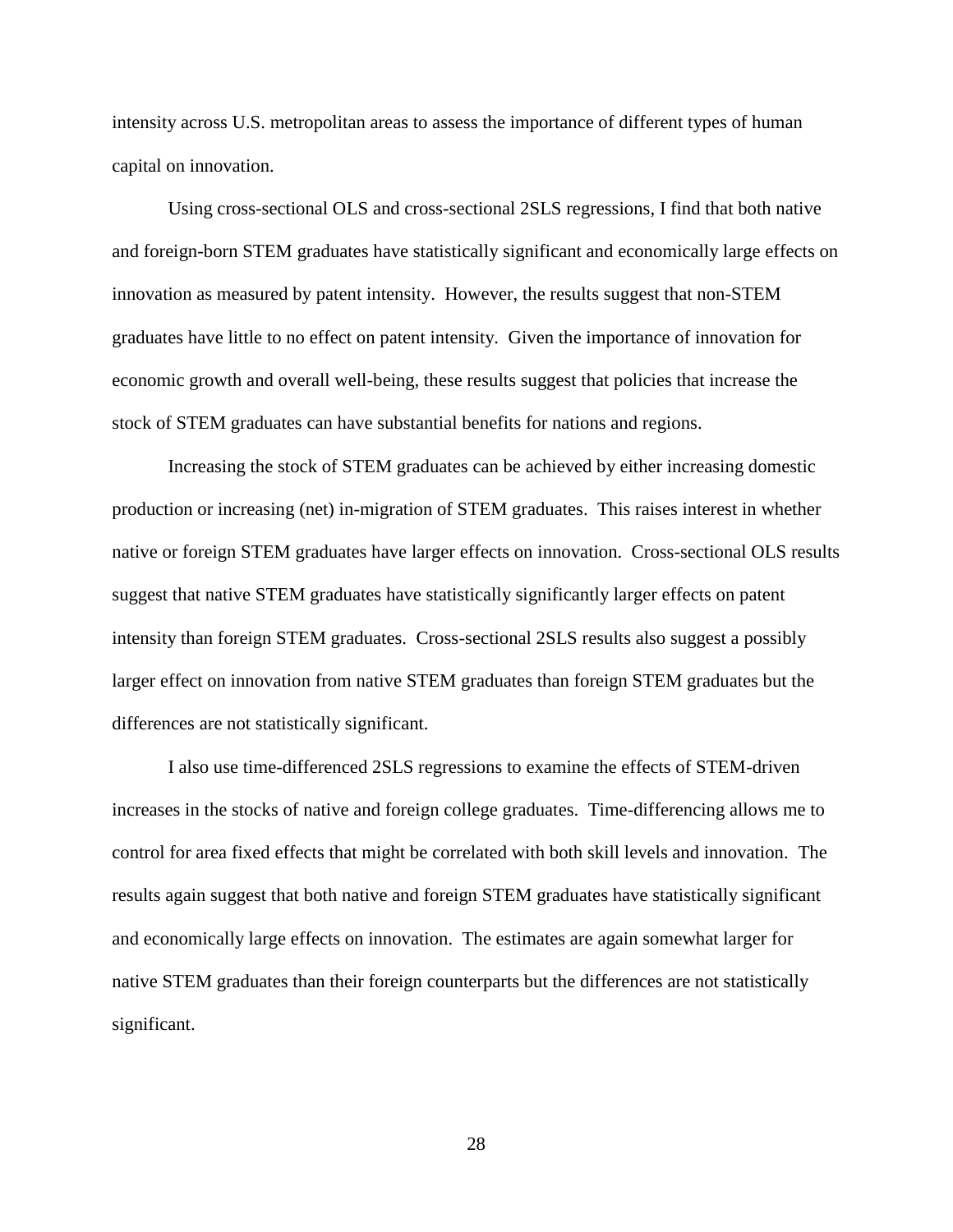intensity across U.S. metropolitan areas to assess the importance of different types of human capital on innovation.

Using cross-sectional OLS and cross-sectional 2SLS regressions, I find that both native and foreign-born STEM graduates have statistically significant and economically large effects on innovation as measured by patent intensity. However, the results suggest that non-STEM graduates have little to no effect on patent intensity. Given the importance of innovation for economic growth and overall well-being, these results suggest that policies that increase the stock of STEM graduates can have substantial benefits for nations and regions.

Increasing the stock of STEM graduates can be achieved by either increasing domestic production or increasing (net) in-migration of STEM graduates. This raises interest in whether native or foreign STEM graduates have larger effects on innovation. Cross-sectional OLS results suggest that native STEM graduates have statistically significantly larger effects on patent intensity than foreign STEM graduates. Cross-sectional 2SLS results also suggest a possibly larger effect on innovation from native STEM graduates than foreign STEM graduates but the differences are not statistically significant.

I also use time-differenced 2SLS regressions to examine the effects of STEM-driven increases in the stocks of native and foreign college graduates. Time-differencing allows me to control for area fixed effects that might be correlated with both skill levels and innovation. The results again suggest that both native and foreign STEM graduates have statistically significant and economically large effects on innovation. The estimates are again somewhat larger for native STEM graduates than their foreign counterparts but the differences are not statistically significant.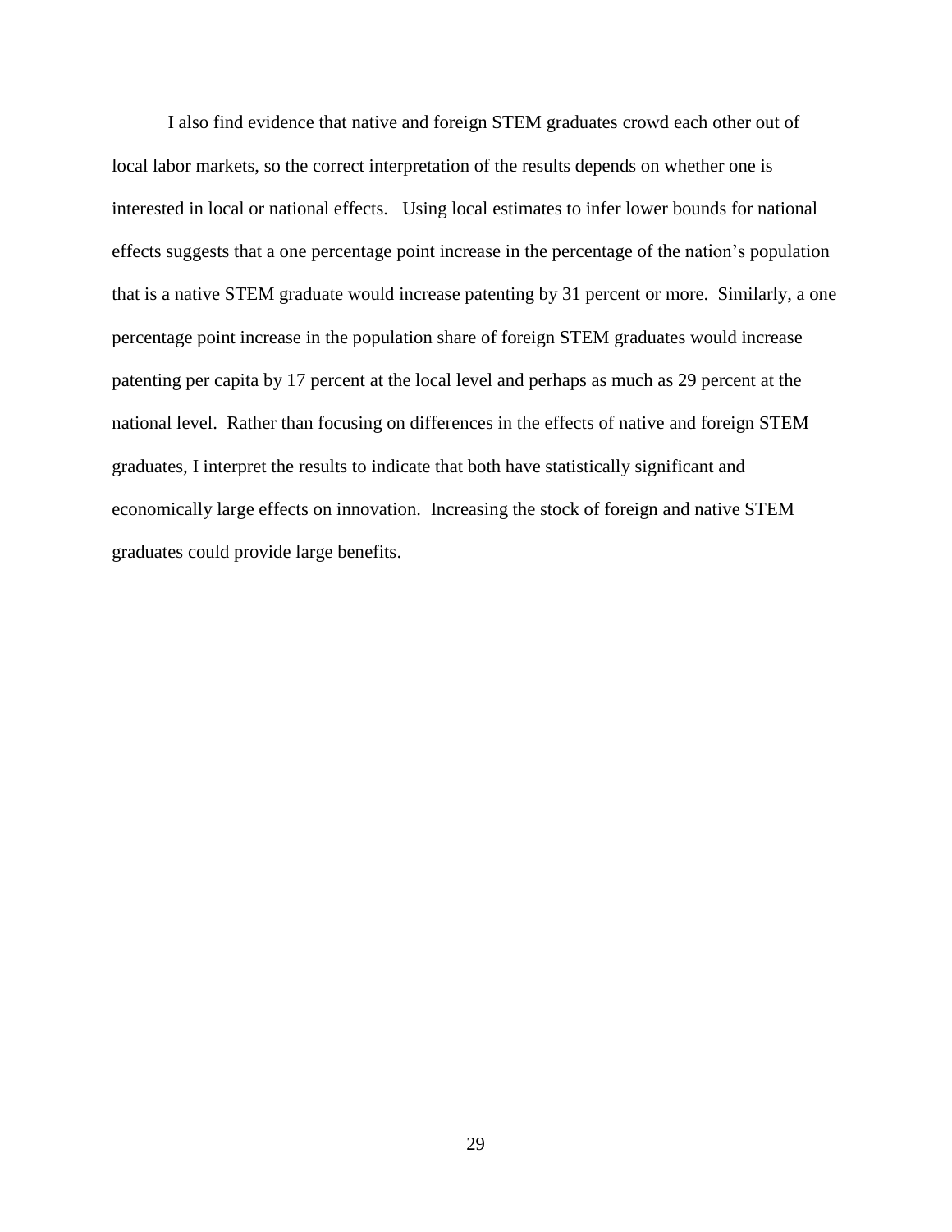I also find evidence that native and foreign STEM graduates crowd each other out of local labor markets, so the correct interpretation of the results depends on whether one is interested in local or national effects. Using local estimates to infer lower bounds for national effects suggests that a one percentage point increase in the percentage of the nation's population that is a native STEM graduate would increase patenting by 31 percent or more. Similarly, a one percentage point increase in the population share of foreign STEM graduates would increase patenting per capita by 17 percent at the local level and perhaps as much as 29 percent at the national level. Rather than focusing on differences in the effects of native and foreign STEM graduates, I interpret the results to indicate that both have statistically significant and economically large effects on innovation. Increasing the stock of foreign and native STEM graduates could provide large benefits.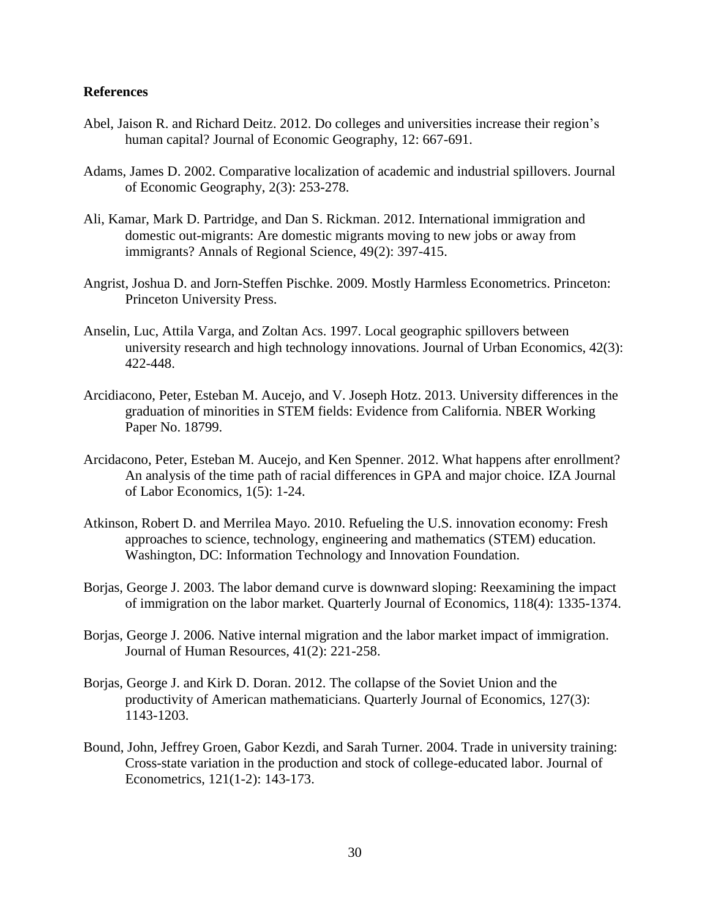## References

Abel, Jaison R. and Richard Deitz. 2012. Do colleges and universities increase their region's human capital? Journal of Economic Geography, 12: 667-691.

Adams, James D. 2002. Comparative localization of academic and industrial spillovers. Journal of Economic Geography, 2(3): 253-278.

Ali, Kamar, Mark D. Partridge, and Dan S. Rickman. 2012. International immigration and domestic out-migrants: Are domestic migrants moving to new jobs or away from immigrants? Annals of Regional Science, 49(2): 397-415.

Angrist, Joshua D. and Jorn-Steffen Pischke. 2009. Mostly Harmless Econometrics. Princeton: Princeton University Press.

Anselin, Luc, Attila Varga, and Zoltan Acs. 1997. Local geographic spillovers between university research and high technology innovations. Journal of Urban Economics, 42(3): 422-448.

Arcidiacono, Peter, Esteban M. Aucejo, and V. Joseph Hotz. 2013. University differences in the graduation of minorities in STEM fields: Evidence from California. NBER Working Paper No. 18799.

Arcidacono, Peter, Esteban M. Aucejo, and Ken Spenner. 2012. What happens after enrollment? An analysis of the time path of racial differences in GPA and major choice. IZA Journal of Labor Economics, 1(5): 1-24.

Atkinson, Robert D. and Merrilea Mayo. 2010. Refueling the U.S. innovation economy: Fresh approaches to science, technology, engineering and mathematics (STEM) education. Washington, DC: Information Technology and Innovation Foundation.

Borjas, George J. 2003. The labor demand curve is downward sloping: Reexamining the impact of immigration on the labor market. Quarterly Journal of Economics, 118(4): 1335-1374.

Borjas, George J. 2006. Native internal migration and the labor market impact of immigration. Journal of Human Resources, 41(2): 221-258.

Borjas, George J. and Kirk D. Doran. 2012. The collapse of the Soviet Union and the productivity of American mathematicians. Quarterly Journal of Economics, 127(3): 1143-1203.

Bound, John, Jeffrey Groen, Gabor Kezdi, and Sarah Turner. 2004. Trade in university training: Cross-state variation in the production and stock of college-educated labor. Journal of Econometrics, 121(1-2): 143-173.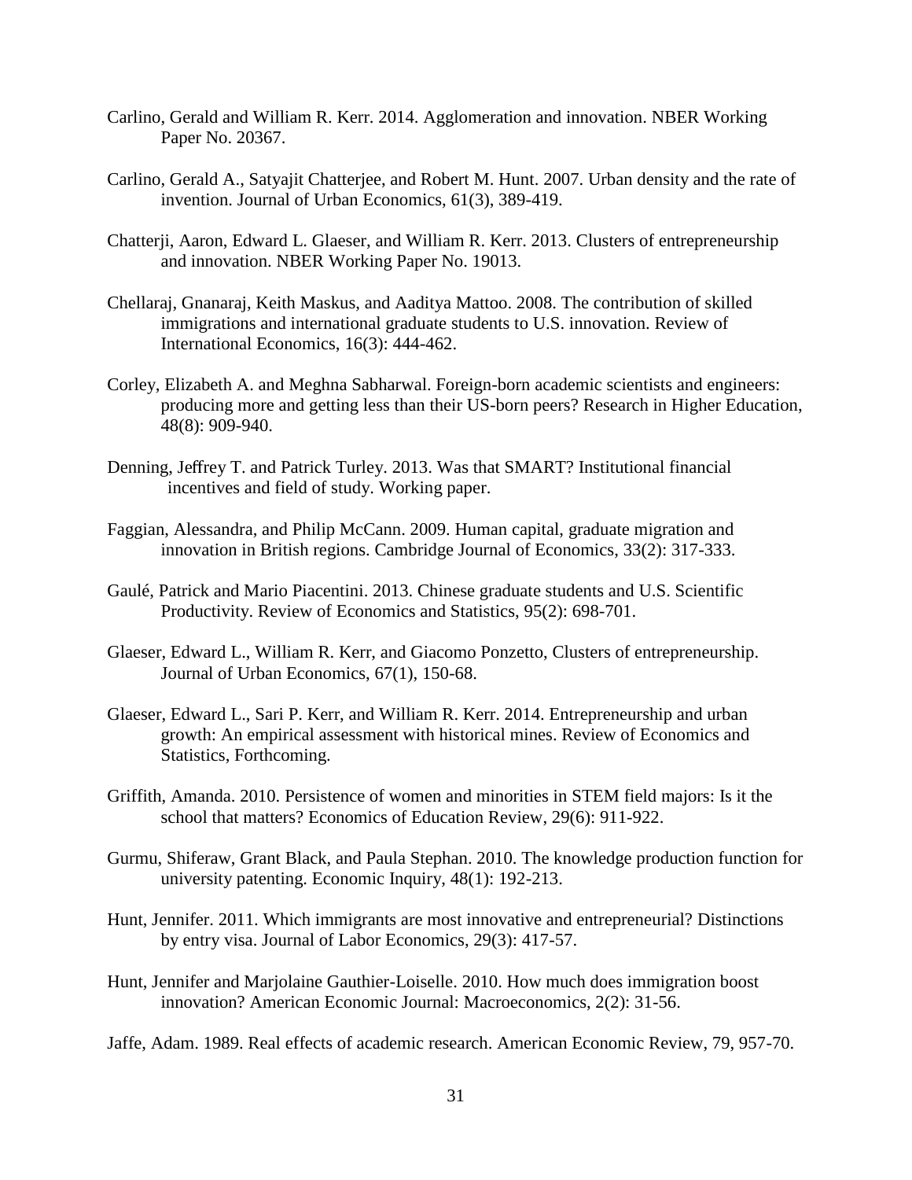Carlino, Gerald and William R. Kerr. 2014. Agglomeration and innovation. NBER Working Paper No. 20367.

Carlino, Gerald A., Satyajit Chatterjee, and Robert M. Hunt. 2007. Urban density and the rate of invention. Journal of Urban Economics, 61(3), 389-419.

Chatterji, Aaron, Edward L. Glaeser, and William R. Kerr. 2013. Clusters of entrepreneurship and innovation. NBER Working Paper No. 19013.

Chellaraj, Gnanaraj, Keith Maskus, and Aaditya Mattoo. 2008. The contribution of skilled immigrations and international graduate students to U.S. innovation. Review of International Economics, 16(3): 444-462.

Corley, Elizabeth A. and Meghna Sabharwal. Foreign-born academic scientists and engineers: producing more and getting less than their US-born peers? Research in Higher Education, 48(8): 909-940.

Denning, Jeffrey T. and Patrick Turley. 2013. Was that SMART? Institutional financial incentives and field of study. Working paper.

Faggian, Alessandra, and Philip McCann. 2009. Human capital, graduate migration and innovation in British regions. Cambridge Journal of Economics, 33(2): 317-333.

Gaulé, Patrick and Mario Piacentini. 2013. Chinese graduate students and U.S. Scientific Productivity. Review of Economics and Statistics, 95(2): 698-701.

Glaeser, Edward L., William R. Kerr, and Giacomo Ponzetto, Clusters of entrepreneurship. Journal of Urban Economics, 67(1), 150-68.

Glaeser, Edward L., Sari P. Kerr, and William R. Kerr. 2014. Entrepreneurship and urban growth: An empirical assessment with historical mines. Review of Economics and Statistics, Forthcoming.

Griffith, Amanda. 2010. Persistence of women and minorities in STEM field majors: Is it the school that matters? Economics of Education Review, 29(6): 911-922.

Gurmu, Shiferaw, Grant Black, and Paula Stephan. 2010. The knowledge production function for university patenting. Economic Inquiry, 48(1): 192-213.

Hunt, Jennifer. 2011. Which immigrants are most innovative and entrepreneurial? Distinctions by entry visa. Journal of Labor Economics, 29(3): 417-57.

Hunt, Jennifer and Marjolaine Gauthier-Loiselle. 2010. How much does immigration boost innovation? American Economic Journal: Macroeconomics, 2(2): 31-56.

Jaffe, Adam. 1989. Real effects of academic research. American Economic Review, 79, 957-70.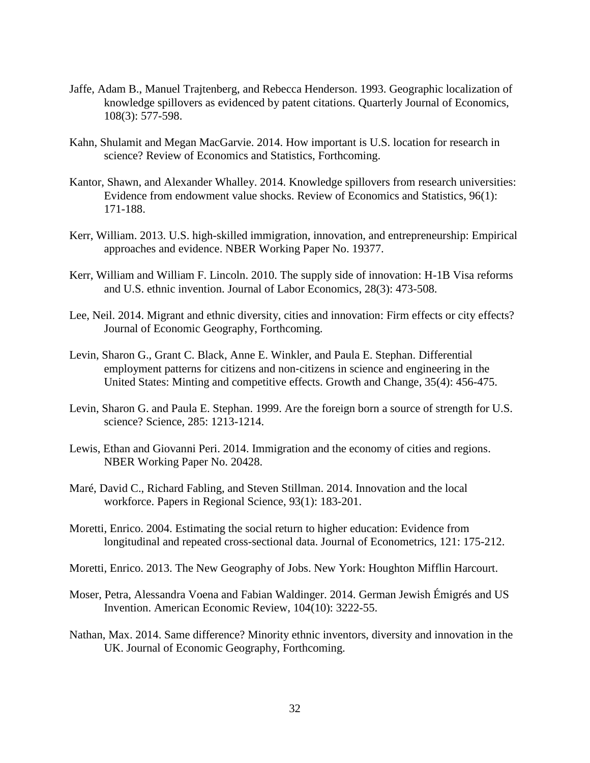Jaffe, Adam B., Manuel Trajtenberg, and Rebecca Henderson. 1993. Geographic localization of knowledge spillovers as evidenced by patent citations. Quarterly Journal of Economics, 108(3): 577-598.

Kahn, Shulamit and Megan MacGarvie. 2014. How important is U.S. location for research in science? Review of Economics and Statistics, Forthcoming.

Kantor, Shawn, and Alexander Whalley. 2014. Knowledge spillovers from research universities: Evidence from endowment value shocks. Review of Economics and Statistics, 96(1): 171-188.

Kerr, William. 2013. U.S. high-skilled immigration, innovation, and entrepreneurship: Empirical approaches and evidence. NBER Working Paper No. 19377.

Kerr, William and William F. Lincoln. 2010. The supply side of innovation: H-1B Visa reforms and U.S. ethnic invention. Journal of Labor Economics, 28(3): 473-508.

Lee, Neil. 2014. Migrant and ethnic diversity, cities and innovation: Firm effects or city effects? Journal of Economic Geography, Forthcoming.

Levin, Sharon G., Grant C. Black, Anne E. Winkler, and Paula E. Stephan. Differential employment patterns for citizens and non-citizens in science and engineering in the United States: Minting and competitive effects. Growth and Change, 35(4): 456-475.

Levin, Sharon G. and Paula E. Stephan. 1999. Are the foreign born a source of strength for U.S. science? Science, 285: 1213-1214.

Lewis, Ethan and Giovanni Peri. 2014. Immigration and the economy of cities and regions. NBER Working Paper No. 20428.

Maré, David C., Richard Fabling, and Steven Stillman. 2014. Innovation and the local workforce. Papers in Regional Science, 93(1): 183-201.

Moretti, Enrico. 2004. Estimating the social return to higher education: Evidence from longitudinal and repeated cross-sectional data. Journal of Econometrics, 121: 175-212.

Moretti, Enrico. 2013. The New Geography of Jobs. New York: Houghton Mifflin Harcourt.

Moser, Petra, Alessandra Voena and Fabian Waldinger. 2014. German Jewish Émigrés and US Invention. American Economic Review, 104(10): 3222-55.

Nathan, Max. 2014. Same difference? Minority ethnic inventors, diversity and innovation in the UK. Journal of Economic Geography, Forthcoming.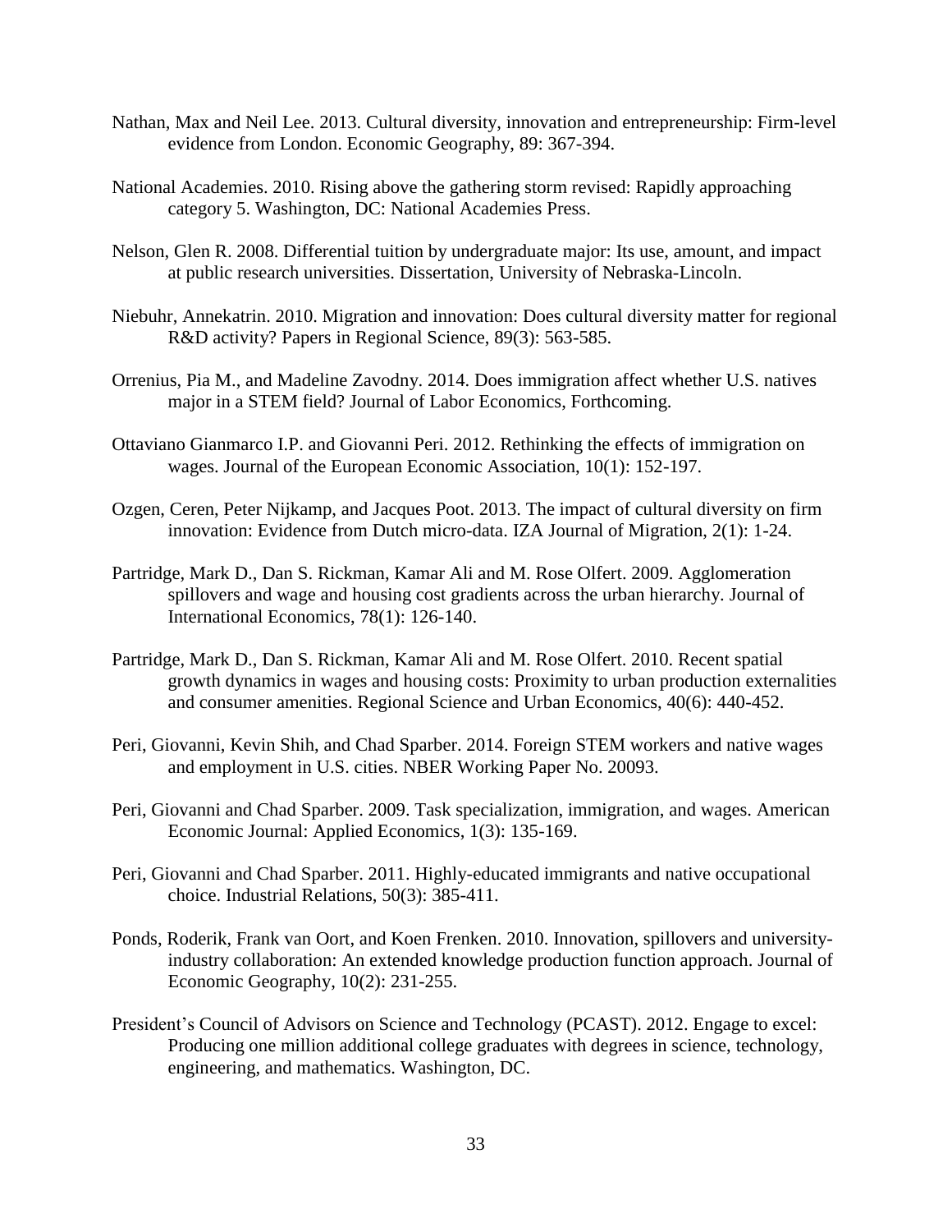Nathan, Max and Neil Lee. 2013. Cultural diversity, innovation and entrepreneurship: Firm-level evidence from London. Economic Geography, 89: 367-394.

National Academies. 2010. Rising above the gathering storm revised: Rapidly approaching category 5. Washington, DC: National Academies Press.

Nelson, Glen R. 2008. Differential tuition by undergraduate major: Its use, amount, and impact at public research universities. Dissertation, University of Nebraska-Lincoln.

Niebuhr, Annekatrin. 2010. Migration and innovation: Does cultural diversity matter for regional R&D activity? Papers in Regional Science, 89(3): 563-585.

Orrenius, Pia M., and Madeline Zavodny. 2014. Does immigration affect whether U.S. natives major in a STEM field? Journal of Labor Economics, Forthcoming.

Ottaviano Gianmarco I.P. and Giovanni Peri. 2012. Rethinking the effects of immigration on wages. Journal of the European Economic Association, 10(1): 152-197.

Ozgen, Ceren, Peter Nijkamp, and Jacques Poot. 2013. The impact of cultural diversity on firm innovation: Evidence from Dutch micro-data. IZA Journal of Migration, 2(1): 1-24.

Partridge, Mark D., Dan S. Rickman, Kamar Ali and M. Rose Olfert. 2009. Agglomeration spillovers and wage and housing cost gradients across the urban hierarchy. Journal of International Economics, 78(1): 126-140.

Partridge, Mark D., Dan S. Rickman, Kamar Ali and M. Rose Olfert. 2010. Recent spatial growth dynamics in wages and housing costs: Proximity to urban production externalities and consumer amenities. Regional Science and Urban Economics, 40(6): 440-452.

Peri, Giovanni, Kevin Shih, and Chad Sparber. 2014. Foreign STEM workers and native wages and employment in U.S. cities. NBER Working Paper No. 20093.

Peri, Giovanni and Chad Sparber. 2009. Task specialization, immigration, and wages. American Economic Journal: Applied Economics, 1(3): 135-169.

Peri, Giovanni and Chad Sparber. 2011. Highly-educated immigrants and native occupational choice. Industrial Relations, 50(3): 385-411.

Ponds, Roderik, Frank van Oort, and Koen Frenken. 2010. Innovation, spillovers and university-industry collaboration: An extended knowledge production function approach. Journal of Economic Geography, 10(2): 231-255.

President's Council of Advisors on Science and Technology (PCAST). 2012. Engage to excel: Producing one million additional college graduates with degrees in science, technology, engineering, and mathematics. Washington, DC.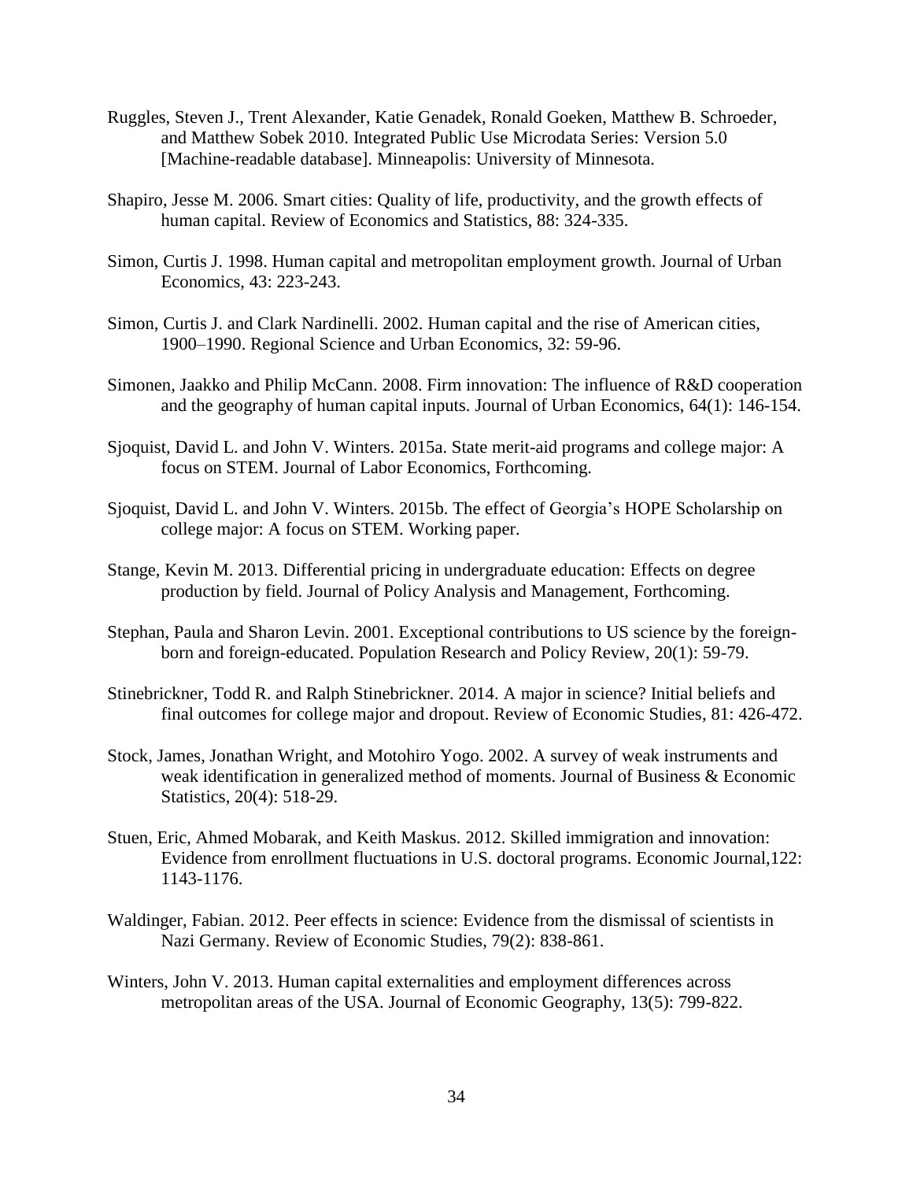Ruggles, Steven J., Trent Alexander, Katie Genadek, Ronald Goeken, Matthew B. Schroeder, and Matthew Sobek 2010. Integrated Public Use Microdata Series: Version 5.0 [Machine-readable database]. Minneapolis: University of Minnesota.

Shapiro, Jesse M. 2006. Smart cities: Quality of life, productivity, and the growth effects of human capital. Review of Economics and Statistics, 88: 324-335.

Simon, Curtis J. 1998. Human capital and metropolitan employment growth. Journal of Urban Economics, 43: 223-243.

Simon, Curtis J. and Clark Nardinelli. 2002. Human capital and the rise of American cities, 1900–1990. Regional Science and Urban Economics, 32: 59-96.

Simonen, Jaakko and Philip McCann. 2008. Firm innovation: The influence of R&D cooperation and the geography of human capital inputs. Journal of Urban Economics, 64(1): 146-154.

Sjoquist, David L. and John V. Winters. 2015a. State merit-aid programs and college major: A focus on STEM. Journal of Labor Economics, Forthcoming.

Sjoquist, David L. and John V. Winters. 2015b. The effect of Georgia's HOPE Scholarship on college major: A focus on STEM. Working paper.

Stange, Kevin M. 2013. Differential pricing in undergraduate education: Effects on degree production by field. Journal of Policy Analysis and Management, Forthcoming.

Stephan, Paula and Sharon Levin. 2001. Exceptional contributions to US science by the foreign-born and foreign-educated. Population Research and Policy Review, 20(1): 59-79.

Stinebrickner, Todd R. and Ralph Stinebrickner. 2014. A major in science? Initial beliefs and final outcomes for college major and dropout. Review of Economic Studies, 81: 426-472.

Stock, James, Jonathan Wright, and Motohiro Yogo. 2002. A survey of weak instruments and weak identification in generalized method of moments. Journal of Business & Economic Statistics, 20(4): 518-29.

Stuen, Eric, Ahmed Mobarak, and Keith Maskus. 2012. Skilled immigration and innovation: Evidence from enrollment fluctuations in U.S. doctoral programs. Economic Journal,122: 1143-1176.

Waldinger, Fabian. 2012. Peer effects in science: Evidence from the dismissal of scientists in Nazi Germany. Review of Economic Studies, 79(2): 838-861.

Winters, John V. 2013. Human capital externalities and employment differences across metropolitan areas of the USA. Journal of Economic Geography, 13(5): 799-822.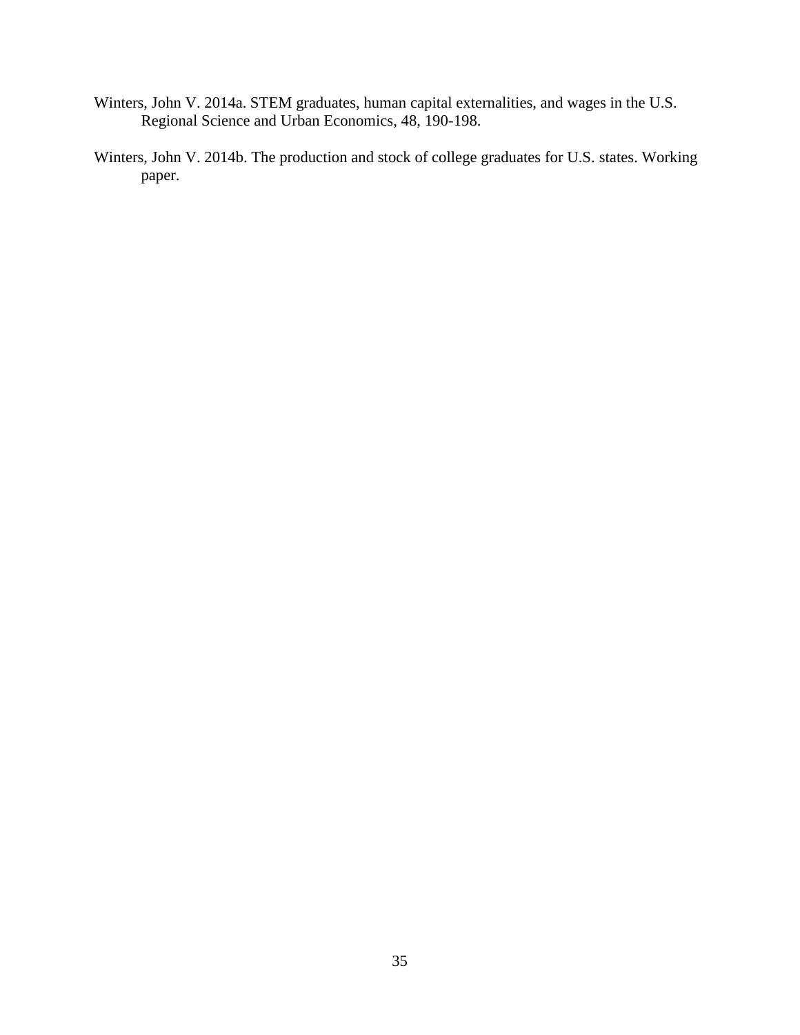Winters, John V. 2014a. STEM graduates, human capital externalities, and wages in the U.S. Regional Science and Urban Economics, 48, 190-198.

Winters, John V. 2014b. The production and stock of college graduates for U.S. states. Working paper.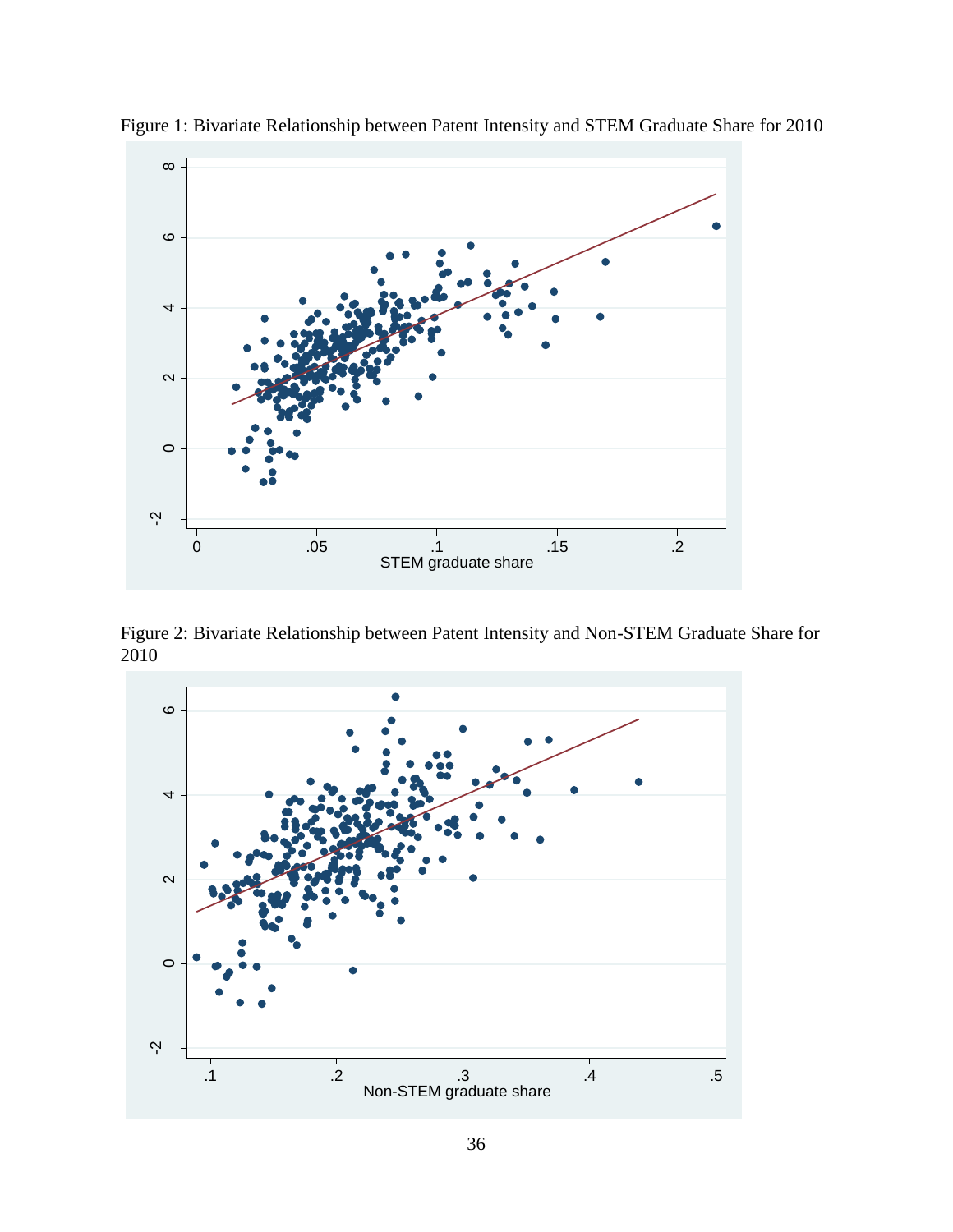Figure 1: Bivariate Relationship between Patent Intensity and STEM Graduate Share for 2010

8
6
4
2
0
-2

0
.05
.1
.15
.2
STEM graduate share

Figure 2: Bivariate Relationship between Patent Intensity and Non-STEM Graduate Share for 2010

6
4
2
0
-2

.1
.2
.3
.4
.5
Non-STEM graduate share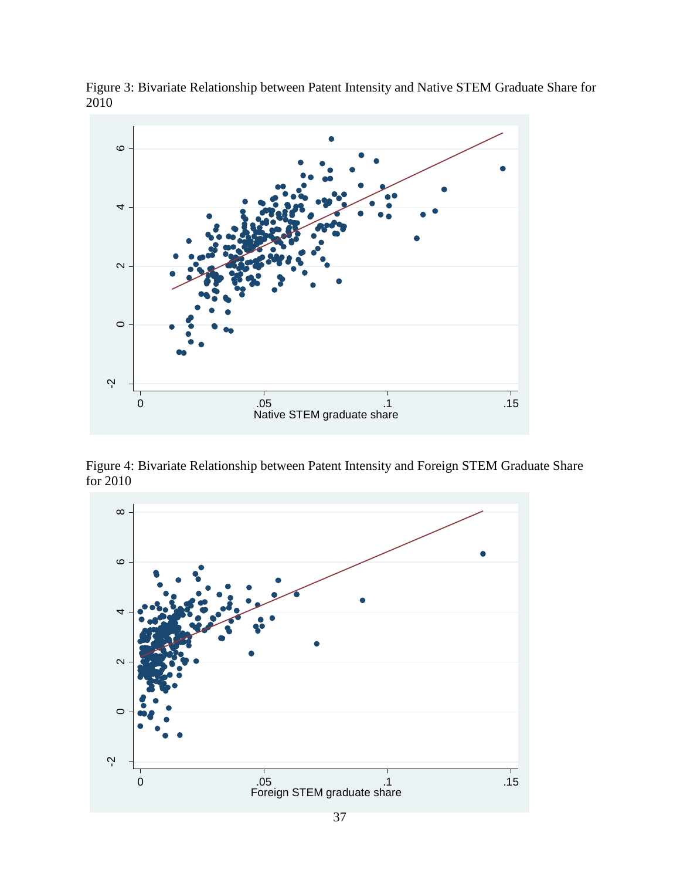Figure 3: Bivariate Relationship between Patent Intensity and Native STEM Graduate Share for 2010

-2
0
2
4
6

0
.05
.1
.15

Native STEM graduate share

Figure 4: Bivariate Relationship between Patent Intensity and Foreign STEM Graduate Share for 2010

-2
0
2
4
6
8

0
.05
.1
.15

Foreign STEM graduate share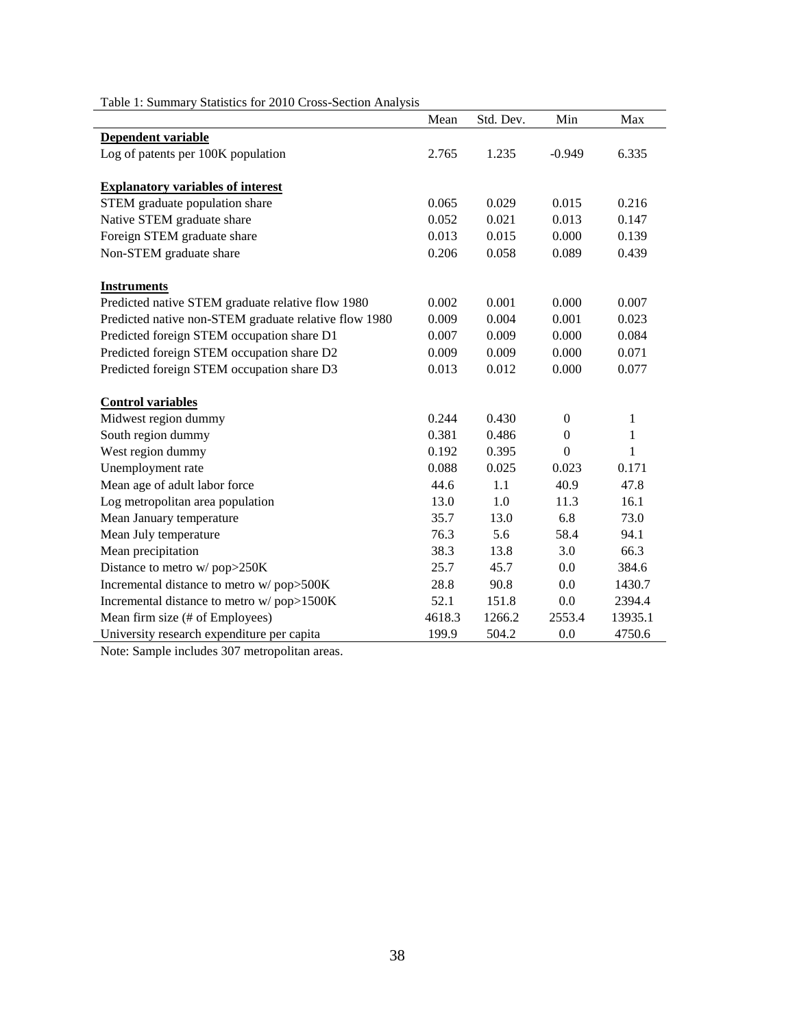Table 1: Summary Statistics for 2010 Cross-Section Analysis

| | Mean | Std. Dev. | Min | Max |
|---|---|---|---|---|
| **Dependent variable** | | | | |
| Log of patents per 100K population | 2.765 | 1.235 | -0.949 | 6.335 |
| | | | | |
| **Explanatory variables of interest** | | | | |
| STEM graduate population share | 0.065 | 0.029 | 0.015 | 0.216 |
| Native STEM graduate share | 0.052 | 0.021 | 0.013 | 0.147 |
| Foreign STEM graduate share | 0.013 | 0.015 | 0.000 | 0.139 |
| Non-STEM graduate share | 0.206 | 0.058 | 0.089 | 0.439 |
| | | | | |
| **Instruments** | | | | |
| Predicted native STEM graduate relative flow 1980 | 0.002 | 0.001 | 0.000 | 0.007 |
| Predicted native non-STEM graduate relative flow 1980 | 0.009 | 0.004 | 0.001 | 0.023 |
| Predicted foreign STEM occupation share D1 | 0.007 | 0.009 | 0.000 | 0.084 |
| Predicted foreign STEM occupation share D2 | 0.009 | 0.009 | 0.000 | 0.071 |
| Predicted foreign STEM occupation share D3 | 0.013 | 0.012 | 0.000 | 0.077 |
| | | | | |
| **Control variables** | | | | |
| Midwest region dummy | 0.244 | 0.430 | 0 | 1 |
| South region dummy | 0.381 | 0.486 | 0 | 1 |
| West region dummy | 0.192 | 0.395 | 0 | 1 |
| Unemployment rate | 0.088 | 0.025 | 0.023 | 0.171 |
| Mean age of adult labor force | 44.6 | 1.1 | 40.9 | 47.8 |
| Log metropolitan area population | 13.0 | 1.0 | 11.3 | 16.1 |
| Mean January temperature | 35.7 | 13.0 | 6.8 | 73.0 |
| Mean July temperature | 76.3 | 5.6 | 58.4 | 94.1 |
| Mean precipitation | 38.3 | 13.8 | 3.0 | 66.3 |
| Distance to metro w/ pop>250K | 25.7 | 45.7 | 0.0 | 384.6 |
| Incremental distance to metro w/ pop>500K | 28.8 | 90.8 | 0.0 | 1430.7 |
| Incremental distance to metro w/ pop>1500K | 52.1 | 151.8 | 0.0 | 2394.4 |
| Mean firm size (# of Employees) | 4618.3 | 1266.2 | 2553.4 | 13935.1 |
| University research expenditure per capita | 199.9 | 504.2 | 0.0 | 4750.6 |

Note: Sample includes 307 metropolitan areas.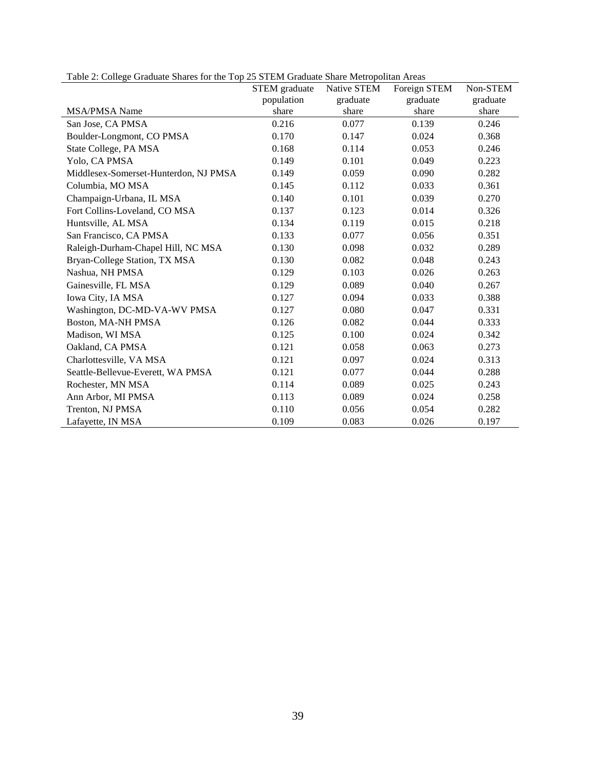Table 2: College Graduate Shares for the Top 25 STEM Graduate Share Metropolitan Areas

| MSA/PMSA Name | STEM graduate population share | Native STEM graduate share | Foreign STEM graduate share | Non-STEM graduate share |
|---|---|---|---|---|
| San Jose, CA PMSA | 0.216 | 0.077 | 0.139 | 0.246 |
| Boulder-Longmont, CO PMSA | 0.170 | 0.147 | 0.024 | 0.368 |
| State College, PA MSA | 0.168 | 0.114 | 0.053 | 0.246 |
| Yolo, CA PMSA | 0.149 | 0.101 | 0.049 | 0.223 |
| Middlesex-Somerset-Hunterdon, NJ PMSA | 0.149 | 0.059 | 0.090 | 0.282 |
| Columbia, MO MSA | 0.145 | 0.112 | 0.033 | 0.361 |
| Champaign-Urbana, IL MSA | 0.140 | 0.101 | 0.039 | 0.270 |
| Fort Collins-Loveland, CO MSA | 0.137 | 0.123 | 0.014 | 0.326 |
| Huntsville, AL MSA | 0.134 | 0.119 | 0.015 | 0.218 |
| San Francisco, CA PMSA | 0.133 | 0.077 | 0.056 | 0.351 |
| Raleigh-Durham-Chapel Hill, NC MSA | 0.130 | 0.098 | 0.032 | 0.289 |
| Bryan-College Station, TX MSA | 0.130 | 0.082 | 0.048 | 0.243 |
| Nashua, NH PMSA | 0.129 | 0.103 | 0.026 | 0.263 |
| Gainesville, FL MSA | 0.129 | 0.089 | 0.040 | 0.267 |
| Iowa City, IA MSA | 0.127 | 0.094 | 0.033 | 0.388 |
| Washington, DC-MD-VA-WV PMSA | 0.127 | 0.080 | 0.047 | 0.331 |
| Boston, MA-NH PMSA | 0.126 | 0.082 | 0.044 | 0.333 |
| Madison, WI MSA | 0.125 | 0.100 | 0.024 | 0.342 |
| Oakland, CA PMSA | 0.121 | 0.058 | 0.063 | 0.273 |
| Charlottesville, VA MSA | 0.121 | 0.097 | 0.024 | 0.313 |
| Seattle-Bellevue-Everett, WA PMSA | 0.121 | 0.077 | 0.044 | 0.288 |
| Rochester, MN MSA | 0.114 | 0.089 | 0.025 | 0.243 |
| Ann Arbor, MI PMSA | 0.113 | 0.089 | 0.024 | 0.258 |
| Trenton, NJ PMSA | 0.110 | 0.056 | 0.054 | 0.282 |
| Lafayette, IN MSA | 0.109 | 0.083 | 0.026 | 0.197 |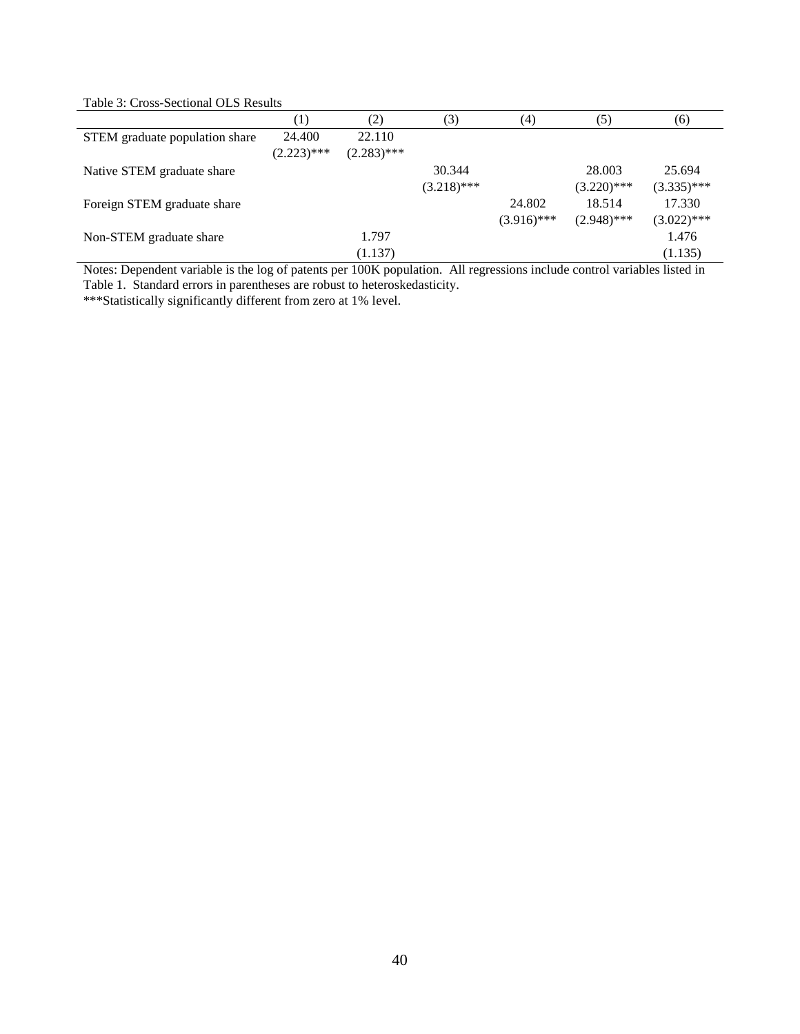Table 3: Cross-Sectional OLS Results

| | (1) | (2) | (3) | (4) | (5) | (6) |
|---|---|---|---|---|---|---|
| STEM graduate population share | 24.400 | 22.110 | | | | |
| | (2.223)*** | (2.283)*** | | | | |
| Native STEM graduate share | | | 30.344 | | 28.003 | 25.694 |
| | | | (3.218)*** | | (3.220)*** | (3.335)*** |
| Foreign STEM graduate share | | | | 24.802 | 18.514 | 17.330 |
| | | | | (3.916)*** | (2.948)*** | (3.022)*** |
| Non-STEM graduate share | | 1.797 | | | | 1.476 |
| | | (1.137) | | | | (1.135) |

Notes: Dependent variable is the log of patents per 100K population. All regressions include control variables listed in Table 1. Standard errors in parentheses are robust to heteroskedasticity.

***Statistically significantly different from zero at 1% level.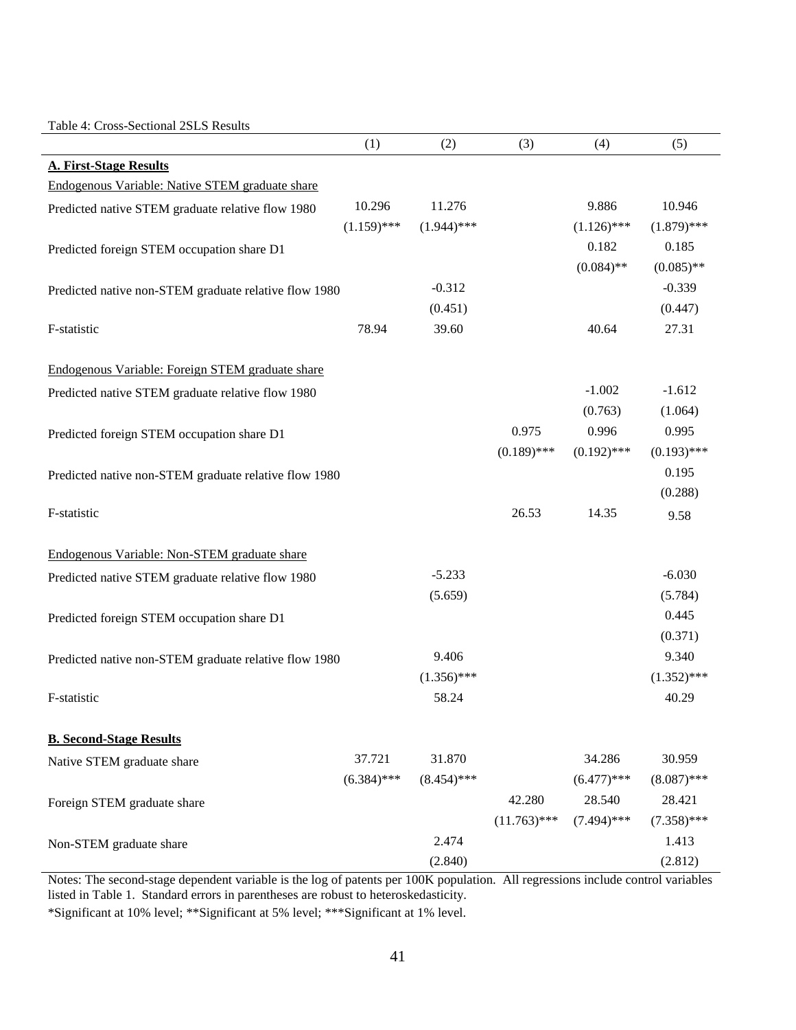Table 4: Cross-Sectional 2SLS Results

| | (1) | (2) | (3) | (4) | (5) |
|---|---|---|---|---|---|
| **A. First-Stage Results** | | | | | |
| Endogenous Variable: Native STEM graduate share | | | | | |
| Predicted native STEM graduate relative flow 1980 | 10.296 | 11.276 | | 9.886 | 10.946 |
| | (1.159)*** | (1.944)*** | | (1.126)*** | (1.879)*** |
| Predicted foreign STEM occupation share D1 | | | | 0.182 | 0.185 |
| | | | | (0.084)** | (0.085)** |
| Predicted native non-STEM graduate relative flow 1980 | | -0.312 | | | -0.339 |
| | | (0.451) | | | (0.447) |
| F-statistic | 78.94 | 39.60 | | 40.64 | 27.31 |
| Endogenous Variable: Foreign STEM graduate share | | | | | |
| Predicted native STEM graduate relative flow 1980 | | | | -1.002 | -1.612 |
| | | | | (0.763) | (1.064) |
| Predicted foreign STEM occupation share D1 | | | 0.975 | 0.996 | 0.995 |
| | | | (0.189)*** | (0.192)*** | (0.193)*** |
| Predicted native non-STEM graduate relative flow 1980 | | | | | 0.195 |
| | | | | | (0.288) |
| F-statistic | | | 26.53 | 14.35 | 9.58 |
| Endogenous Variable: Non-STEM graduate share | | | | | |
| Predicted native STEM graduate relative flow 1980 | | -5.233 | | | -6.030 |
| | | (5.659) | | | (5.784) |
| Predicted foreign STEM occupation share D1 | | | | | 0.445 |
| | | | | | (0.371) |
| Predicted native non-STEM graduate relative flow 1980 | | 9.406 | | | 9.340 |
| | | (1.356)*** | | | (1.352)*** |
| F-statistic | | 58.24 | | | 40.29 |
| **B. Second-Stage Results** | | | | | |
| Native STEM graduate share | 37.721 | 31.870 | | 34.286 | 30.959 |
| | (6.384)*** | (8.454)*** | | (6.477)*** | (8.087)*** |
| Foreign STEM graduate share | | | 42.280 | 28.540 | 28.421 |
| | | | (11.763)*** | (7.494)*** | (7.358)*** |
| Non-STEM graduate share | | 2.474 | | | 1.413 |
| | | (2.840) | | | (2.812) |

Notes: The second-stage dependent variable is the log of patents per 100K population. All regressions include control variables listed in Table 1. Standard errors in parentheses are robust to heteroskedasticity.

*Significant at 10% level; **Significant at 5% level; ***Significant at 1% level.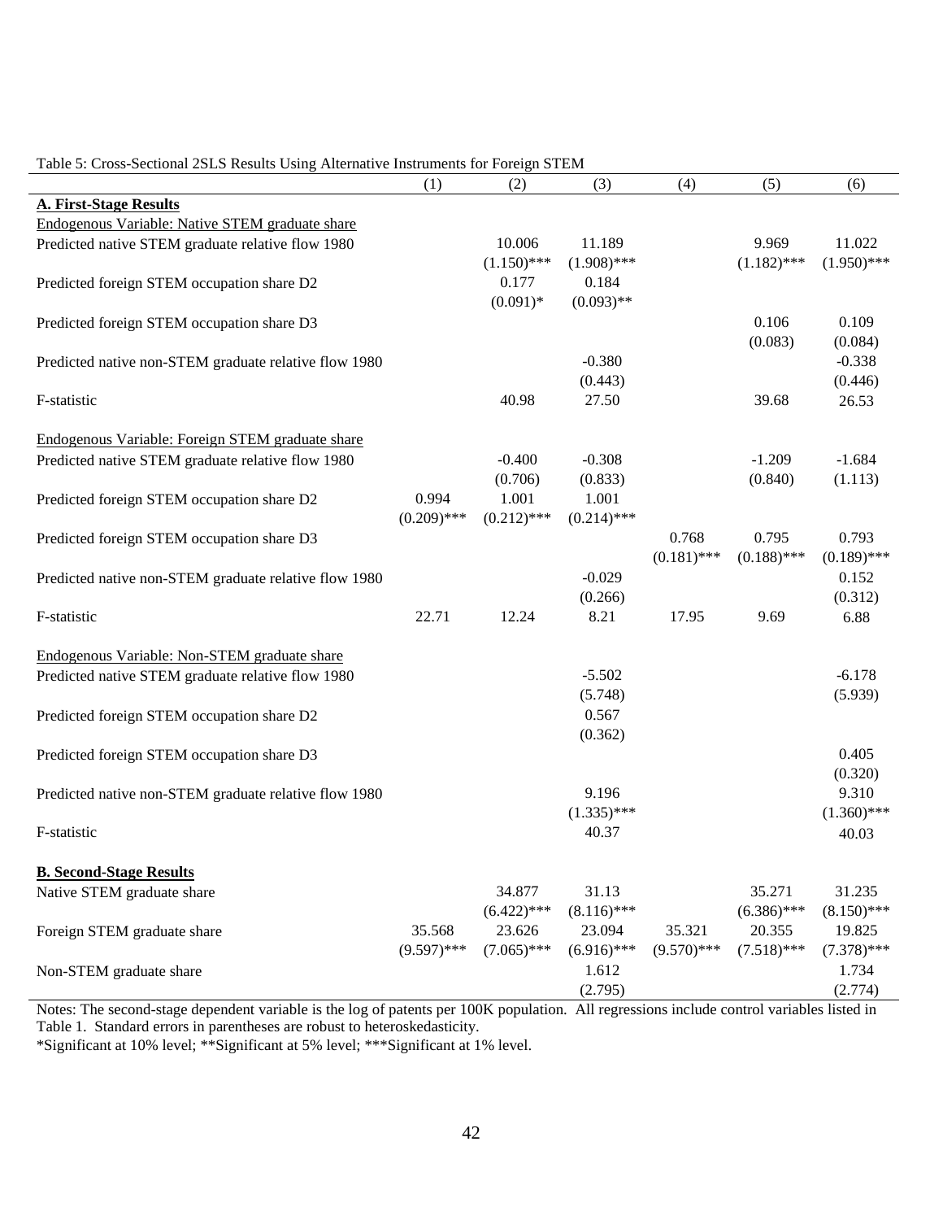Table 5: Cross-Sectional 2SLS Results Using Alternative Instruments for Foreign STEM

| | (1) | (2) | (3) | (4) | (5) | (6) |
|---|---|---|---|---|---|---|
| **A. First-Stage Results** | | | | | | |
| Endogenous Variable: Native STEM graduate share | | | | | | |
| Predicted native STEM graduate relative flow 1980 | | 10.006 | 11.189 | | 9.969 | 11.022 |
| | | (1.150)*** | (1.908)*** | | (1.182)*** | (1.950)*** |
| Predicted foreign STEM occupation share D2 | | 0.177 | 0.184 | | | |
| | | (0.091)* | (0.093)** | | | |
| Predicted foreign STEM occupation share D3 | | | | | 0.106 | 0.109 |
| | | | | | (0.083) | (0.084) |
| Predicted native non-STEM graduate relative flow 1980 | | | -0.380 | | | -0.338 |
| | | | (0.443) | | | (0.446) |
| F-statistic | | 40.98 | 27.50 | | 39.68 | 26.53 |
| Endogenous Variable: Foreign STEM graduate share | | | | | | |
| Predicted native STEM graduate relative flow 1980 | | -0.400 | -0.308 | | -1.209 | -1.684 |
| | | (0.706) | (0.833) | | (0.840) | (1.113) |
| Predicted foreign STEM occupation share D2 | 0.994 | 1.001 | 1.001 | | | |
| | (0.209)*** | (0.212)*** | (0.214)*** | | | |
| Predicted foreign STEM occupation share D3 | | | | 0.768 | 0.795 | 0.793 |
| | | | | (0.181)*** | (0.188)*** | (0.189)*** |
| Predicted native non-STEM graduate relative flow 1980 | | | -0.029 | | | 0.152 |
| | | | (0.266) | | | (0.312) |
| F-statistic | 22.71 | 12.24 | 8.21 | 17.95 | 9.69 | 6.88 |
| Endogenous Variable: Non-STEM graduate share | | | | | | |
| Predicted native STEM graduate relative flow 1980 | | | -5.502 | | | -6.178 |
| | | | (5.748) | | | (5.939) |
| Predicted foreign STEM occupation share D2 | | | 0.567 | | | |
| | | | (0.362) | | | |
| Predicted foreign STEM occupation share D3 | | | | | | 0.405 |
| | | | | | | (0.320) |
| Predicted native non-STEM graduate relative flow 1980 | | | 9.196 | | | 9.310 |
| | | | (1.335)*** | | | (1.360)*** |
| F-statistic | | | 40.37 | | | 40.03 |
| **B. Second-Stage Results** | | | | | | |
| Native STEM graduate share | | 34.877 | 31.13 | | 35.271 | 31.235 |
| | | (6.422)*** | (8.116)*** | | (6.386)*** | (8.150)*** |
| Foreign STEM graduate share | 35.568 | 23.626 | 23.094 | 35.321 | 20.355 | 19.825 |
| | (9.597)*** | (7.065)*** | (6.916)*** | (9.570)*** | (7.518)*** | (7.378)*** |
| Non-STEM graduate share | | | 1.612 | | | 1.734 |
| | | | (2.795) | | | (2.774) |

Notes: The second-stage dependent variable is the log of patents per 100K population. All regressions include control variables listed in Table 1. Standard errors in parentheses are robust to heteroskedasticity.
*Significant at 10% level; **Significant at 5% level; ***Significant at 1% level.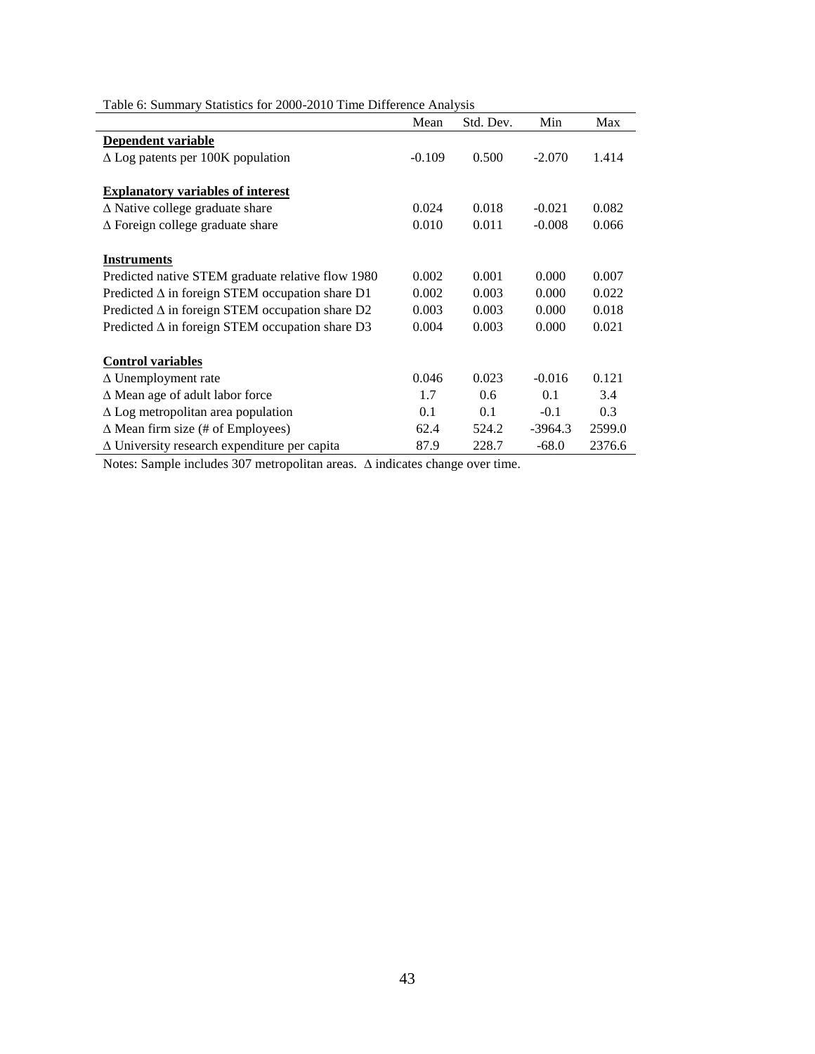Table 6: Summary Statistics for 2000-2010 Time Difference Analysis

| | Mean | Std. Dev. | Min | Max |
|---|---|---|---|---|
| **Dependent variable** | | | | |
| Δ Log patents per 100K population | -0.109 | 0.500 | -2.070 | 1.414 |
| **Explanatory variables of interest** | | | | |
| Δ Native college graduate share | 0.024 | 0.018 | -0.021 | 0.082 |
| Δ Foreign college graduate share | 0.010 | 0.011 | -0.008 | 0.066 |
| **Instruments** | | | | |
| Predicted native STEM graduate relative flow 1980 | 0.002 | 0.001 | 0.000 | 0.007 |
| Predicted Δ in foreign STEM occupation share D1 | 0.002 | 0.003 | 0.000 | 0.022 |
| Predicted Δ in foreign STEM occupation share D2 | 0.003 | 0.003 | 0.000 | 0.018 |
| Predicted Δ in foreign STEM occupation share D3 | 0.004 | 0.003 | 0.000 | 0.021 |
| **Control variables** | | | | |
| Δ Unemployment rate | 0.046 | 0.023 | -0.016 | 0.121 |
| Δ Mean age of adult labor force | 1.7 | 0.6 | 0.1 | 3.4 |
| Δ Log metropolitan area population | 0.1 | 0.1 | -0.1 | 0.3 |
| Δ Mean firm size (# of Employees) | 62.4 | 524.2 | -3964.3 | 2599.0 |
| Δ University research expenditure per capita | 87.9 | 228.7 | -68.0 | 2376.6 |

Notes: Sample includes 307 metropolitan areas. Δ indicates change over time.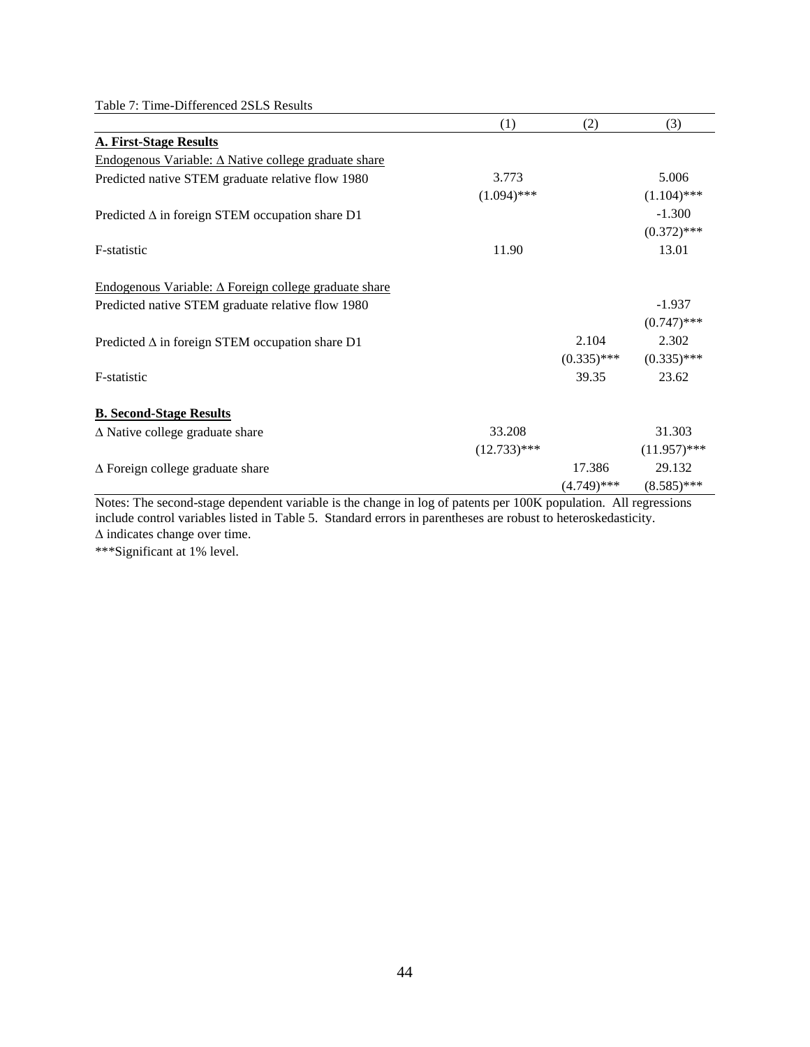Table 7: Time-Differenced 2SLS Results

| | (1) | (2) | (3) |
|---|---|---|---|
| **A. First-Stage Results** | | | |
| Endogenous Variable: Δ Native college graduate share | | | |
| Predicted native STEM graduate relative flow 1980 | 3.773 | | 5.006 |
| | (1.094)*** | | (1.104)*** |
| Predicted Δ in foreign STEM occupation share D1 | | | -1.300 |
| | | | (0.372)*** |
| F-statistic | 11.90 | | 13.01 |
| Endogenous Variable: Δ Foreign college graduate share | | | |
| Predicted native STEM graduate relative flow 1980 | | | -1.937 |
| | | | (0.747)*** |
| Predicted Δ in foreign STEM occupation share D1 | | 2.104 | 2.302 |
| | | (0.335)*** | (0.335)*** |
| F-statistic | | 39.35 | 23.62 |
| **B. Second-Stage Results** | | | |
| Δ Native college graduate share | 33.208 | | 31.303 |
| | (12.733)*** | | (11.957)*** |
| Δ Foreign college graduate share | | 17.386 | 29.132 |
| | | (4.749)*** | (8.585)*** |

Notes: The second-stage dependent variable is the change in log of patents per 100K population. All regressions include control variables listed in Table 5. Standard errors in parentheses are robust to heteroskedasticity.
Δ indicates change over time.
***Significant at 1% level.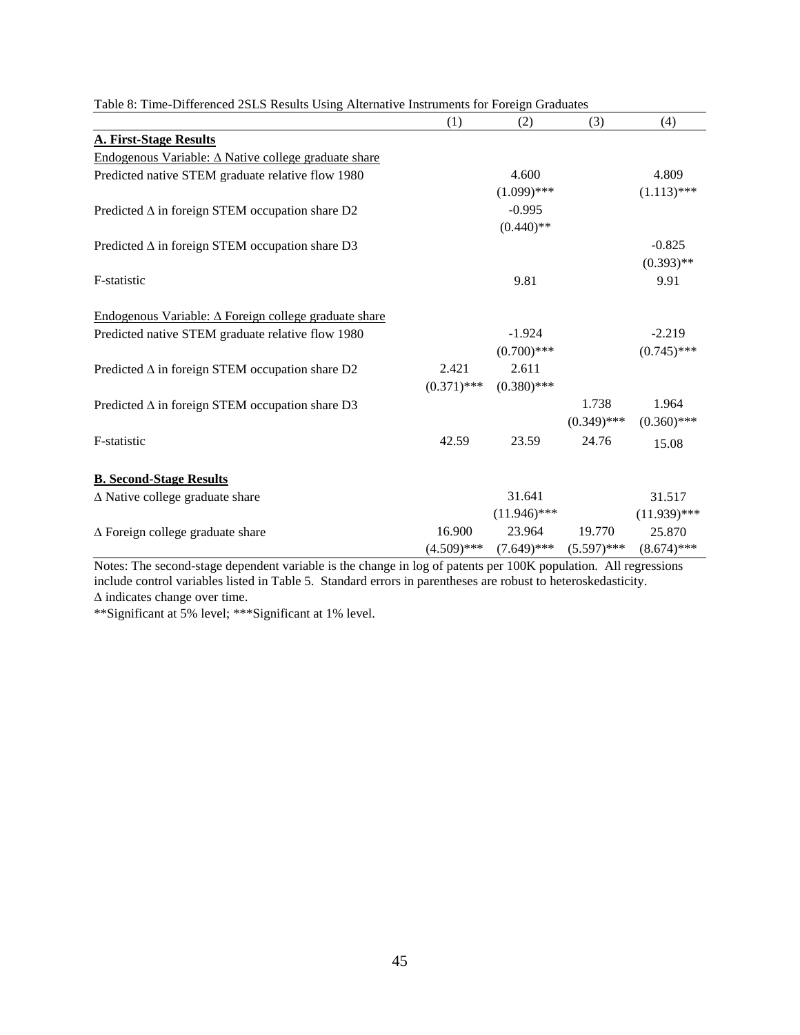Table 8: Time-Differenced 2SLS Results Using Alternative Instruments for Foreign Graduates

| | (1) | (2) | (3) | (4) |
|---|---|---|---|---|
| **A. First-Stage Results** | | | | |
| Endogenous Variable: Δ Native college graduate share | | | | |
| Predicted native STEM graduate relative flow 1980 | | 4.600 | | 4.809 |
| | | (1.099)*** | | (1.113)*** |
| Predicted Δ in foreign STEM occupation share D2 | | -0.995 | | |
| | | (0.440)** | | |
| Predicted Δ in foreign STEM occupation share D3 | | | | -0.825 |
| | | | | (0.393)** |
| F-statistic | | 9.81 | | 9.91 |
| Endogenous Variable: Δ Foreign college graduate share | | | | |
| Predicted native STEM graduate relative flow 1980 | | -1.924 | | -2.219 |
| | | (0.700)*** | | (0.745)*** |
| Predicted Δ in foreign STEM occupation share D2 | 2.421 | 2.611 | | |
| | (0.371)*** | (0.380)*** | | |
| Predicted Δ in foreign STEM occupation share D3 | | | 1.738 | 1.964 |
| | | | (0.349)*** | (0.360)*** |
| F-statistic | 42.59 | 23.59 | 24.76 | 15.08 |
| **B. Second-Stage Results** | | | | |
| Δ Native college graduate share | | 31.641 | | 31.517 |
| | | (11.946)*** | | (11.939)*** |
| Δ Foreign college graduate share | 16.900 | 23.964 | 19.770 | 25.870 |
| | (4.509)*** | (7.649)*** | (5.597)*** | (8.674)*** |

Notes: The second-stage dependent variable is the change in log of patents per 100K population. All regressions include control variables listed in Table 5. Standard errors in parentheses are robust to heteroskedasticity.
Δ indicates change over time.
**Significant at 5% level; ***Significant at 1% level.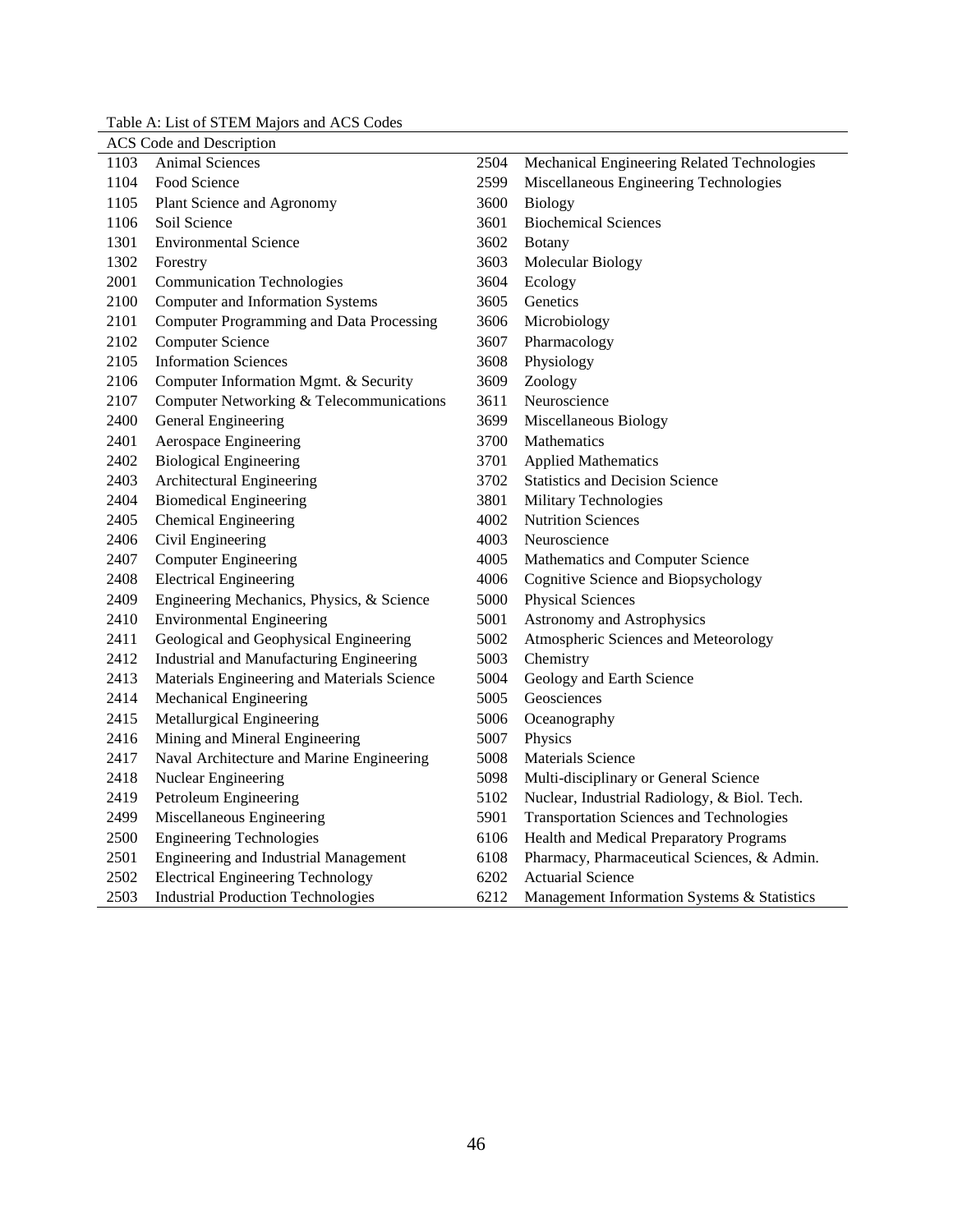Table A: List of STEM Majors and ACS Codes

| ACS Code and Description | | | |
|---|---|---|---|
| 1103 | Animal Sciences | 2504 | Mechanical Engineering Related Technologies |
| 1104 | Food Science | 2599 | Miscellaneous Engineering Technologies |
| 1105 | Plant Science and Agronomy | 3600 | Biology |
| 1106 | Soil Science | 3601 | Biochemical Sciences |
| 1301 | Environmental Science | 3602 | Botany |
| 1302 | Forestry | 3603 | Molecular Biology |
| 2001 | Communication Technologies | 3604 | Ecology |
| 2100 | Computer and Information Systems | 3605 | Genetics |
| 2101 | Computer Programming and Data Processing | 3606 | Microbiology |
| 2102 | Computer Science | 3607 | Pharmacology |
| 2105 | Information Sciences | 3608 | Physiology |
| 2106 | Computer Information Mgmt. & Security | 3609 | Zoology |
| 2107 | Computer Networking & Telecommunications | 3611 | Neuroscience |
| 2400 | General Engineering | 3699 | Miscellaneous Biology |
| 2401 | Aerospace Engineering | 3700 | Mathematics |
| 2402 | Biological Engineering | 3701 | Applied Mathematics |
| 2403 | Architectural Engineering | 3702 | Statistics and Decision Science |
| 2404 | Biomedical Engineering | 3801 | Military Technologies |
| 2405 | Chemical Engineering | 4002 | Nutrition Sciences |
| 2406 | Civil Engineering | 4003 | Neuroscience |
| 2407 | Computer Engineering | 4005 | Mathematics and Computer Science |
| 2408 | Electrical Engineering | 4006 | Cognitive Science and Biopsychology |
| 2409 | Engineering Mechanics, Physics, & Science | 5000 | Physical Sciences |
| 2410 | Environmental Engineering | 5001 | Astronomy and Astrophysics |
| 2411 | Geological and Geophysical Engineering | 5002 | Atmospheric Sciences and Meteorology |
| 2412 | Industrial and Manufacturing Engineering | 5003 | Chemistry |
| 2413 | Materials Engineering and Materials Science | 5004 | Geology and Earth Science |
| 2414 | Mechanical Engineering | 5005 | Geosciences |
| 2415 | Metallurgical Engineering | 5006 | Oceanography |
| 2416 | Mining and Mineral Engineering | 5007 | Physics |
| 2417 | Naval Architecture and Marine Engineering | 5008 | Materials Science |
| 2418 | Nuclear Engineering | 5098 | Multi-disciplinary or General Science |
| 2419 | Petroleum Engineering | 5102 | Nuclear, Industrial Radiology, & Biol. Tech. |
| 2499 | Miscellaneous Engineering | 5901 | Transportation Sciences and Technologies |
| 2500 | Engineering Technologies | 6106 | Health and Medical Preparatory Programs |
| 2501 | Engineering and Industrial Management | 6108 | Pharmacy, Pharmaceutical Sciences, & Admin. |
| 2502 | Electrical Engineering Technology | 6202 | Actuarial Science |
| 2503 | Industrial Production Technologies | 6212 | Management Information Systems & Statistics |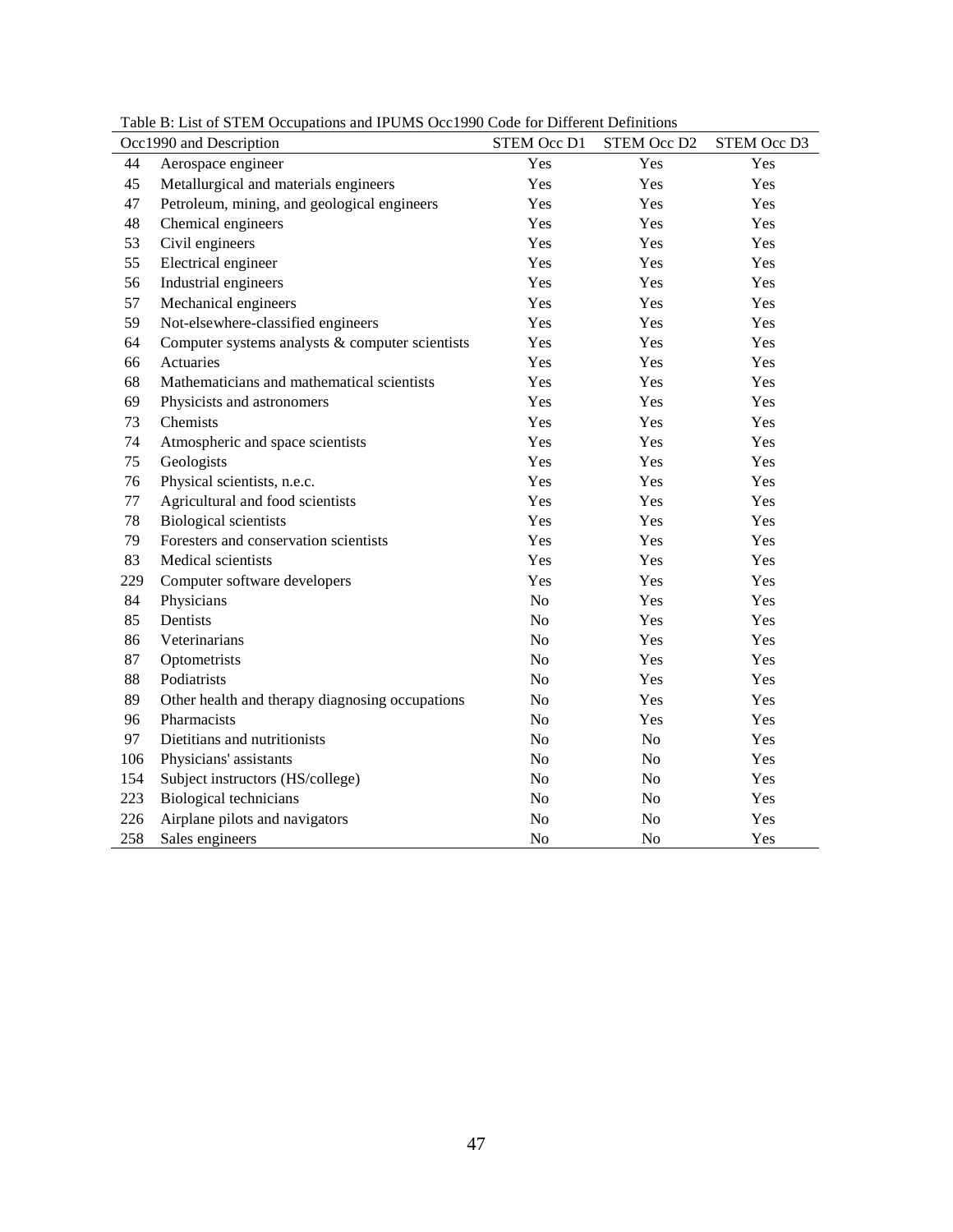Table B: List of STEM Occupations and IPUMS Occ1990 Code for Different Definitions

| Occ1990 and Description | | STEM Occ D1 | STEM Occ D2 | STEM Occ D3 |
|---|---|---|---|---|
| 44 | Aerospace engineer | Yes | Yes | Yes |
| 45 | Metallurgical and materials engineers | Yes | Yes | Yes |
| 47 | Petroleum, mining, and geological engineers | Yes | Yes | Yes |
| 48 | Chemical engineers | Yes | Yes | Yes |
| 53 | Civil engineers | Yes | Yes | Yes |
| 55 | Electrical engineer | Yes | Yes | Yes |
| 56 | Industrial engineers | Yes | Yes | Yes |
| 57 | Mechanical engineers | Yes | Yes | Yes |
| 59 | Not-elsewhere-classified engineers | Yes | Yes | Yes |
| 64 | Computer systems analysts & computer scientists | Yes | Yes | Yes |
| 66 | Actuaries | Yes | Yes | Yes |
| 68 | Mathematicians and mathematical scientists | Yes | Yes | Yes |
| 69 | Physicists and astronomers | Yes | Yes | Yes |
| 73 | Chemists | Yes | Yes | Yes |
| 74 | Atmospheric and space scientists | Yes | Yes | Yes |
| 75 | Geologists | Yes | Yes | Yes |
| 76 | Physical scientists, n.e.c. | Yes | Yes | Yes |
| 77 | Agricultural and food scientists | Yes | Yes | Yes |
| 78 | Biological scientists | Yes | Yes | Yes |
| 79 | Foresters and conservation scientists | Yes | Yes | Yes |
| 83 | Medical scientists | Yes | Yes | Yes |
| 229 | Computer software developers | Yes | Yes | Yes |
| 84 | Physicians | No | Yes | Yes |
| 85 | Dentists | No | Yes | Yes |
| 86 | Veterinarians | No | Yes | Yes |
| 87 | Optometrists | No | Yes | Yes |
| 88 | Podiatrists | No | Yes | Yes |
| 89 | Other health and therapy diagnosing occupations | No | Yes | Yes |
| 96 | Pharmacists | No | Yes | Yes |
| 97 | Dietitians and nutritionists | No | No | Yes |
| 106 | Physicians' assistants | No | No | Yes |
| 154 | Subject instructors (HS/college) | No | No | Yes |
| 223 | Biological technicians | No | No | Yes |
| 226 | Airplane pilots and navigators | No | No | Yes |
| 258 | Sales engineers | No | No | Yes |